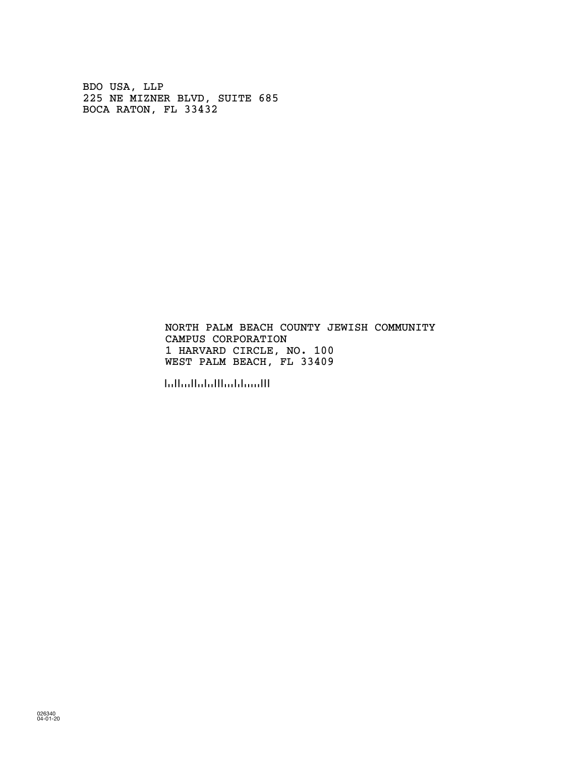BDO USA, LLP
225 NE MIZNER BLVD, SUITE 685
BOCA RATON, FL 33432

NORTH PALM BEACH COUNTY JEWISH COMMUNITY
CAMPUS CORPORATION
1 HARVARD CIRCLE, NO. 100
WEST PALM BEACH, FL 33409

026340
04-01-20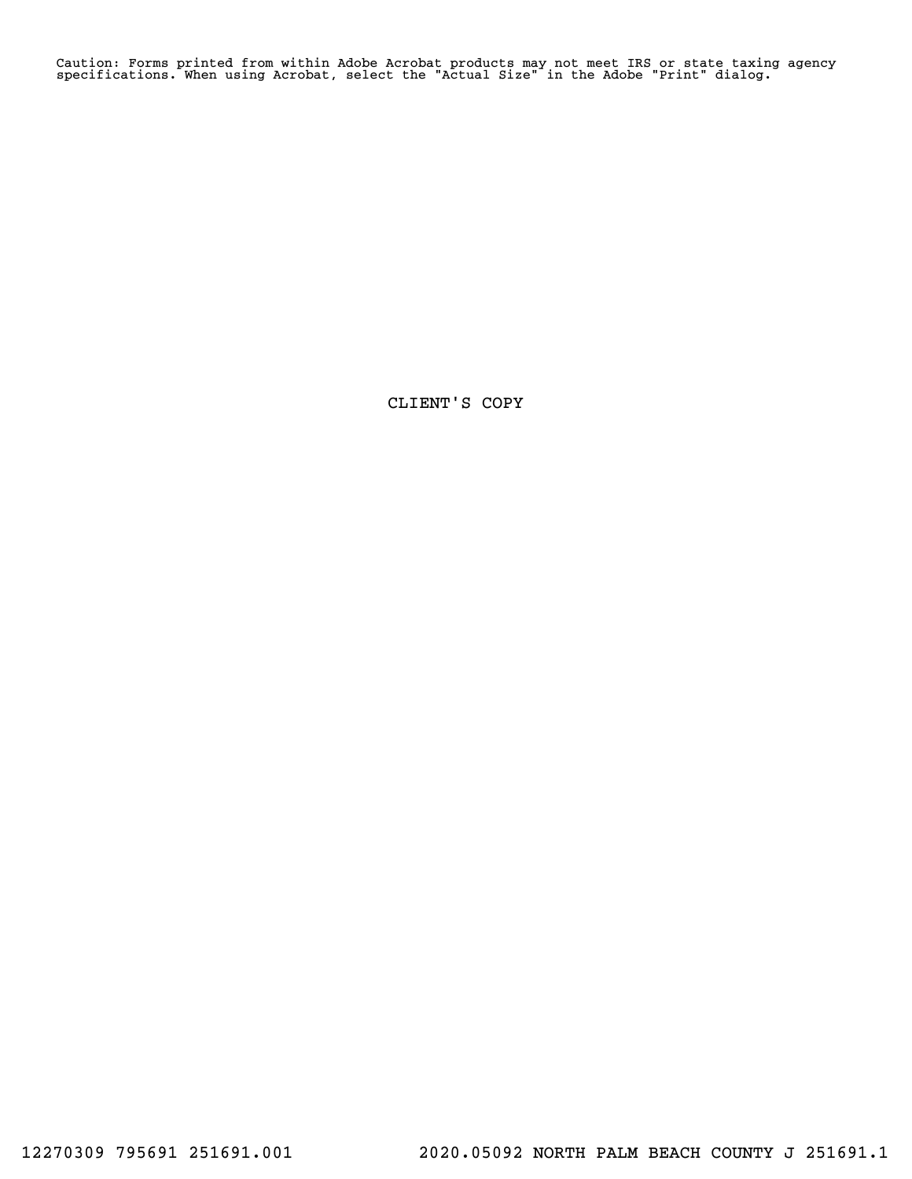Caution: Forms printed from within Adobe Acrobat products may not meet IRS or state taxing agency specifications. When using Acrobat, select the "Actual Size" in the Adobe "Print" dialog.

CLIENT'S COPY

12270309 795691 251691.001 2020.05092 NORTH PALM BEACH COUNTY J 251691.1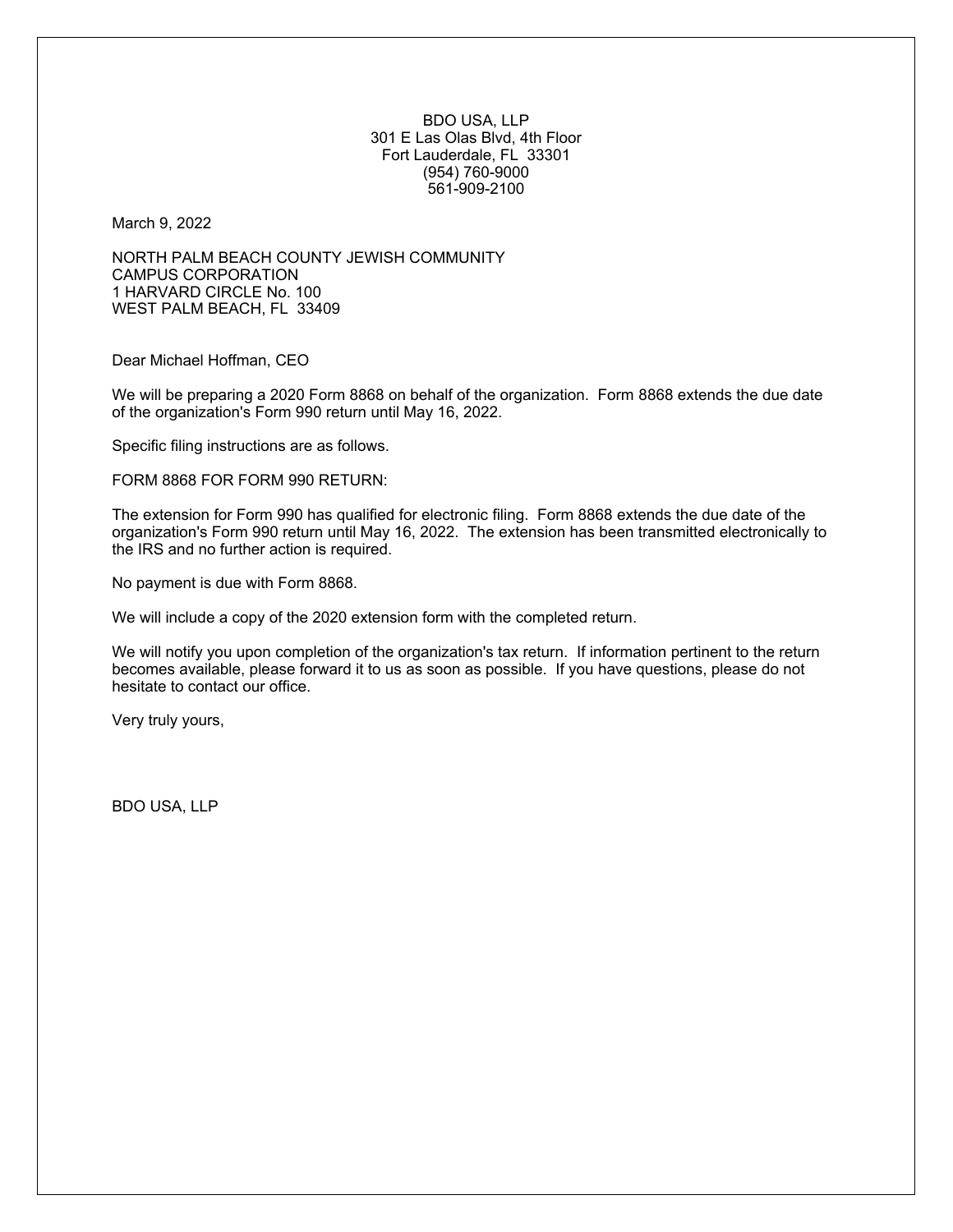BDO USA, LLP
301 E Las Olas Blvd, 4th Floor
Fort Lauderdale, FL 33301
(954) 760-9000
561-909-2100

March 9, 2022

NORTH PALM BEACH COUNTY JEWISH COMMUNITY
CAMPUS CORPORATION
1 HARVARD CIRCLE No. 100
WEST PALM BEACH, FL 33409

Dear Michael Hoffman, CEO

We will be preparing a 2020 Form 8868 on behalf of the organization. Form 8868 extends the due date of the organization's Form 990 return until May 16, 2022.

Specific filing instructions are as follows.

FORM 8868 FOR FORM 990 RETURN:

The extension for Form 990 has qualified for electronic filing. Form 8868 extends the due date of the organization's Form 990 return until May 16, 2022. The extension has been transmitted electronically to the IRS and no further action is required.

No payment is due with Form 8868.

We will include a copy of the 2020 extension form with the completed return.

We will notify you upon completion of the organization's tax return. If information pertinent to the return becomes available, please forward it to us as soon as possible. If you have questions, please do not hesitate to contact our office.

Very truly yours,

BDO USA, LLP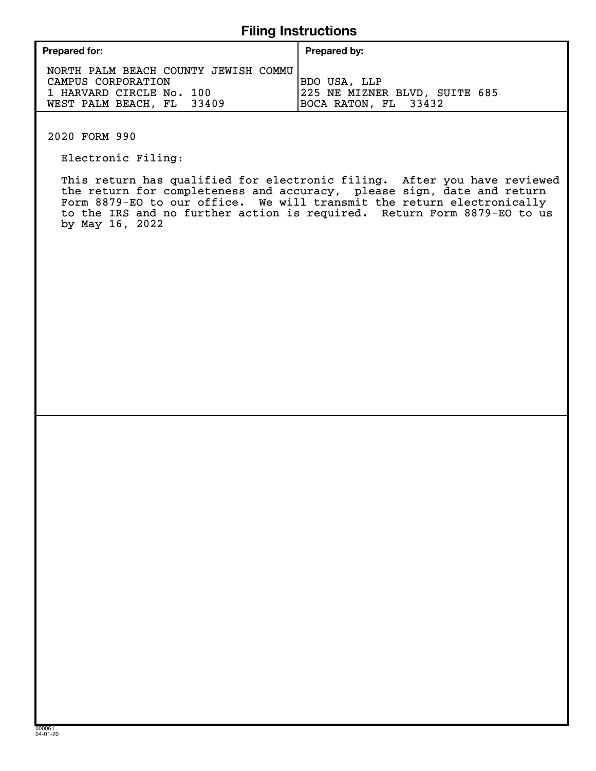# Filing Instructions

| Prepared for: | Prepared by: |
|---|---|
| NORTH PALM BEACH COUNTY JEWISH COMMU<br>CAMPUS CORPORATION<br>1 HARVARD CIRCLE No. 100<br>WEST PALM BEACH, FL 33409 | BDO USA, LLP<br>225 NE MIZNER BLVD, SUITE 685<br>BOCA RATON, FL 33432 |

2020 FORM 990

Electronic Filing:

This return has qualified for electronic filing. After you have reviewed the return for completeness and accuracy, please sign, date and return Form 8879-EO to our office. We will transmit the return electronically to the IRS and no further action is required. Return Form 8879-EO to us by May 16, 2022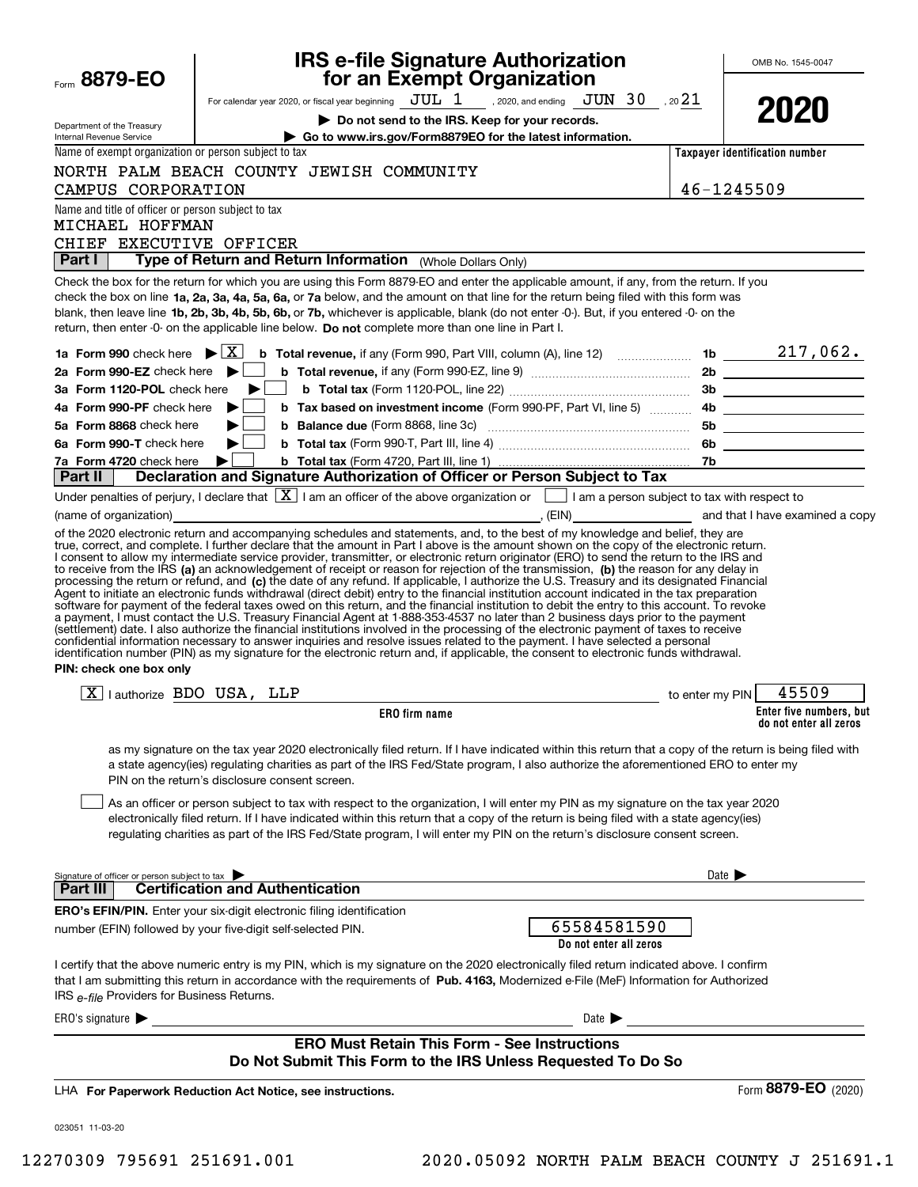Form **8879-EO**

Department of the Treasury
Internal Revenue Service

# IRS e-file Signature Authorization for an Exempt Organization

For calendar year 2020, or fiscal year beginning JUL 1 , 2020, and ending JUN 30 , 20 21

▶ **Do not send to the IRS. Keep for your records.**

▶ **Go to www.irs.gov/Form8879EO for the latest information.**

OMB No. 1545-0047

**2020**

Name of exempt organization or person subject to tax: NORTH PALM BEACH COUNTY JEWISH COMMUNITY CAMPUS CORPORATION

**Taxpayer identification number:** 46-1245509

Name and title of officer or person subject to tax: MICHAEL HOFFMAN, CHIEF EXECUTIVE OFFICER

## Part I — Type of Return and Return Information (Whole Dollars Only)

Check the box for the return for which you are using this Form 8879-EO and enter the applicable amount, if any, from the return. If you check the box on line **1a, 2a, 3a, 4a, 5a, 6a,** or **7a** below, and the amount on that line for the return being filed with this form was blank, then leave line **1b, 2b, 3b, 4b, 5b, 6b,** or **7b,** whichever is applicable, blank (do not enter -0-). But, if you entered -0- on the return, then enter -0- on the applicable line below. **Do not** complete more than one line in Part I.

| | | | |
|---|---|---|---|
| **1a Form 990** check here ▶ [X] | **b Total revenue,** if any (Form 990, Part VIII, column (A), line 12) | 1b | 217,062. |
| **2a Form 990-EZ** check here ▶ [ ] | **b Total revenue,** if any (Form 990-EZ, line 9) | 2b | |
| **3a Form 1120-POL** check here ▶ [ ] | **b Total tax** (Form 1120-POL, line 22) | 3b | |
| **4a Form 990-PF** check here ▶ [ ] | **b Tax based on investment income** (Form 990-PF, Part VI, line 5) | 4b | |
| **5a Form 8868** check here ▶ [ ] | **b Balance due** (Form 8868, line 3c) | 5b | |
| **6a Form 990-T** check here ▶ [ ] | **b Total tax** (Form 990-T, Part III, line 4) | 6b | |
| **7a Form 4720** check here ▶ [ ] | **b Total tax** (Form 4720, Part III, line 1) | 7b | |

## Part II — Declaration and Signature Authorization of Officer or Person Subject to Tax

Under penalties of perjury, I declare that [X] I am an officer of the above organization or [ ] I am a person subject to tax with respect to (name of organization) ______________________, (EIN) __________ and that I have examined a copy of the 2020 electronic return and accompanying schedules and statements, and, to the best of my knowledge and belief, they are true, correct, and complete. I further declare that the amount in Part I above is the amount shown on the copy of the electronic return. I consent to allow my intermediate service provider, transmitter, or electronic return originator (ERO) to send the return to the IRS and to receive from the IRS **(a)** an acknowledgement of receipt or reason for rejection of the transmission, **(b)** the reason for any delay in processing the return or refund, and **(c)** the date of any refund. If applicable, I authorize the U.S. Treasury and its designated Financial Agent to initiate an electronic funds withdrawal (direct debit) entry to the financial institution account indicated in the tax preparation software for payment of the federal taxes owed on this return, and the financial institution to debit the entry to this account. To revoke a payment, I must contact the U.S. Treasury Financial Agent at 1-888-353-4537 no later than 2 business days prior to the payment (settlement) date. I also authorize the financial institutions involved in the processing of the electronic payment of taxes to receive confidential information necessary to answer inquiries and resolve issues related to the payment. I have selected a personal identification number (PIN) as my signature for the electronic return and, if applicable, the consent to electronic funds withdrawal.

**PIN: check one box only**

[X] I authorize BDO USA, LLP (ERO firm name) to enter my PIN 45509 (Enter five numbers, but do not enter all zeros) as my signature on the tax year 2020 electronically filed return. If I have indicated within this return that a copy of the return is being filed with a state agency(ies) regulating charities as part of the IRS Fed/State program, I also authorize the aforementioned ERO to enter my PIN on the return's disclosure consent screen.

[ ] As an officer or person subject to tax with respect to the organization, I will enter my PIN as my signature on the tax year 2020 electronically filed return. If I have indicated within this return that a copy of the return is being filed with a state agency(ies) regulating charities as part of the IRS Fed/State program, I will enter my PIN on the return's disclosure consent screen.

Signature of officer or person subject to tax ▶ ______________________ Date ▶ __________

## Part III — Certification and Authentication

**ERO's EFIN/PIN.** Enter your six-digit electronic filing identification number (EFIN) followed by your five-digit self-selected PIN. 65584581590 (Do not enter all zeros)

I certify that the above numeric entry is my PIN, which is my signature on the 2020 electronically filed return indicated above. I confirm that I am submitting this return in accordance with the requirements of **Pub. 4163,** Modernized e-File (MeF) Information for Authorized IRS *e-file* Providers for Business Returns.

ERO's signature ▶ ______________________ Date ▶ __________

**ERO Must Retain This Form - See Instructions**
**Do Not Submit This Form to the IRS Unless Requested To Do So**

LHA **For Paperwork Reduction Act Notice, see instructions.** Form **8879-EO** (2020)

023051 11-03-20

12270309 795691 251691.001 2020.05092 NORTH PALM BEACH COUNTY J 251691.1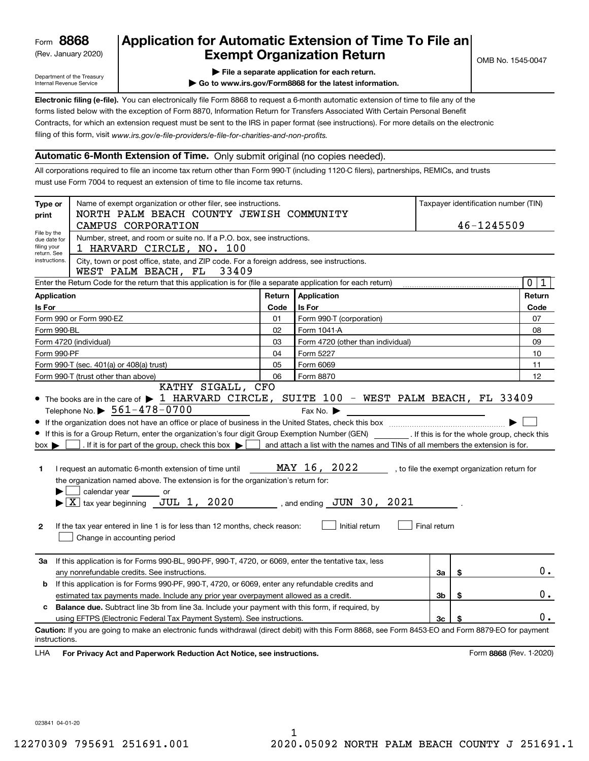Form **8868**
(Rev. January 2020)

Department of the Treasury
Internal Revenue Service

# Application for Automatic Extension of Time To File an Exempt Organization Return

▶ File a separate application for each return.
▶ Go to www.irs.gov/Form8868 for the latest information.

OMB No. 1545-0047

**Electronic filing (e-file).** You can electronically file Form 8868 to request a 6-month automatic extension of time to file any of the forms listed below with the exception of Form 8870, Information Return for Transfers Associated With Certain Personal Benefit Contracts, for which an extension request must be sent to the IRS in paper format (see instructions). For more details on the electronic filing of this form, visit *www.irs.gov/e-file-providers/e-file-for-charities-and-non-profits.*

## Automatic 6-Month Extension of Time. Only submit original (no copies needed).

All corporations required to file an income tax return other than Form 990-T (including 1120-C filers), partnerships, REMICs, and trusts must use Form 7004 to request an extension of time to file income tax returns.

| Type or print | Name of exempt organization or other filer, see instructions. NORTH PALM BEACH COUNTY JEWISH COMMUNITY CAMPUS CORPORATION | Taxpayer identification number (TIN) 46-1245509 |
|---|---|---|
| File by the due date for filing your return. See instructions. | Number, street, and room or suite no. If a P.O. box, see instructions. 1 HARVARD CIRCLE, NO. 100 | |
| | City, town or post office, state, and ZIP code. For a foreign address, see instructions. WEST PALM BEACH, FL 33409 | |

Enter the Return Code for the return that this application is for (file a separate application for each return) ........ 0 1

| Application Is For | Return Code | Application Is For | Return Code |
|---|---|---|---|
| Form 990 or Form 990-EZ | 01 | Form 990-T (corporation) | 07 |
| Form 990-BL | 02 | Form 1041-A | 08 |
| Form 4720 (individual) | 03 | Form 4720 (other than individual) | 09 |
| Form 990-PF | 04 | Form 5227 | 10 |
| Form 990-T (sec. 401(a) or 408(a) trust) | 05 | Form 6069 | 11 |
| Form 990-T (trust other than above) | 06 | Form 8870 | 12 |

- The books are in the care of ▶ KATHY SIGALL, CFO 1 HARVARD CIRCLE, SUITE 100 - WEST PALM BEACH, FL 33409
  Telephone No. ▶ 561-478-0700 Fax No. ▶
- If the organization does not have an office or place of business in the United States, check this box ........ ▶ ☐
- If this is for a Group Return, enter the organization's four digit Group Exemption Number (GEN) ______ . If this is for the whole group, check this box ▶ ☐ . If it is for part of the group, check this box ▶ ☐ and attach a list with the names and TINs of all members the extension is for.

**1** I request an automatic 6-month extension of time until MAY 16, 2022 , to file the exempt organization return for the organization named above. The extension is for the organization's return for:
▶ ☐ calendar year ______ or
▶ ☒ tax year beginning JUL 1, 2020 , and ending JUN 30, 2021 .

**2** If the tax year entered in line 1 is for less than 12 months, check reason: ☐ Initial return ☐ Final return
☐ Change in accounting period

| | | | |
|---|---|---|---|
| **3a** | If this application is for Forms 990-BL, 990-PF, 990-T, 4720, or 6069, enter the tentative tax, less any nonrefundable credits. See instructions. | 3a | $ 0. |
| **b** | If this application is for Forms 990-PF, 990-T, 4720, or 6069, enter any refundable credits and estimated tax payments made. Include any prior year overpayment allowed as a credit. | 3b | $ 0. |
| **c** | **Balance due.** Subtract line 3b from line 3a. Include your payment with this form, if required, by using EFTPS (Electronic Federal Tax Payment System). See instructions. | 3c | $ 0. |

**Caution:** If you are going to make an electronic funds withdrawal (direct debit) with this Form 8868, see Form 8453-EO and Form 8879-EO for payment instructions.

LHA **For Privacy Act and Paperwork Reduction Act Notice, see instructions.** Form **8868** (Rev. 1-2020)

023841 04-01-20

12270309 795691 251691.001 2020.05092 NORTH PALM BEACH COUNTY J 251691.1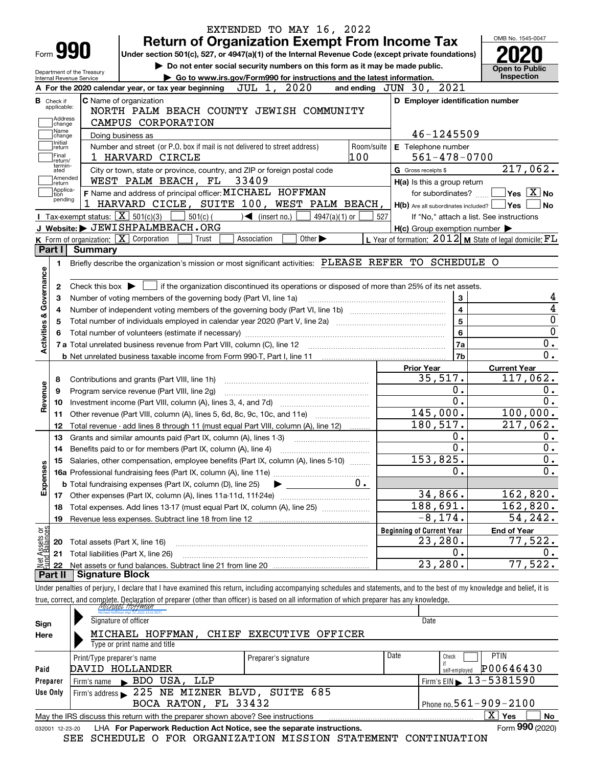EXTENDED TO MAY 16, 2022

# Form 990 — Return of Organization Exempt From Income Tax (2020)

Under section 501(c), 527, or 4947(a)(1) of the Internal Revenue Code (except private foundations)

▶ Do not enter social security numbers on this form as it may be made public.

▶ Go to www.irs.gov/Form990 for instructions and the latest information.

Department of the Treasury
Internal Revenue Service

OMB No. 1545-0047

**Open to Public Inspection**

**A** For the 2020 calendar year, or tax year beginning JUL 1, 2020 and ending JUN 30, 2021

**B** Check if applicable: Address change, Name change, Initial return, Final return/terminated, Amended return, Application pending

**C** Name of organization: NORTH PALM BEACH COUNTY JEWISH COMMUNITY CAMPUS CORPORATION

Doing business as

Number and street (or P.O. box if mail is not delivered to street address): 1 HARVARD CIRCLE — Room/suite: 100

City or town, state or province, country, and ZIP or foreign postal code: WEST PALM BEACH, FL 33409

**D** Employer identification number: 46-1245509

**E** Telephone number: 561-478-0700

**G** Gross receipts $ 217,062.

**F** Name and address of principal officer: MICHAEL HOFFMAN, 1 HARVARD CICLE, SUITE 100, WEST PALM BEACH,

**H(a)** Is this a group return for subordinates? ☐ Yes ☒ No

**H(b)** Are all subordinates included? ☐ Yes ☐ No — If "No," attach a list. See instructions

**H(c)** Group exemption number ▶

**I** Tax-exempt status: ☒ 501(c)(3) ☐ 501(c) ( ) ◀ (insert no.) ☐ 4947(a)(1) or ☐ 527

**J** Website: ▶ JEWISHPALMBEACH.ORG

**K** Form of organization: ☒ Corporation ☐ Trust ☐ Association ☐ Other ▶

**L** Year of formation: 2012 **M** State of legal domicile: FL

## Part I Summary

**Activities & Governance**

1. Briefly describe the organization's mission or most significant activities: PLEASE REFER TO SCHEDULE O
2. Check this box ▶ ☐ if the organization discontinued its operations or disposed of more than 25% of its net assets.

| | | | |
|---|---|---|---|
| 3 | Number of voting members of the governing body (Part VI, line 1a) | 3 | 4 |
| 4 | Number of independent voting members of the governing body (Part VI, line 1b) | 4 | 4 |
| 5 | Total number of individuals employed in calendar year 2020 (Part V, line 2a) | 5 | 0 |
| 6 | Total number of volunteers (estimate if necessary) | 6 | 0 |
| 7a | Total unrelated business revenue from Part VIII, column (C), line 12 | 7a | 0. |
| b | Net unrelated business taxable income from Form 990-T, Part I, line 11 | 7b | 0. |

| | | Prior Year | Current Year |
|---|---|---|---|
| **Revenue** | | | |
| 8 | Contributions and grants (Part VIII, line 1h) | 35,517. | 117,062. |
| 9 | Program service revenue (Part VIII, line 2g) | 0. | 0. |
| 10 | Investment income (Part VIII, column (A), lines 3, 4, and 7d) | 0. | 0. |
| 11 | Other revenue (Part VIII, column (A), lines 5, 6d, 8c, 9c, 10c, and 11e) | 145,000. | 100,000. |
| 12 | Total revenue - add lines 8 through 11 (must equal Part VIII, column (A), line 12) | 180,517. | 217,062. |
| **Expenses** | | | |
| 13 | Grants and similar amounts paid (Part IX, column (A), lines 1-3) | 0. | 0. |
| 14 | Benefits paid to or for members (Part IX, column (A), line 4) | 0. | 0. |
| 15 | Salaries, other compensation, employee benefits (Part IX, column (A), lines 5-10) | 153,825. | 0. |
| 16a | Professional fundraising fees (Part IX, column (A), line 11e) | 0. | 0. |
| b | Total fundraising expenses (Part IX, column (D), line 25) ▶ 0. | | |
| 17 | Other expenses (Part IX, column (A), lines 11a-11d, 11f-24e) | 34,866. | 162,820. |
| 18 | Total expenses. Add lines 13-17 (must equal Part IX, column (A), line 25) | 188,691. | 162,820. |
| 19 | Revenue less expenses. Subtract line 18 from line 12 | -8,174. | 54,242. |

| | | Beginning of Current Year | End of Year |
|---|---|---|---|
| **Net Assets or Fund Balances** | | | |
| 20 | Total assets (Part X, line 16) | 23,280. | 77,522. |
| 21 | Total liabilities (Part X, line 26) | 0. | 0. |
| 22 | Net assets or fund balances. Subtract line 21 from line 20 | 23,280. | 77,522. |

## Part II Signature Block

Under penalties of perjury, I declare that I have examined this return, including accompanying schedules and statements, and to the best of my knowledge and belief, it is true, correct, and complete. Declaration of preparer (other than officer) is based on all information of which preparer has any knowledge.

**Sign Here**

Signature of officer: *Michael Hoffman* (Michael Hoffman (Apr 13, 2022 13:51 EDT)) — Date

MICHAEL HOFFMAN, CHIEF EXECUTIVE OFFICER
Type or print name and title

**Paid Preparer Use Only**

| Print/Type preparer's name | Preparer's signature | Date | Check ☐ if self-employed | PTIN |
|---|---|---|---|---|
| DAVID HOLLANDER | | | | P00646430 |

Firm's name ▶ BDO USA, LLP — Firm's EIN ▶ 13-5381590

Firm's address ▶ 225 NE MIZNER BLVD, SUITE 685, BOCA RATON, FL 33432 — Phone no. 561-909-2100

May the IRS discuss this return with the preparer shown above? See instructions ☒ Yes ☐ No

032001 12-23-20 LHA For Paperwork Reduction Act Notice, see the separate instructions. Form **990** (2020)

SEE SCHEDULE O FOR ORGANIZATION MISSION STATEMENT CONTINUATION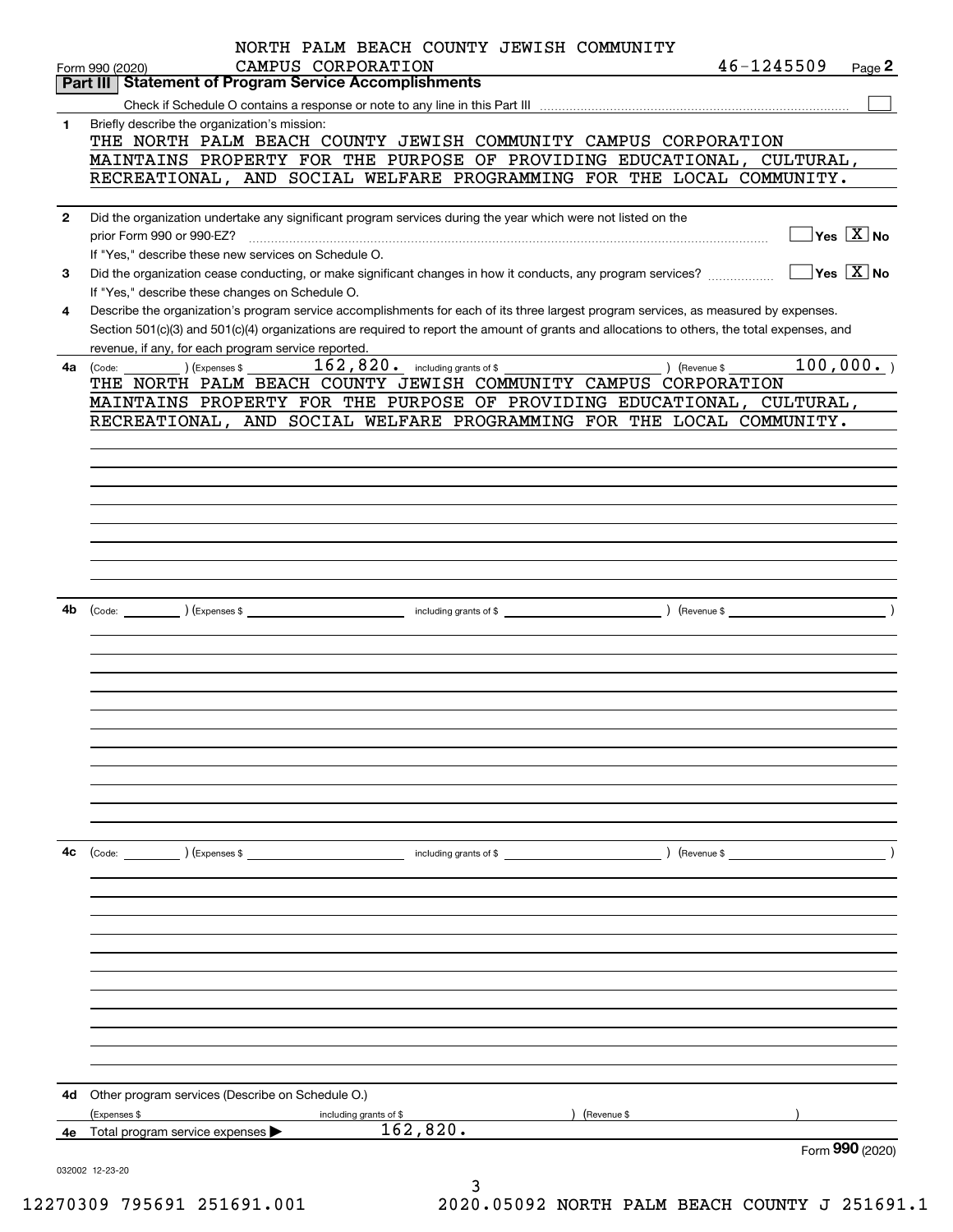NORTH PALM BEACH COUNTY JEWISH COMMUNITY CAMPUS CORPORATION 46-1245509

Form 990 (2020) Page **2**

## Part III Statement of Program Service Accomplishments

Check if Schedule O contains a response or note to any line in this Part III ☐

**1** Briefly describe the organization's mission:

THE NORTH PALM BEACH COUNTY JEWISH COMMUNITY CAMPUS CORPORATION MAINTAINS PROPERTY FOR THE PURPOSE OF PROVIDING EDUCATIONAL, CULTURAL, RECREATIONAL, AND SOCIAL WELFARE PROGRAMMING FOR THE LOCAL COMMUNITY.

**2** Did the organization undertake any significant program services during the year which were not listed on the prior Form 990 or 990-EZ? ☐ Yes ☒ No

If "Yes," describe these new services on Schedule O.

**3** Did the organization cease conducting, or make significant changes in how it conducts, any program services? ☐ Yes ☒ No

If "Yes," describe these changes on Schedule O.

**4** Describe the organization's program service accomplishments for each of its three largest program services, as measured by expenses. Section 501(c)(3) and 501(c)(4) organizations are required to report the amount of grants and allocations to others, the total expenses, and revenue, if any, for each program service reported.

**4a** (Code: ) (Expenses $ 162,820. including grants of $ ) (Revenue $ 100,000. )

THE NORTH PALM BEACH COUNTY JEWISH COMMUNITY CAMPUS CORPORATION MAINTAINS PROPERTY FOR THE PURPOSE OF PROVIDING EDUCATIONAL, CULTURAL, RECREATIONAL, AND SOCIAL WELFARE PROGRAMMING FOR THE LOCAL COMMUNITY.

**4b** (Code: ) (Expenses $ including grants of $ ) (Revenue $ )

**4c** (Code: ) (Expenses $ including grants of $ ) (Revenue $ )

**4d** Other program services (Describe on Schedule O.)

(Expenses $ including grants of $ ) (Revenue $ )

**4e** Total program service expenses ▶ 162,820.

Form **990** (2020)

032002 12-23-20

12270309 795691 251691.001 2020.05092 NORTH PALM BEACH COUNTY J 251691.1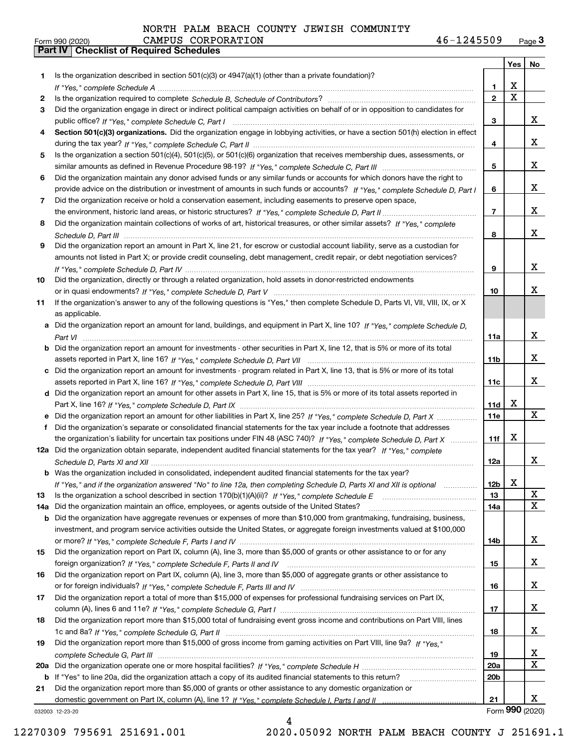NORTH PALM BEACH COUNTY JEWISH COMMUNITY CAMPUS CORPORATION 46-1245509

Form 990 (2020) Page 3

## Part IV Checklist of Required Schedules

| | | | Yes | No |
|---|---|---|---|---|
| 1 | Is the organization described in section 501(c)(3) or 4947(a)(1) (other than a private foundation)? *If "Yes," complete Schedule A* | 1 | X | |
| 2 | Is the organization required to complete *Schedule B, Schedule of Contributors*? | 2 | X | |
| 3 | Did the organization engage in direct or indirect political campaign activities on behalf of or in opposition to candidates for public office? *If "Yes," complete Schedule C, Part I* | 3 | | X |
| 4 | **Section 501(c)(3) organizations.** Did the organization engage in lobbying activities, or have a section 501(h) election in effect during the tax year? *If "Yes," complete Schedule C, Part II* | 4 | | X |
| 5 | Is the organization a section 501(c)(4), 501(c)(5), or 501(c)(6) organization that receives membership dues, assessments, or similar amounts as defined in Revenue Procedure 98-19? *If "Yes," complete Schedule C, Part III* | 5 | | X |
| 6 | Did the organization maintain any donor advised funds or any similar funds or accounts for which donors have the right to provide advice on the distribution or investment of amounts in such funds or accounts? *If "Yes," complete Schedule D, Part I* | 6 | | X |
| 7 | Did the organization receive or hold a conservation easement, including easements to preserve open space, the environment, historic land areas, or historic structures? *If "Yes," complete Schedule D, Part II* | 7 | | X |
| 8 | Did the organization maintain collections of works of art, historical treasures, or other similar assets? *If "Yes," complete Schedule D, Part III* | 8 | | X |
| 9 | Did the organization report an amount in Part X, line 21, for escrow or custodial account liability, serve as a custodian for amounts not listed in Part X; or provide credit counseling, debt management, credit repair, or debt negotiation services? *If "Yes," complete Schedule D, Part IV* | 9 | | X |
| 10 | Did the organization, directly or through a related organization, hold assets in donor-restricted endowments or in quasi endowments? *If "Yes," complete Schedule D, Part V* | 10 | | X |
| 11 | If the organization's answer to any of the following questions is "Yes," then complete Schedule D, Parts VI, VII, VIII, IX, or X as applicable. | | | |
| a | Did the organization report an amount for land, buildings, and equipment in Part X, line 10? *If "Yes," complete Schedule D, Part VI* | 11a | | X |
| b | Did the organization report an amount for investments - other securities in Part X, line 12, that is 5% or more of its total assets reported in Part X, line 16? *If "Yes," complete Schedule D, Part VII* | 11b | | X |
| c | Did the organization report an amount for investments - program related in Part X, line 13, that is 5% or more of its total assets reported in Part X, line 16? *If "Yes," complete Schedule D, Part VIII* | 11c | | X |
| d | Did the organization report an amount for other assets in Part X, line 15, that is 5% or more of its total assets reported in Part X, line 16? *If "Yes," complete Schedule D, Part IX* | 11d | X | |
| e | Did the organization report an amount for other liabilities in Part X, line 25? *If "Yes," complete Schedule D, Part X* | 11e | | X |
| f | Did the organization's separate or consolidated financial statements for the tax year include a footnote that addresses the organization's liability for uncertain tax positions under FIN 48 (ASC 740)? *If "Yes," complete Schedule D, Part X* | 11f | X | |
| 12a | Did the organization obtain separate, independent audited financial statements for the tax year? *If "Yes," complete Schedule D, Parts XI and XII* | 12a | | X |
| b | Was the organization included in consolidated, independent audited financial statements for the tax year? *If "Yes," and if the organization answered "No" to line 12a, then completing Schedule D, Parts XI and XII is optional* | 12b | X | |
| 13 | Is the organization a school described in section 170(b)(1)(A)(ii)? *If "Yes," complete Schedule E* | 13 | | X |
| 14a | Did the organization maintain an office, employees, or agents outside of the United States? | 14a | | X |
| b | Did the organization have aggregate revenues or expenses of more than $10,000 from grantmaking, fundraising, business, investment, and program service activities outside the United States, or aggregate foreign investments valued at $100,000 or more? *If "Yes," complete Schedule F, Parts I and IV* | 14b | | X |
| 15 | Did the organization report on Part IX, column (A), line 3, more than $5,000 of grants or other assistance to or for any foreign organization? *If "Yes," complete Schedule F, Parts II and IV* | 15 | | X |
| 16 | Did the organization report on Part IX, column (A), line 3, more than $5,000 of aggregate grants or other assistance to or for foreign individuals? *If "Yes," complete Schedule F, Parts III and IV* | 16 | | X |
| 17 | Did the organization report a total of more than $15,000 of expenses for professional fundraising services on Part IX, column (A), lines 6 and 11e? *If "Yes," complete Schedule G, Part I* | 17 | | X |
| 18 | Did the organization report more than $15,000 total of fundraising event gross income and contributions on Part VIII, lines 1c and 8a? *If "Yes," complete Schedule G, Part II* | 18 | | X |
| 19 | Did the organization report more than $15,000 of gross income from gaming activities on Part VIII, line 9a? *If "Yes," complete Schedule G, Part III* | 19 | | X |
| 20a | Did the organization operate one or more hospital facilities? *If "Yes," complete Schedule H* | 20a | | X |
| b | If "Yes" to line 20a, did the organization attach a copy of its audited financial statements to this return? | 20b | | |
| 21 | Did the organization report more than $5,000 of grants or other assistance to any domestic organization or domestic government on Part IX, column (A), line 1? *If "Yes," complete Schedule I, Parts I and II* | 21 | | X |

032003 12-23-20 Form 990 (2020)

12270309 795691 251691.001 2020.05092 NORTH PALM BEACH COUNTY J 251691.1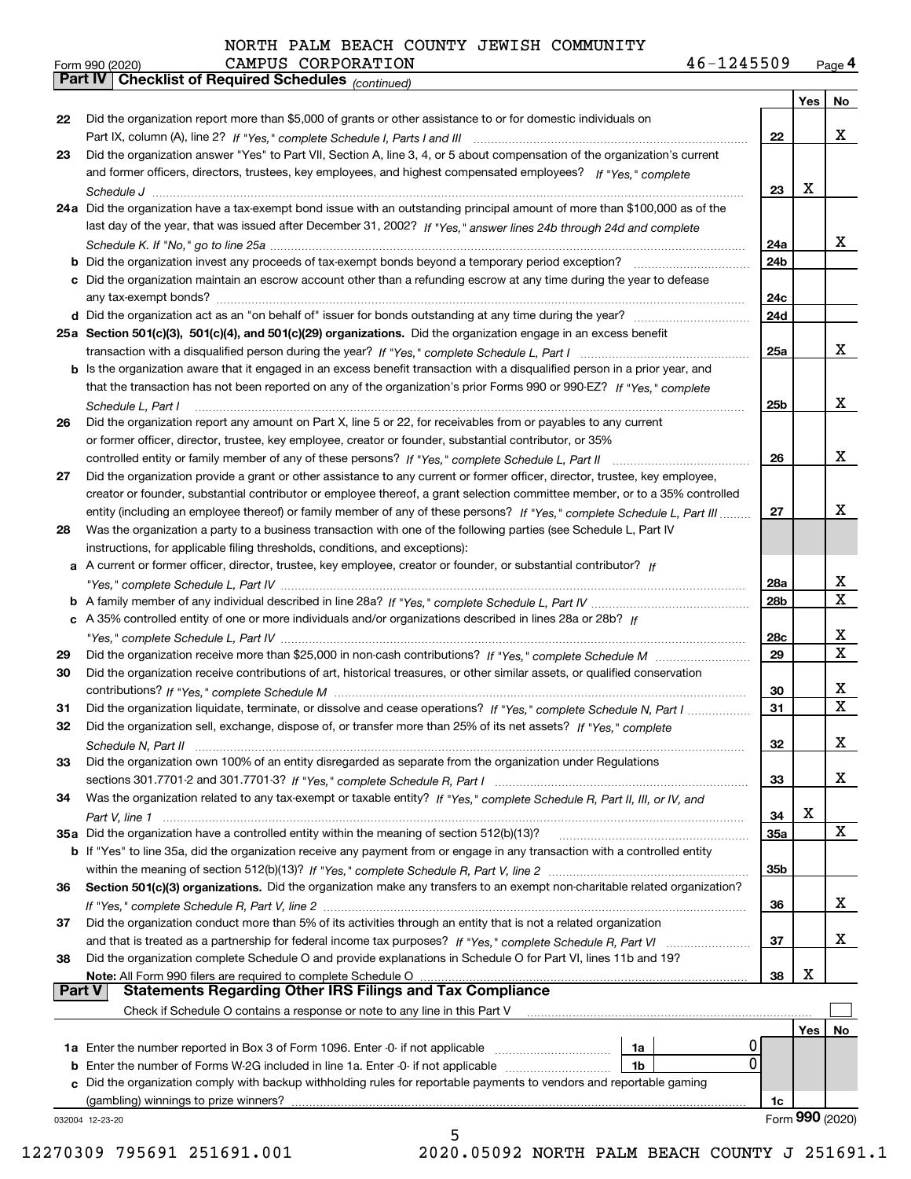NORTH PALM BEACH COUNTY JEWISH COMMUNITY CAMPUS CORPORATION 46-1245509

Form 990 (2020)

## Part IV Checklist of Required Schedules *(continued)*

| | | | Yes | No |
|---|---|---|---|---|
| 22 | Did the organization report more than $5,000 of grants or other assistance to or for domestic individuals on Part IX, column (A), line 2? *If "Yes," complete Schedule I, Parts I and III* | 22 | | X |
| 23 | Did the organization answer "Yes" to Part VII, Section A, line 3, 4, or 5 about compensation of the organization's current and former officers, directors, trustees, key employees, and highest compensated employees? *If "Yes," complete Schedule J* | 23 | X | |
| 24a | Did the organization have a tax-exempt bond issue with an outstanding principal amount of more than $100,000 as of the last day of the year, that was issued after December 31, 2002? *If "Yes," answer lines 24b through 24d and complete Schedule K. If "No," go to line 25a* | 24a | | X |
| b | Did the organization invest any proceeds of tax-exempt bonds beyond a temporary period exception? | 24b | | |
| c | Did the organization maintain an escrow account other than a refunding escrow at any time during the year to defease any tax-exempt bonds? | 24c | | |
| d | Did the organization act as an "on behalf of" issuer for bonds outstanding at any time during the year? | 24d | | |
| 25a | **Section 501(c)(3), 501(c)(4), and 501(c)(29) organizations.** Did the organization engage in an excess benefit transaction with a disqualified person during the year? *If "Yes," complete Schedule L, Part I* | 25a | | X |
| b | Is the organization aware that it engaged in an excess benefit transaction with a disqualified person in a prior year, and that the transaction has not been reported on any of the organization's prior Forms 990 or 990-EZ? *If "Yes," complete Schedule L, Part I* | 25b | | X |
| 26 | Did the organization report any amount on Part X, line 5 or 22, for receivables from or payables to any current or former officer, director, trustee, key employee, creator or founder, substantial contributor, or 35% controlled entity or family member of any of these persons? *If "Yes," complete Schedule L, Part II* | 26 | | X |
| 27 | Did the organization provide a grant or other assistance to any current or former officer, director, trustee, key employee, creator or founder, substantial contributor or employee thereof, a grant selection committee member, or to a 35% controlled entity (including an employee thereof) or family member of any of these persons? *If "Yes," complete Schedule L, Part III* | 27 | | X |
| 28 | Was the organization a party to a business transaction with one of the following parties (see Schedule L, Part IV instructions, for applicable filing thresholds, conditions, and exceptions): | | | |
| a | A current or former officer, director, trustee, key employee, creator or founder, or substantial contributor? *If "Yes," complete Schedule L, Part IV* | 28a | | X |
| b | A family member of any individual described in line 28a? *If "Yes," complete Schedule L, Part IV* | 28b | | X |
| c | A 35% controlled entity of one or more individuals and/or organizations described in lines 28a or 28b? *If "Yes," complete Schedule L, Part IV* | 28c | | X |
| 29 | Did the organization receive more than $25,000 in non-cash contributions? *If "Yes," complete Schedule M* | 29 | | X |
| 30 | Did the organization receive contributions of art, historical treasures, or other similar assets, or qualified conservation contributions? *If "Yes," complete Schedule M* | 30 | | X |
| 31 | Did the organization liquidate, terminate, or dissolve and cease operations? *If "Yes," complete Schedule N, Part I* | 31 | | X |
| 32 | Did the organization sell, exchange, dispose of, or transfer more than 25% of its net assets? *If "Yes," complete Schedule N, Part II* | 32 | | X |
| 33 | Did the organization own 100% of an entity disregarded as separate from the organization under Regulations sections 301.7701-2 and 301.7701-3? *If "Yes," complete Schedule R, Part I* | 33 | | X |
| 34 | Was the organization related to any tax-exempt or taxable entity? *If "Yes," complete Schedule R, Part II, III, or IV, and Part V, line 1* | 34 | X | |
| 35a | Did the organization have a controlled entity within the meaning of section 512(b)(13)? | 35a | | X |
| b | If "Yes" to line 35a, did the organization receive any payment from or engage in any transaction with a controlled entity within the meaning of section 512(b)(13)? *If "Yes," complete Schedule R, Part V, line 2* | 35b | | |
| 36 | **Section 501(c)(3) organizations.** Did the organization make any transfers to an exempt non-charitable related organization? *If "Yes," complete Schedule R, Part V, line 2* | 36 | | X |
| 37 | Did the organization conduct more than 5% of its activities through an entity that is not a related organization and that is treated as a partnership for federal income tax purposes? *If "Yes," complete Schedule R, Part VI* | 37 | | X |
| 38 | Did the organization complete Schedule O and provide explanations in Schedule O for Part VI, lines 11b and 19? **Note:** All Form 990 filers are required to complete Schedule O | 38 | X | |

## Part V Statements Regarding Other IRS Filings and Tax Compliance

Check if Schedule O contains a response or note to any line in this Part V ☐

| | | | | Yes | No |
|---|---|---|---|---|---|
| 1a | Enter the number reported in Box 3 of Form 1096. Enter -0- if not applicable | 1a | 0 | | |
| b | Enter the number of Forms W-2G included in line 1a. Enter -0- if not applicable | 1b | 0 | | |
| c | Did the organization comply with backup withholding rules for reportable payments to vendors and reportable gaming (gambling) winnings to prize winners? | 1c | | | |

032004 12-23-20 Form 990 (2020)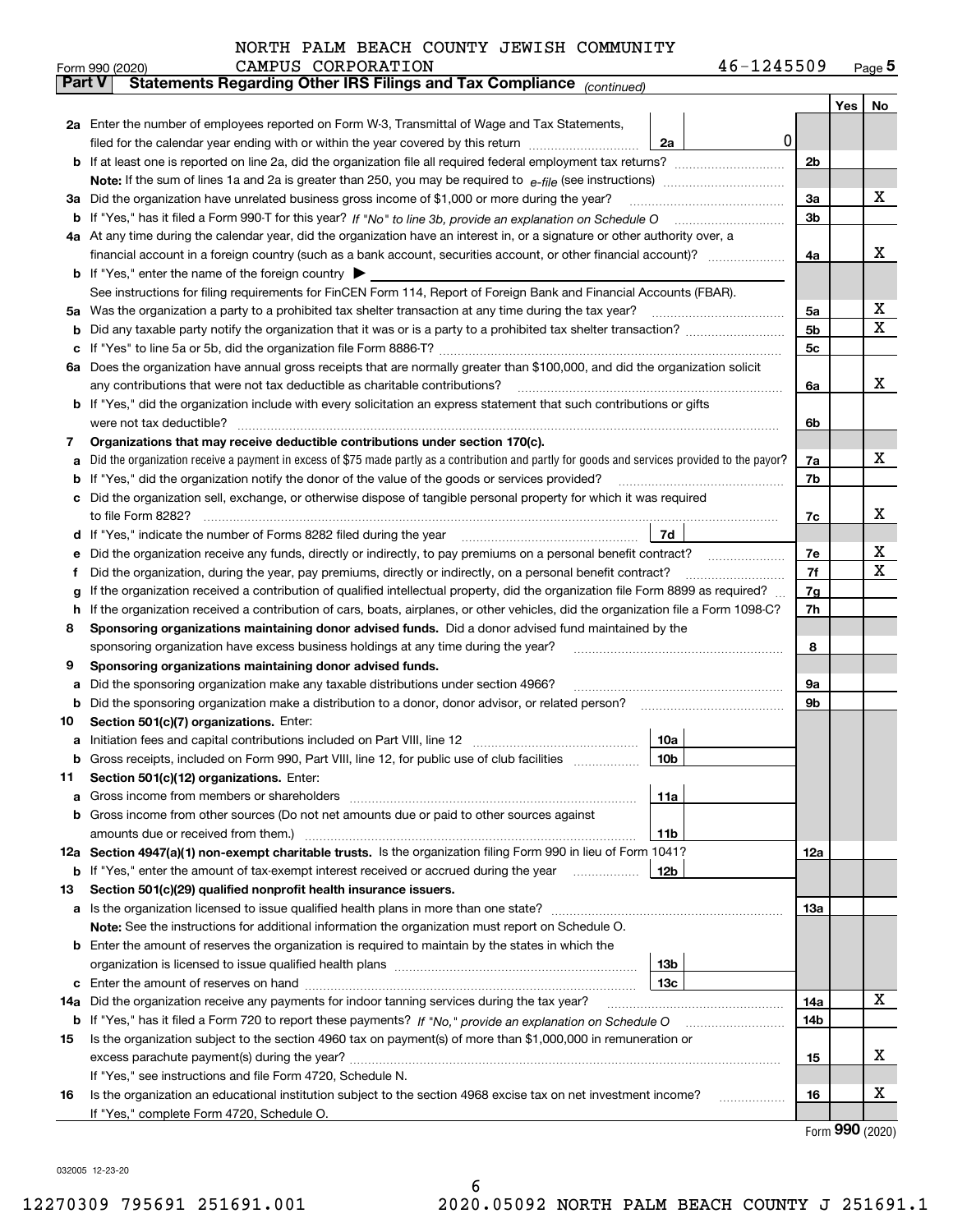NORTH PALM BEACH COUNTY JEWISH COMMUNITY CAMPUS CORPORATION 46-1245509

Form 990 (2020) Page 5

**Part V Statements Regarding Other IRS Filings and Tax Compliance** *(continued)*

| | | | | Yes | No |
|---|---|---|---|---|---|
| **2a** | Enter the number of employees reported on Form W-3, Transmittal of Wage and Tax Statements, filed for the calendar year ending with or within the year covered by this return | 2a | 0 | | |
| **b** | If at least one is reported on line 2a, did the organization file all required federal employment tax returns? | | 2b | | |
| | **Note:** If the sum of lines 1a and 2a is greater than 250, you may be required to *e-file* (see instructions) | | | | |
| **3a** | Did the organization have unrelated business gross income of $1,000 or more during the year? | | 3a | | X |
| **b** | If "Yes," has it filed a Form 990-T for this year? *If "No" to line 3b, provide an explanation on Schedule O* | | 3b | | |
| **4a** | At any time during the calendar year, did the organization have an interest in, or a signature or other authority over, a financial account in a foreign country (such as a bank account, securities account, or other financial account)? | | 4a | | X |
| **b** | If "Yes," enter the name of the foreign country ▶ | | | | |
| | See instructions for filing requirements for FinCEN Form 114, Report of Foreign Bank and Financial Accounts (FBAR). | | | | |
| **5a** | Was the organization a party to a prohibited tax shelter transaction at any time during the tax year? | | 5a | | X |
| **b** | Did any taxable party notify the organization that it was or is a party to a prohibited tax shelter transaction? | | 5b | | X |
| **c** | If "Yes" to line 5a or 5b, did the organization file Form 8886-T? | | 5c | | |
| **6a** | Does the organization have annual gross receipts that are normally greater than $100,000, and did the organization solicit any contributions that were not tax deductible as charitable contributions? | | 6a | | X |
| **b** | If "Yes," did the organization include with every solicitation an express statement that such contributions or gifts were not tax deductible? | | 6b | | |
| **7** | **Organizations that may receive deductible contributions under section 170(c).** | | | | |
| **a** | Did the organization receive a payment in excess of $75 made partly as a contribution and partly for goods and services provided to the payor? | | 7a | | X |
| **b** | If "Yes," did the organization notify the donor of the value of the goods or services provided? | | 7b | | |
| **c** | Did the organization sell, exchange, or otherwise dispose of tangible personal property for which it was required to file Form 8282? | | 7c | | X |
| **d** | If "Yes," indicate the number of Forms 8282 filed during the year | 7d | | | |
| **e** | Did the organization receive any funds, directly or indirectly, to pay premiums on a personal benefit contract? | | 7e | | X |
| **f** | Did the organization, during the year, pay premiums, directly or indirectly, on a personal benefit contract? | | 7f | | X |
| **g** | If the organization received a contribution of qualified intellectual property, did the organization file Form 8899 as required? | | 7g | | |
| **h** | If the organization received a contribution of cars, boats, airplanes, or other vehicles, did the organization file a Form 1098-C? | | 7h | | |
| **8** | **Sponsoring organizations maintaining donor advised funds.** Did a donor advised fund maintained by the sponsoring organization have excess business holdings at any time during the year? | | 8 | | |
| **9** | **Sponsoring organizations maintaining donor advised funds.** | | | | |
| **a** | Did the sponsoring organization make any taxable distributions under section 4966? | | 9a | | |
| **b** | Did the sponsoring organization make a distribution to a donor, donor advisor, or related person? | | 9b | | |
| **10** | **Section 501(c)(7) organizations.** Enter: | | | | |
| **a** | Initiation fees and capital contributions included on Part VIII, line 12 | 10a | | | |
| **b** | Gross receipts, included on Form 990, Part VIII, line 12, for public use of club facilities | 10b | | | |
| **11** | **Section 501(c)(12) organizations.** Enter: | | | | |
| **a** | Gross income from members or shareholders | 11a | | | |
| **b** | Gross income from other sources (Do not net amounts due or paid to other sources against amounts due or received from them.) | 11b | | | |
| **12a** | **Section 4947(a)(1) non-exempt charitable trusts.** Is the organization filing Form 990 in lieu of Form 1041? | | 12a | | |
| **b** | If "Yes," enter the amount of tax-exempt interest received or accrued during the year | 12b | | | |
| **13** | **Section 501(c)(29) qualified nonprofit health insurance issuers.** | | | | |
| **a** | Is the organization licensed to issue qualified health plans in more than one state? | | 13a | | |
| | **Note:** See the instructions for additional information the organization must report on Schedule O. | | | | |
| **b** | Enter the amount of reserves the organization is required to maintain by the states in which the organization is licensed to issue qualified health plans | 13b | | | |
| **c** | Enter the amount of reserves on hand | 13c | | | |
| **14a** | Did the organization receive any payments for indoor tanning services during the tax year? | | 14a | | X |
| **b** | If "Yes," has it filed a Form 720 to report these payments? *If "No," provide an explanation on Schedule O* | | 14b | | |
| **15** | Is the organization subject to the section 4960 tax on payment(s) of more than $1,000,000 in remuneration or excess parachute payment(s) during the year? | | 15 | | X |
| | If "Yes," see instructions and file Form 4720, Schedule N. | | | | |
| **16** | Is the organization an educational institution subject to the section 4968 excise tax on net investment income? | | 16 | | X |
| | If "Yes," complete Form 4720, Schedule O. | | | | |

Form **990** (2020)

032005 12-23-20

12270309 795691 251691.001 2020.05092 NORTH PALM BEACH COUNTY J 251691.1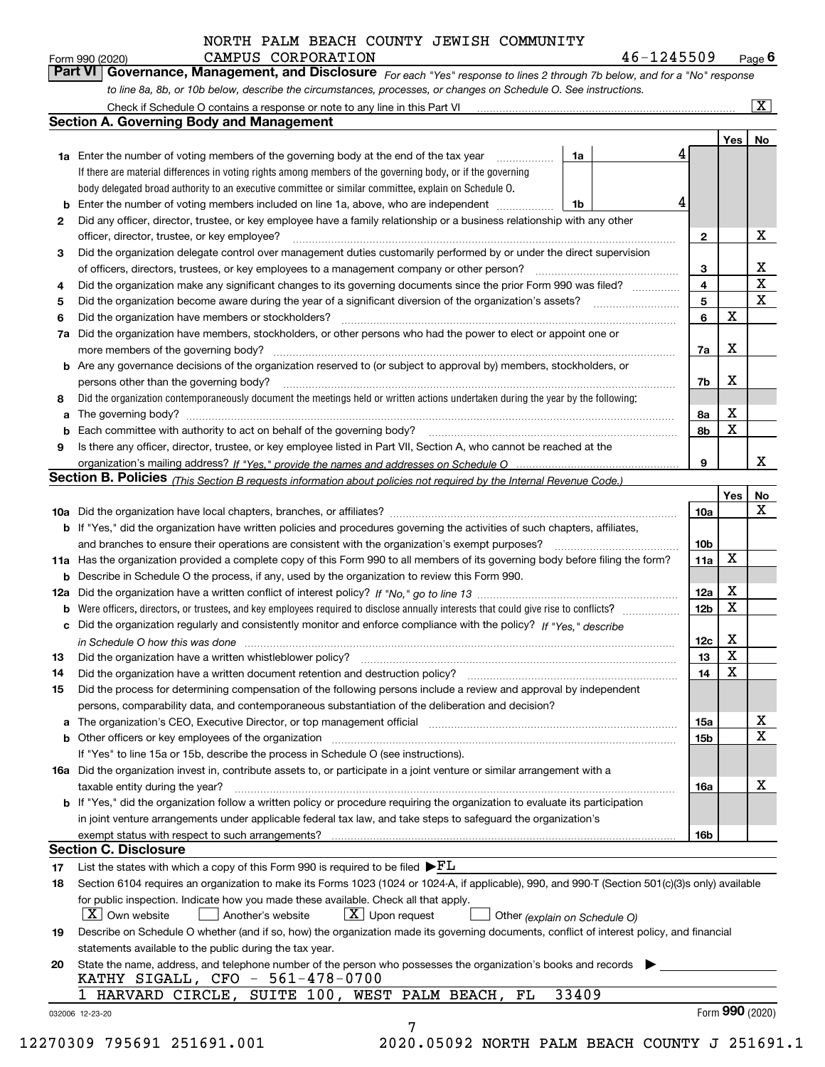NORTH PALM BEACH COUNTY JEWISH COMMUNITY CAMPUS CORPORATION 46-1245509

Form 990 (2020) Page 6

**Part VI Governance, Management, and Disclosure** *For each "Yes" response to lines 2 through 7b below, and for a "No" response to line 8a, 8b, or 10b below, describe the circumstances, processes, or changes on Schedule O. See instructions.*

Check if Schedule O contains a response or note to any line in this Part VI [X]

## Section A. Governing Body and Management

| | | | | Yes | No |
|---|---|---|---|---|---|
| **1a** | Enter the number of voting members of the governing body at the end of the tax year. If there are material differences in voting rights among members of the governing body, or if the governing body delegated broad authority to an executive committee or similar committee, explain on Schedule O. | 1a: 4 | | | |
| **b** | Enter the number of voting members included on line 1a, above, who are independent | 1b: 4 | | | |
| **2** | Did any officer, director, trustee, or key employee have a family relationship or a business relationship with any other officer, director, trustee, or key employee? | | 2 | | X |
| **3** | Did the organization delegate control over management duties customarily performed by or under the direct supervision of officers, directors, trustees, or key employees to a management company or other person? | | 3 | | X |
| **4** | Did the organization make any significant changes to its governing documents since the prior Form 990 was filed? | | 4 | | X |
| **5** | Did the organization become aware during the year of a significant diversion of the organization's assets? | | 5 | | X |
| **6** | Did the organization have members or stockholders? | | 6 | X | |
| **7a** | Did the organization have members, stockholders, or other persons who had the power to elect or appoint one or more members of the governing body? | | 7a | X | |
| **b** | Are any governance decisions of the organization reserved to (or subject to approval by) members, stockholders, or persons other than the governing body? | | 7b | X | |
| **8** | Did the organization contemporaneously document the meetings held or written actions undertaken during the year by the following: | | | | |
| **a** | The governing body? | | 8a | X | |
| **b** | Each committee with authority to act on behalf of the governing body? | | 8b | X | |
| **9** | Is there any officer, director, trustee, or key employee listed in Part VII, Section A, who cannot be reached at the organization's mailing address? *If "Yes," provide the names and addresses on Schedule O* | | 9 | | X |

## Section B. Policies *(This Section B requests information about policies not required by the Internal Revenue Code.)*

| | | | Yes | No |
|---|---|---|---|---|
| **10a** | Did the organization have local chapters, branches, or affiliates? | 10a | | X |
| **b** | If "Yes," did the organization have written policies and procedures governing the activities of such chapters, affiliates, and branches to ensure their operations are consistent with the organization's exempt purposes? | 10b | | |
| **11a** | Has the organization provided a complete copy of this Form 990 to all members of its governing body before filing the form? | 11a | X | |
| **b** | Describe in Schedule O the process, if any, used by the organization to review this Form 990. | | | |
| **12a** | Did the organization have a written conflict of interest policy? *If "No," go to line 13* | 12a | X | |
| **b** | Were officers, directors, or trustees, and key employees required to disclose annually interests that could give rise to conflicts? | 12b | X | |
| **c** | Did the organization regularly and consistently monitor and enforce compliance with the policy? *If "Yes," describe in Schedule O how this was done* | 12c | X | |
| **13** | Did the organization have a written whistleblower policy? | 13 | X | |
| **14** | Did the organization have a written document retention and destruction policy? | 14 | X | |
| **15** | Did the process for determining compensation of the following persons include a review and approval by independent persons, comparability data, and contemporaneous substantiation of the deliberation and decision? | | | |
| **a** | The organization's CEO, Executive Director, or top management official | 15a | | X |
| **b** | Other officers or key employees of the organization. If "Yes" to line 15a or 15b, describe the process in Schedule O (see instructions). | 15b | | X |
| **16a** | Did the organization invest in, contribute assets to, or participate in a joint venture or similar arrangement with a taxable entity during the year? | 16a | | X |
| **b** | If "Yes," did the organization follow a written policy or procedure requiring the organization to evaluate its participation in joint venture arrangements under applicable federal tax law, and take steps to safeguard the organization's exempt status with respect to such arrangements? | 16b | | |

## Section C. Disclosure

**17** List the states with which a copy of this Form 990 is required to be filed ▶FL

**18** Section 6104 requires an organization to make its Forms 1023 (1024 or 1024-A, if applicable), 990, and 990-T (Section 501(c)(3)s only) available for public inspection. Indicate how you made these available. Check all that apply.

[X] Own website [ ] Another's website [X] Upon request [ ] Other *(explain on Schedule O)*

**19** Describe on Schedule O whether (and if so, how) the organization made its governing documents, conflict of interest policy, and financial statements available to the public during the tax year.

**20** State the name, address, and telephone number of the person who possesses the organization's books and records ▶

KATHY SIGALL, CFO - 561-478-0700

1 HARVARD CIRCLE, SUITE 100, WEST PALM BEACH, FL 33409

032006 12-23-20 Form **990** (2020)

12270309 795691 251691.001 2020.05092 NORTH PALM BEACH COUNTY J 251691.1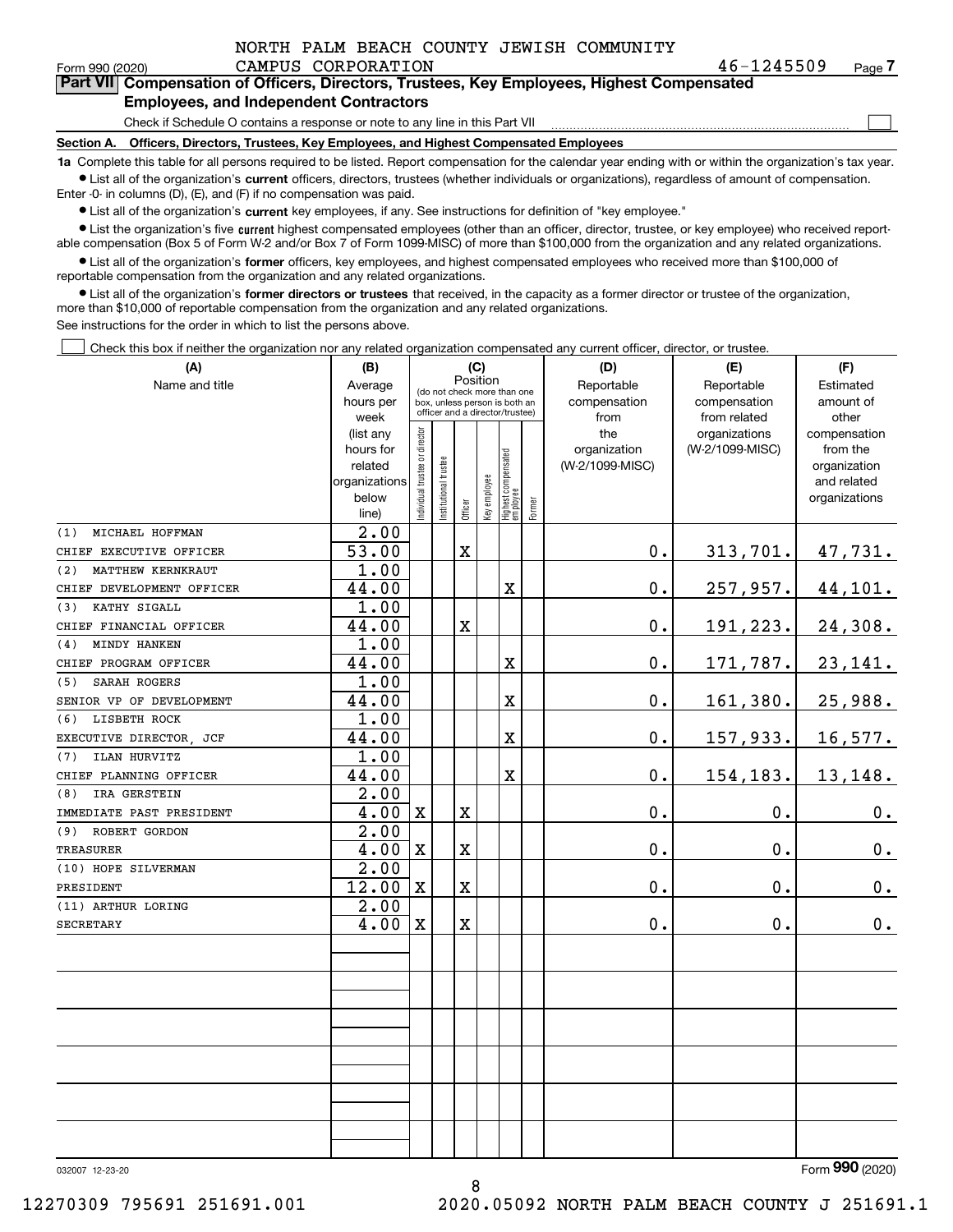NORTH PALM BEACH COUNTY JEWISH COMMUNITY CAMPUS CORPORATION 46-1245509

Form 990 (2020) Page 7

**Part VII Compensation of Officers, Directors, Trustees, Key Employees, Highest Compensated Employees, and Independent Contractors**

Check if Schedule O contains a response or note to any line in this Part VII

**Section A. Officers, Directors, Trustees, Key Employees, and Highest Compensated Employees**

**1a** Complete this table for all persons required to be listed. Report compensation for the calendar year ending with or within the organization's tax year.

- List all of the organization's **current** officers, directors, trustees (whether individuals or organizations), regardless of amount of compensation. Enter -0- in columns (D), (E), and (F) if no compensation was paid.
- List all of the organization's **current** key employees, if any. See instructions for definition of "key employee."
- List the organization's five **current** highest compensated employees (other than an officer, director, trustee, or key employee) who received reportable compensation (Box 5 of Form W-2 and/or Box 7 of Form 1099-MISC) of more than $100,000 from the organization and any related organizations.
- List all of the organization's **former** officers, key employees, and highest compensated employees who received more than $100,000 of reportable compensation from the organization and any related organizations.
- List all of the organization's **former directors or trustees** that received, in the capacity as a former director or trustee of the organization, more than $10,000 of reportable compensation from the organization and any related organizations.

See instructions for the order in which to list the persons above.

Check this box if neither the organization nor any related organization compensated any current officer, director, or trustee.

| (A) Name and title | (B) Average hours per week (list any hours for related organizations below line) | (C) Position: Individual trustee or director | Institutional trustee | Officer | Key employee | Highest compensated employee | Former | (D) Reportable compensation from the organization (W-2/1099-MISC) | (E) Reportable compensation from related organizations (W-2/1099-MISC) | (F) Estimated amount of other compensation from the organization and related organizations |
|---|---|---|---|---|---|---|---|---|---|---|
| (1) MICHAEL HOFFMAN | 2.00 | | | | | | | | | |
| CHIEF EXECUTIVE OFFICER | 53.00 | | | X | | | | 0. | 313,701. | 47,731. |
| (2) MATTHEW KERNKRAUT | 1.00 | | | | | | | | | |
| CHIEF DEVELOPMENT OFFICER | 44.00 | | | | | X | | 0. | 257,957. | 44,101. |
| (3) KATHY SIGALL | 1.00 | | | | | | | | | |
| CHIEF FINANCIAL OFFICER | 44.00 | | | X | | | | 0. | 191,223. | 24,308. |
| (4) MINDY HANKEN | 1.00 | | | | | | | | | |
| CHIEF PROGRAM OFFICER | 44.00 | | | | | X | | 0. | 171,787. | 23,141. |
| (5) SARAH ROGERS | 1.00 | | | | | | | | | |
| SENIOR VP OF DEVELOPMENT | 44.00 | | | | | X | | 0. | 161,380. | 25,988. |
| (6) LISBETH ROCK | 1.00 | | | | | | | | | |
| EXECUTIVE DIRECTOR, JCF | 44.00 | | | | | X | | 0. | 157,933. | 16,577. |
| (7) ILAN HURVITZ | 1.00 | | | | | | | | | |
| CHIEF PLANNING OFFICER | 44.00 | | | | | X | | 0. | 154,183. | 13,148. |
| (8) IRA GERSTEIN | 2.00 | | | | | | | | | |
| IMMEDIATE PAST PRESIDENT | 4.00 | X | | X | | | | 0. | 0. | 0. |
| (9) ROBERT GORDON | 2.00 | | | | | | | | | |
| TREASURER | 4.00 | X | | X | | | | 0. | 0. | 0. |
| (10) HOPE SILVERMAN | 2.00 | | | | | | | | | |
| PRESIDENT | 12.00 | X | | X | | | | 0. | 0. | 0. |
| (11) ARTHUR LORING | 2.00 | | | | | | | | | |
| SECRETARY | 4.00 | X | | X | | | | 0. | 0. | 0. |

032007 12-23-20

Form 990 (2020)

12270309 795691 251691.001 2020.05092 NORTH PALM BEACH COUNTY J 251691.1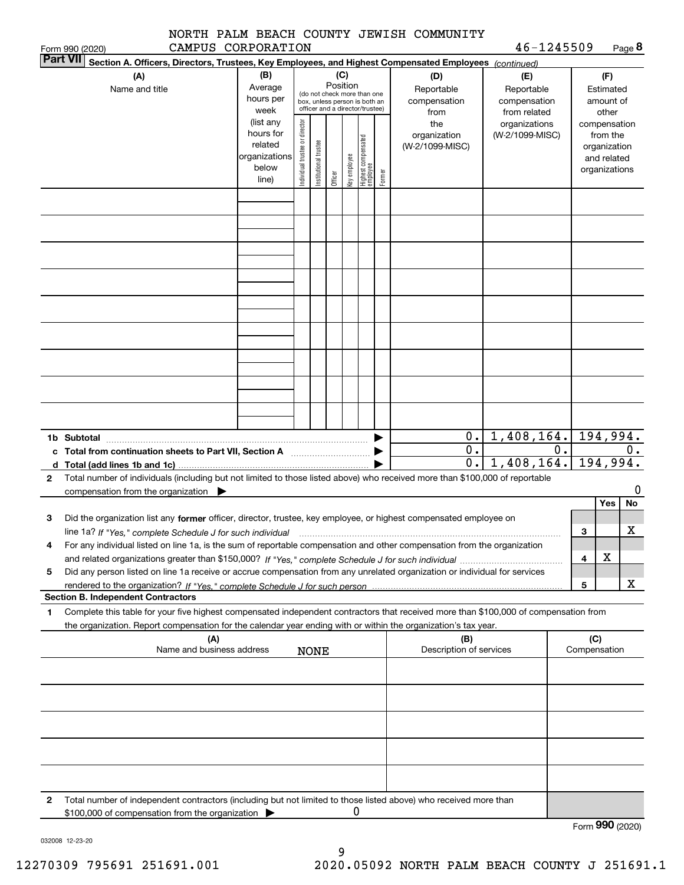NORTH PALM BEACH COUNTY JEWISH COMMUNITY CAMPUS CORPORATION 46-1245509

Form 990 (2020) Page **8**

**Part VII** **Section A. Officers, Directors, Trustees, Key Employees, and Highest Compensated Employees** *(continued)*

| (A) Name and title | (B) Average hours per week (list any hours for related organizations below line) | (C) Position: Individual trustee or director | Institutional trustee | Officer | Key employee | Highest compensated employee | Former | (D) Reportable compensation from the organization (W-2/1099-MISC) | (E) Reportable compensation from related organizations (W-2/1099-MISC) | (F) Estimated amount of other compensation from the organization and related organizations |
|---|---|---|---|---|---|---|---|---|---|---|
| | | | | | | | | | | |
| | | | | | | | | | | |
| | | | | | | | | | | |
| | | | | | | | | | | |
| | | | | | | | | | | |
| | | | | | | | | | | |
| | | | | | | | | | | |
| | | | | | | | | | | |
| | | | | | | | | | | |

| | | (D) | (E) | (F) |
|---|---|---|---|---|
| **1b Subtotal** | ▶ | 0. | 1,408,164. | 194,994. |
| **c Total from continuation sheets to Part VII, Section A** | ▶ | 0. | 0. | 0. |
| **d Total (add lines 1b and 1c)** | ▶ | 0. | 1,408,164. | 194,994. |

**2** Total number of individuals (including but not limited to those listed above) who received more than $100,000 of reportable compensation from the organization ▶ 0

| | | | Yes | No |
|---|---|---|---|---|
| **3** | Did the organization list any **former** officer, director, trustee, key employee, or highest compensated employee on line 1a? *If "Yes," complete Schedule J for such individual* | 3 | | X |
| **4** | For any individual listed on line 1a, is the sum of reportable compensation and other compensation from the organization and related organizations greater than $150,000? *If "Yes," complete Schedule J for such individual* | 4 | X | |
| **5** | Did any person listed on line 1a receive or accrue compensation from any unrelated organization or individual for services rendered to the organization? *If "Yes," complete Schedule J for such person* | 5 | | X |

**Section B. Independent Contractors**

**1** Complete this table for your five highest compensated independent contractors that received more than $100,000 of compensation from the organization. Report compensation for the calendar year ending with or within the organization's tax year.

| (A) Name and business address | (B) Description of services | (C) Compensation |
|---|---|---|
| NONE | | |
| | | |
| | | |
| | | |
| | | |

**2** Total number of independent contractors (including but not limited to those listed above) who received more than $100,000 of compensation from the organization ▶ 0

Form **990** (2020)

032008 12-23-20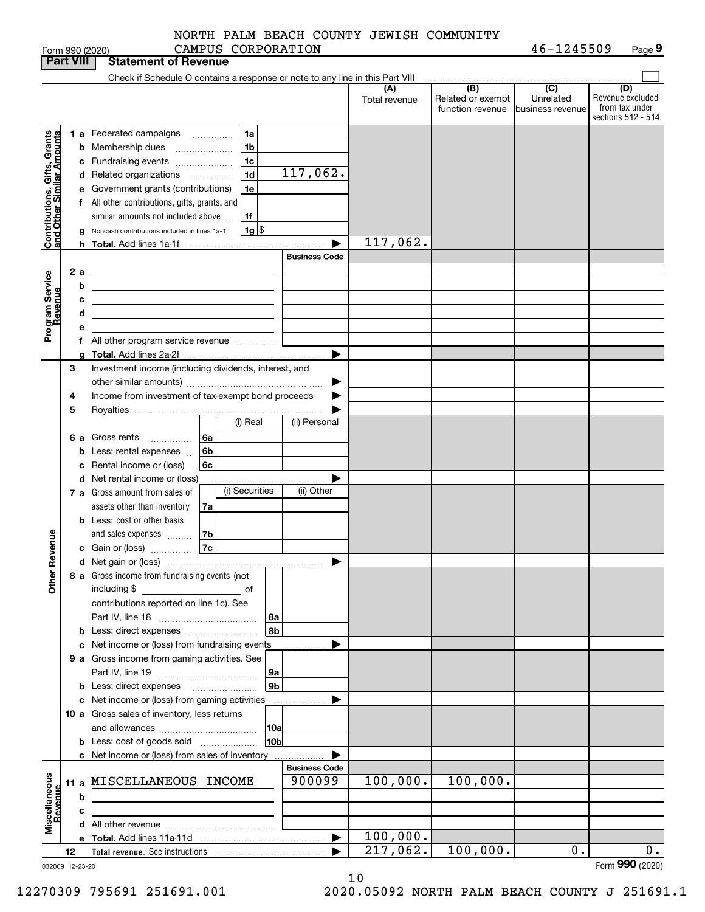NORTH PALM BEACH COUNTY JEWISH COMMUNITY CAMPUS CORPORATION 46-1245509

Form 990 (2020)

## Part VIII Statement of Revenue

Check if Schedule O contains a response or note to any line in this Part VIII

| | | | | (A) Total revenue | (B) Related or exempt function revenue | (C) Unrelated business revenue | (D) Revenue excluded from tax under sections 512 - 514 |
|---|---|---|---|---|---|---|---|
| **Contributions, Gifts, Grants and Other Similar Amounts** | 1 a | Federated campaigns | 1a | | | | |
| | b | Membership dues | 1b | | | | |
| | c | Fundraising events | 1c | | | | |
| | d | Related organizations | 1d 117,062. | | | | |
| | e | Government grants (contributions) | 1e | | | | |
| | f | All other contributions, gifts, grants, and similar amounts not included above | 1f | | | | |
| | g | Noncash contributions included in lines 1a-1f | 1g $ | | | | |
| | h | **Total.** Add lines 1a-1f | | 117,062. | | | |
| **Program Service Revenue** | | | Business Code | | | | |
| | 2 a | | | | | | |
| | b | | | | | | |
| | c | | | | | | |
| | d | | | | | | |
| | e | | | | | | |
| | f | All other program service revenue | | | | | |
| | g | **Total.** Add lines 2a-2f | | | | | |
| **Other Revenue** | 3 | Investment income (including dividends, interest, and other similar amounts) | | | | | |
| | 4 | Income from investment of tax-exempt bond proceeds | | | | | |
| | 5 | Royalties | | | | | |
| | | | (i) Real / (ii) Personal | | | | |
| | 6 a | Gross rents | 6a | | | | |
| | b | Less: rental expenses | 6b | | | | |
| | c | Rental income or (loss) | 6c | | | | |
| | d | Net rental income or (loss) | | | | | |
| | | | (i) Securities / (ii) Other | | | | |
| | 7 a | Gross amount from sales of assets other than inventory | 7a | | | | |
| | b | Less: cost or other basis and sales expenses | 7b | | | | |
| | c | Gain or (loss) | 7c | | | | |
| | d | Net gain or (loss) | | | | | |
| | 8 a | Gross income from fundraising events (not including $ of contributions reported on line 1c). See Part IV, line 18 | 8a | | | | |
| | b | Less: direct expenses | 8b | | | | |
| | c | Net income or (loss) from fundraising events | | | | | |
| | 9 a | Gross income from gaming activities. See Part IV, line 19 | 9a | | | | |
| | b | Less: direct expenses | 9b | | | | |
| | c | Net income or (loss) from gaming activities | | | | | |
| | 10 a | Gross sales of inventory, less returns and allowances | 10a | | | | |
| | b | Less: cost of goods sold | 10b | | | | |
| | c | Net income or (loss) from sales of inventory | | | | | |
| **Miscellaneous Revenue** | | | Business Code | | | | |
| | 11 a | MISCELLANEOUS INCOME | 900099 | 100,000. | 100,000. | | |
| | b | | | | | | |
| | c | | | | | | |
| | d | All other revenue | | | | | |
| | e | **Total.** Add lines 11a-11d | | 100,000. | | | |
| | 12 | **Total revenue.** See instructions | | 217,062. | 100,000. | 0. | 0. |

032009 12-23-20

Form **990** (2020)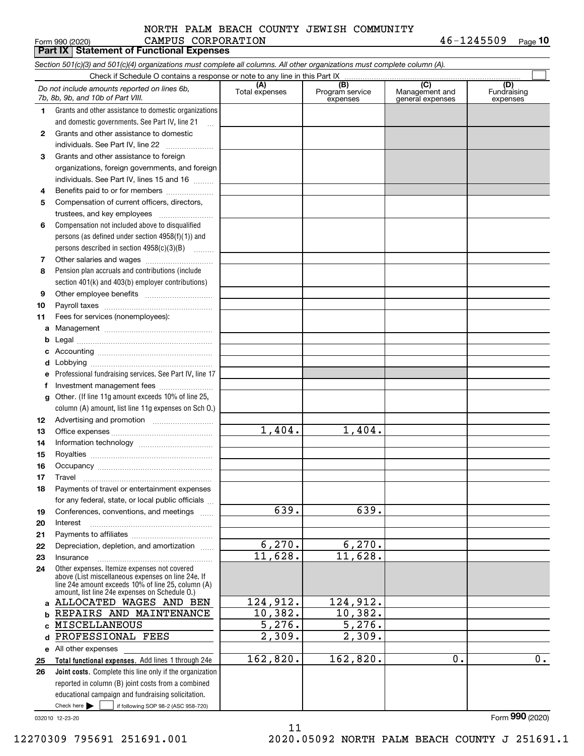NORTH PALM BEACH COUNTY JEWISH COMMUNITY CAMPUS CORPORATION 46-1245509

Form 990 (2020) Page 10

**Part IX Statement of Functional Expenses**

*Section 501(c)(3) and 501(c)(4) organizations must complete all columns. All other organizations must complete column (A).*

Check if Schedule O contains a response or note to any line in this Part IX ☐

| | *Do not include amounts reported on lines 6b, 7b, 8b, 9b, and 10b of Part VIII.* | (A) Total expenses | (B) Program service expenses | (C) Management and general expenses | (D) Fundraising expenses |
|---|---|---|---|---|---|
| 1 | Grants and other assistance to domestic organizations and domestic governments. See Part IV, line 21 | | | | |
| 2 | Grants and other assistance to domestic individuals. See Part IV, line 22 | | | | |
| 3 | Grants and other assistance to foreign organizations, foreign governments, and foreign individuals. See Part IV, lines 15 and 16 | | | | |
| 4 | Benefits paid to or for members | | | | |
| 5 | Compensation of current officers, directors, trustees, and key employees | | | | |
| 6 | Compensation not included above to disqualified persons (as defined under section 4958(f)(1)) and persons described in section 4958(c)(3)(B) | | | | |
| 7 | Other salaries and wages | | | | |
| 8 | Pension plan accruals and contributions (include section 401(k) and 403(b) employer contributions) | | | | |
| 9 | Other employee benefits | | | | |
| 10 | Payroll taxes | | | | |
| 11 | Fees for services (nonemployees): | | | | |
| a | Management | | | | |
| b | Legal | | | | |
| c | Accounting | | | | |
| d | Lobbying | | | | |
| e | Professional fundraising services. See Part IV, line 17 | | | | |
| f | Investment management fees | | | | |
| g | Other. (If line 11g amount exceeds 10% of line 25, column (A) amount, list line 11g expenses on Sch O.) | | | | |
| 12 | Advertising and promotion | | | | |
| 13 | Office expenses | 1,404. | 1,404. | | |
| 14 | Information technology | | | | |
| 15 | Royalties | | | | |
| 16 | Occupancy | | | | |
| 17 | Travel | | | | |
| 18 | Payments of travel or entertainment expenses for any federal, state, or local public officials | | | | |
| 19 | Conferences, conventions, and meetings | 639. | 639. | | |
| 20 | Interest | | | | |
| 21 | Payments to affiliates | | | | |
| 22 | Depreciation, depletion, and amortization | 6,270. | 6,270. | | |
| 23 | Insurance | 11,628. | 11,628. | | |
| 24 | Other expenses. Itemize expenses not covered above (List miscellaneous expenses on line 24e. If line 24e amount exceeds 10% of line 25, column (A) amount, list line 24e expenses on Schedule O.) | | | | |
| a | ALLOCATED WAGES AND BEN | 124,912. | 124,912. | | |
| b | REPAIRS AND MAINTENANCE | 10,382. | 10,382. | | |
| c | MISCELLANEOUS | 5,276. | 5,276. | | |
| d | PROFESSIONAL FEES | 2,309. | 2,309. | | |
| e | All other expenses | | | | |
| 25 | **Total functional expenses.** Add lines 1 through 24e | 162,820. | 162,820. | 0. | 0. |
| 26 | **Joint costs.** Complete this line only if the organization reported in column (B) joint costs from a combined educational campaign and fundraising solicitation. Check here ☐ if following SOP 98-2 (ASC 958-720) | | | | |

032010 12-23-20

Form **990** (2020)

12270309 795691 251691.001 2020.05092 NORTH PALM BEACH COUNTY J 251691.1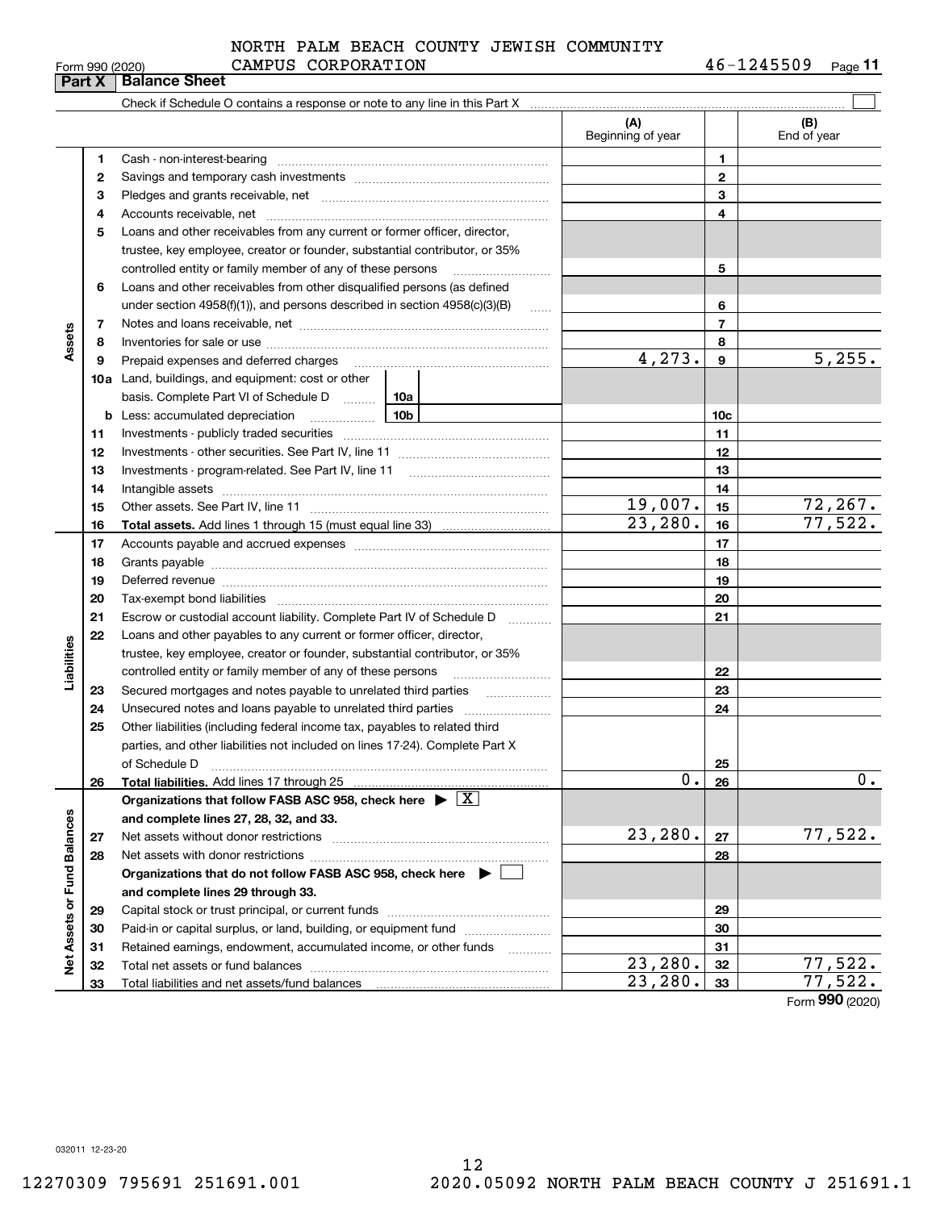NORTH PALM BEACH COUNTY JEWISH COMMUNITY CAMPUS CORPORATION 46-1245509

Form 990 (2020) Page 11

## Part X | Balance Sheet

Check if Schedule O contains a response or note to any line in this Part X ☐

| | | | (A) Beginning of year | | (B) End of year |
|---|---|---|---|---|---|
| Assets | 1 | Cash - non-interest-bearing | | 1 | |
| | 2 | Savings and temporary cash investments | | 2 | |
| | 3 | Pledges and grants receivable, net | | 3 | |
| | 4 | Accounts receivable, net | | 4 | |
| | 5 | Loans and other receivables from any current or former officer, director, trustee, key employee, creator or founder, substantial contributor, or 35% controlled entity or family member of any of these persons | | 5 | |
| | 6 | Loans and other receivables from other disqualified persons (as defined under section 4958(f)(1)), and persons described in section 4958(c)(3)(B) | | 6 | |
| | 7 | Notes and loans receivable, net | | 7 | |
| | 8 | Inventories for sale or use | | 8 | |
| | 9 | Prepaid expenses and deferred charges | 4,273. | 9 | 5,255. |
| | 10a | Land, buildings, and equipment: cost or other basis. Complete Part VI of Schedule D ... 10a | | | |
| | b | Less: accumulated depreciation ... 10b | | 10c | |
| | 11 | Investments - publicly traded securities | | 11 | |
| | 12 | Investments - other securities. See Part IV, line 11 | | 12 | |
| | 13 | Investments - program-related. See Part IV, line 11 | | 13 | |
| | 14 | Intangible assets | | 14 | |
| | 15 | Other assets. See Part IV, line 11 | 19,007. | 15 | 72,267. |
| | 16 | **Total assets.** Add lines 1 through 15 (must equal line 33) | 23,280. | 16 | 77,522. |
| Liabilities | 17 | Accounts payable and accrued expenses | | 17 | |
| | 18 | Grants payable | | 18 | |
| | 19 | Deferred revenue | | 19 | |
| | 20 | Tax-exempt bond liabilities | | 20 | |
| | 21 | Escrow or custodial account liability. Complete Part IV of Schedule D | | 21 | |
| | 22 | Loans and other payables to any current or former officer, director, trustee, key employee, creator or founder, substantial contributor, or 35% controlled entity or family member of any of these persons | | 22 | |
| | 23 | Secured mortgages and notes payable to unrelated third parties | | 23 | |
| | 24 | Unsecured notes and loans payable to unrelated third parties | | 24 | |
| | 25 | Other liabilities (including federal income tax, payables to related third parties, and other liabilities not included on lines 17-24). Complete Part X of Schedule D | | 25 | |
| | 26 | **Total liabilities.** Add lines 17 through 25 | 0. | 26 | 0. |
| Net Assets or Fund Balances | | **Organizations that follow FASB ASC 958, check here ▶ ☒ and complete lines 27, 28, 32, and 33.** | | | |
| | 27 | Net assets without donor restrictions | 23,280. | 27 | 77,522. |
| | 28 | Net assets with donor restrictions | | 28 | |
| | | **Organizations that do not follow FASB ASC 958, check here ▶ ☐ and complete lines 29 through 33.** | | | |
| | 29 | Capital stock or trust principal, or current funds | | 29 | |
| | 30 | Paid-in or capital surplus, or land, building, or equipment fund | | 30 | |
| | 31 | Retained earnings, endowment, accumulated income, or other funds | | 31 | |
| | 32 | Total net assets or fund balances | 23,280. | 32 | 77,522. |
| | 33 | Total liabilities and net assets/fund balances | 23,280. | 33 | 77,522. |

Form **990** (2020)

032011 12-23-20

12270309 795691 251691.001 2020.05092 NORTH PALM BEACH COUNTY J 251691.1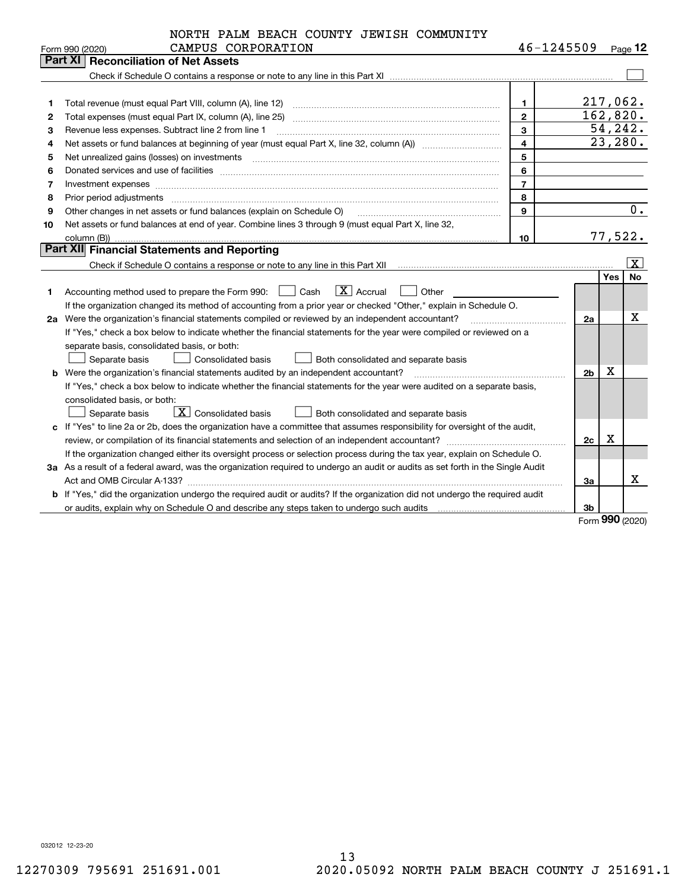NORTH PALM BEACH COUNTY JEWISH COMMUNITY CAMPUS CORPORATION 46-1245509

Form 990 (2020) Page **12**

## Part XI Reconciliation of Net Assets

Check if Schedule O contains a response or note to any line in this Part XI ☐

| | | | |
|---|---|---|---|
| 1 | Total revenue (must equal Part VIII, column (A), line 12) | 1 | 217,062. |
| 2 | Total expenses (must equal Part IX, column (A), line 25) | 2 | 162,820. |
| 3 | Revenue less expenses. Subtract line 2 from line 1 | 3 | 54,242. |
| 4 | Net assets or fund balances at beginning of year (must equal Part X, line 32, column (A)) | 4 | 23,280. |
| 5 | Net unrealized gains (losses) on investments | 5 | |
| 6 | Donated services and use of facilities | 6 | |
| 7 | Investment expenses | 7 | |
| 8 | Prior period adjustments | 8 | |
| 9 | Other changes in net assets or fund balances (explain on Schedule O) | 9 | 0. |
| 10 | Net assets or fund balances at end of year. Combine lines 3 through 9 (must equal Part X, line 32, column (B)) | 10 | 77,522. |

## Part XII Financial Statements and Reporting

Check if Schedule O contains a response or note to any line in this Part XII ☒

| | | | Yes | No |
|---|---|---|---|---|
| 1 | Accounting method used to prepare the Form 990: ☐ Cash ☒ Accrual ☐ Other<br>If the organization changed its method of accounting from a prior year or checked "Other," explain in Schedule O. | | | |
| 2a | Were the organization's financial statements compiled or reviewed by an independent accountant?<br>If "Yes," check a box below to indicate whether the financial statements for the year were compiled or reviewed on a separate basis, consolidated basis, or both:<br>☐ Separate basis ☐ Consolidated basis ☐ Both consolidated and separate basis | 2a | | X |
| b | Were the organization's financial statements audited by an independent accountant?<br>If "Yes," check a box below to indicate whether the financial statements for the year were audited on a separate basis, consolidated basis, or both:<br>☐ Separate basis ☒ Consolidated basis ☐ Both consolidated and separate basis | 2b | X | |
| c | If "Yes" to line 2a or 2b, does the organization have a committee that assumes responsibility for oversight of the audit, review, or compilation of its financial statements and selection of an independent accountant?<br>If the organization changed either its oversight process or selection process during the tax year, explain on Schedule O. | 2c | X | |
| 3a | As a result of a federal award, was the organization required to undergo an audit or audits as set forth in the Single Audit Act and OMB Circular A-133? | 3a | | X |
| b | If "Yes," did the organization undergo the required audit or audits? If the organization did not undergo the required audit or audits, explain why on Schedule O and describe any steps taken to undergo such audits | 3b | | |

Form **990** (2020)

032012 12-23-20

12270309 795691 251691.001 2020.05092 NORTH PALM BEACH COUNTY J 251691.1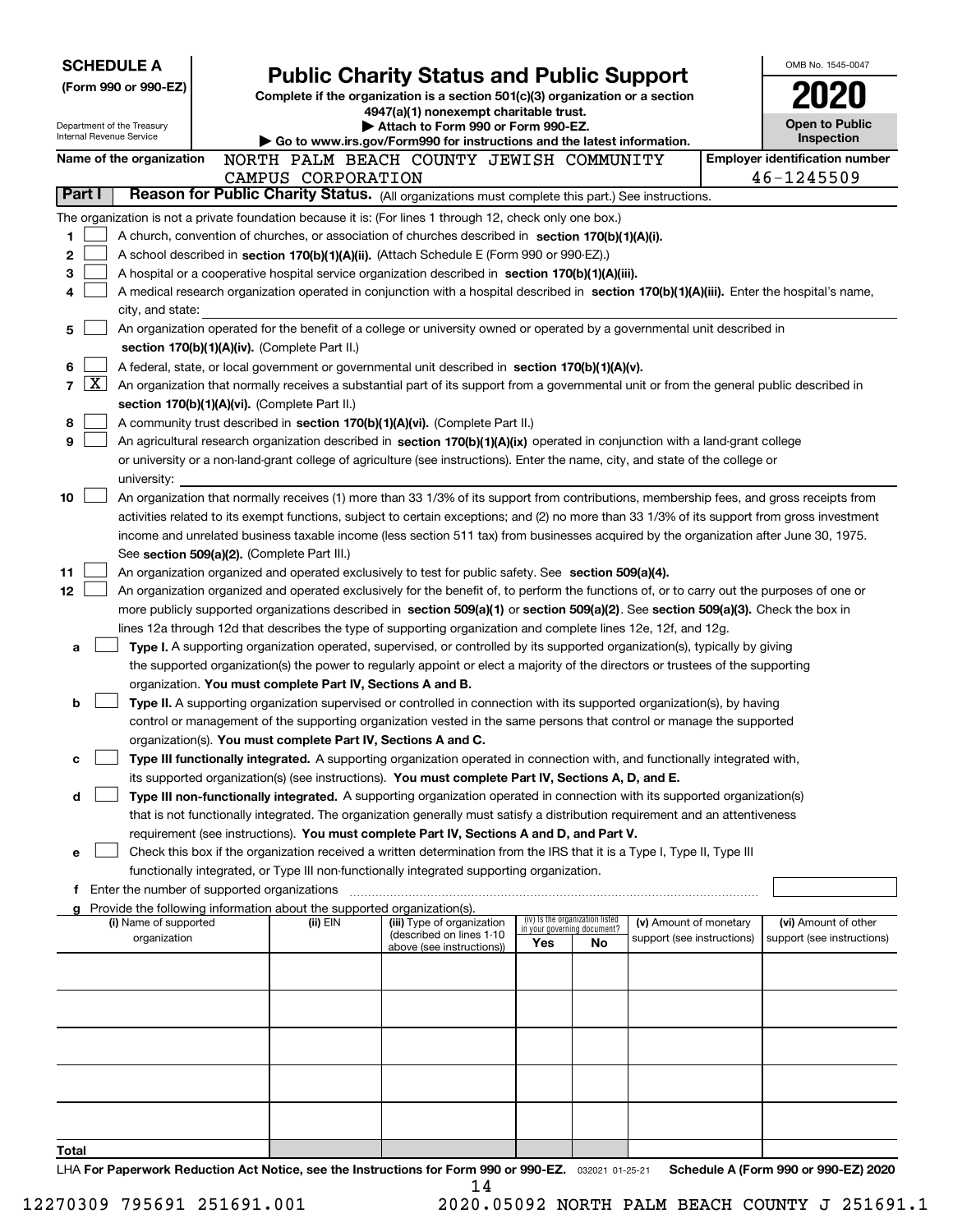**SCHEDULE A**
**(Form 990 or 990-EZ)**

Department of the Treasury
Internal Revenue Service

# Public Charity Status and Public Support

**Complete if the organization is a section 501(c)(3) organization or a section 4947(a)(1) nonexempt charitable trust.**
**▶ Attach to Form 990 or Form 990-EZ.**
**▶ Go to www.irs.gov/Form990 for instructions and the latest information.**

OMB No. 1545-0047

**2020**

**Open to Public Inspection**

**Name of the organization** NORTH PALM BEACH COUNTY JEWISH COMMUNITY CAMPUS CORPORATION

**Employer identification number** 46-1245509

**Part I** **Reason for Public Charity Status.** (All organizations must complete this part.) See instructions.

The organization is not a private foundation because it is: (For lines 1 through 12, check only one box.)

1 [ ] A church, convention of churches, or association of churches described in **section 170(b)(1)(A)(i).**

2 [ ] A school described in **section 170(b)(1)(A)(ii).** (Attach Schedule E (Form 990 or 990-EZ).)

3 [ ] A hospital or a cooperative hospital service organization described in **section 170(b)(1)(A)(iii).**

4 [ ] A medical research organization operated in conjunction with a hospital described in **section 170(b)(1)(A)(iii).** Enter the hospital's name, city, and state:

5 [ ] An organization operated for the benefit of a college or university owned or operated by a governmental unit described in **section 170(b)(1)(A)(iv).** (Complete Part II.)

6 [ ] A federal, state, or local government or governmental unit described in **section 170(b)(1)(A)(v).**

7 [X] An organization that normally receives a substantial part of its support from a governmental unit or from the general public described in **section 170(b)(1)(A)(vi).** (Complete Part II.)

8 [ ] A community trust described in **section 170(b)(1)(A)(vi).** (Complete Part II.)

9 [ ] An agricultural research organization described in **section 170(b)(1)(A)(ix)** operated in conjunction with a land-grant college or university or a non-land-grant college of agriculture (see instructions). Enter the name, city, and state of the college or university:

10 [ ] An organization that normally receives (1) more than 33 1/3% of its support from contributions, membership fees, and gross receipts from activities related to its exempt functions, subject to certain exceptions; and (2) no more than 33 1/3% of its support from gross investment income and unrelated business taxable income (less section 511 tax) from businesses acquired by the organization after June 30, 1975. See **section 509(a)(2).** (Complete Part III.)

11 [ ] An organization organized and operated exclusively to test for public safety. See **section 509(a)(4).**

12 [ ] An organization organized and operated exclusively for the benefit of, to perform the functions of, or to carry out the purposes of one or more publicly supported organizations described in **section 509(a)(1)** or **section 509(a)(2)**. See **section 509(a)(3).** Check the box in lines 12a through 12d that describes the type of supporting organization and complete lines 12e, 12f, and 12g.

a [ ] **Type I.** A supporting organization operated, supervised, or controlled by its supported organization(s), typically by giving the supported organization(s) the power to regularly appoint or elect a majority of the directors or trustees of the supporting organization. **You must complete Part IV, Sections A and B.**

b [ ] **Type II.** A supporting organization supervised or controlled in connection with its supported organization(s), by having control or management of the supporting organization vested in the same persons that control or manage the supported organization(s). **You must complete Part IV, Sections A and C.**

c [ ] **Type III functionally integrated.** A supporting organization operated in connection with, and functionally integrated with, its supported organization(s) (see instructions). **You must complete Part IV, Sections A, D, and E.**

d [ ] **Type III non-functionally integrated.** A supporting organization operated in connection with its supported organization(s) that is not functionally integrated. The organization generally must satisfy a distribution requirement and an attentiveness requirement (see instructions). **You must complete Part IV, Sections A and D, and Part V.**

e [ ] Check this box if the organization received a written determination from the IRS that it is a Type I, Type II, Type III functionally integrated, or Type III non-functionally integrated supporting organization.

f Enter the number of supported organizations

g Provide the following information about the supported organization(s).

| (i) Name of supported organization | (ii) EIN | (iii) Type of organization (described on lines 1-10 above (see instructions)) | (iv) Is the organization listed in your governing document? Yes | No | (v) Amount of monetary support (see instructions) | (vi) Amount of other support (see instructions) |
|---|---|---|---|---|---|---|
| | | | | | | |
| | | | | | | |
| | | | | | | |
| | | | | | | |
| | | | | | | |
| **Total** | | | | | | |

LHA **For Paperwork Reduction Act Notice, see the Instructions for Form 990 or 990-EZ.** 032021 01-25-21 **Schedule A (Form 990 or 990-EZ) 2020**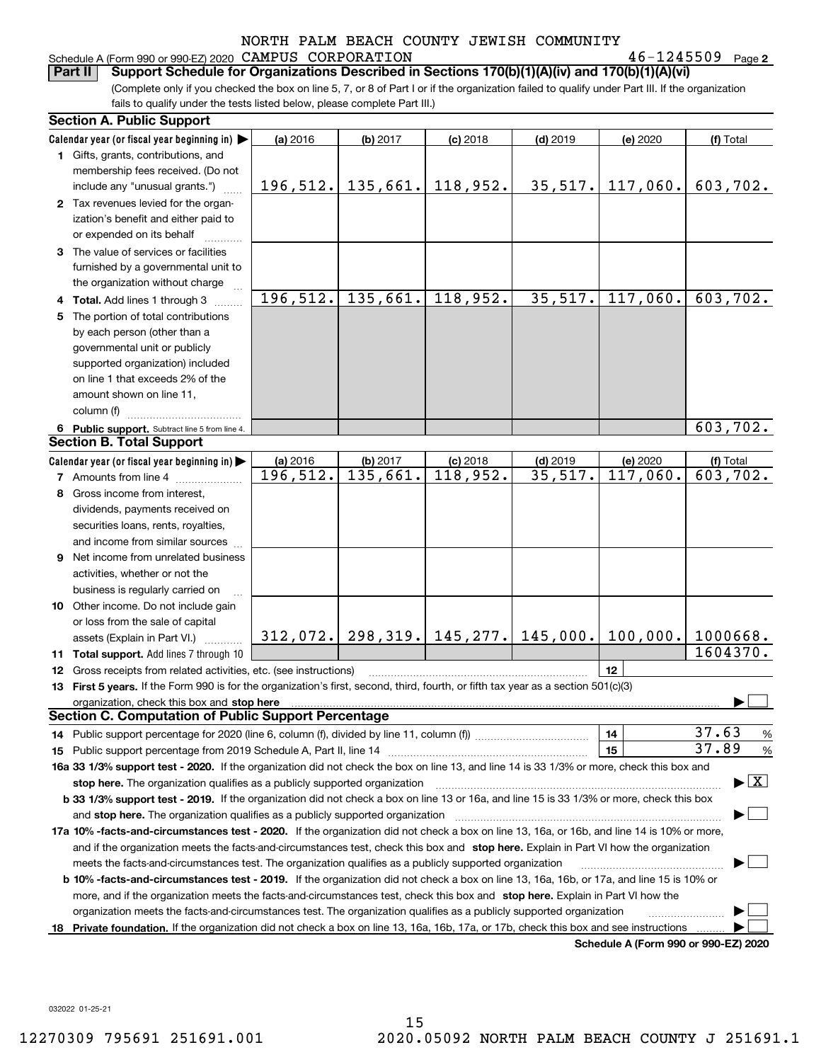NORTH PALM BEACH COUNTY JEWISH COMMUNITY

Schedule A (Form 990 or 990-EZ) 2020 CAMPUS CORPORATION 46-1245509 Page 2

**Part II — Support Schedule for Organizations Described in Sections 170(b)(1)(A)(iv) and 170(b)(1)(A)(vi)**

(Complete only if you checked the box on line 5, 7, or 8 of Part I or if the organization failed to qualify under Part III. If the organization fails to qualify under the tests listed below, please complete Part III.)

**Section A. Public Support**

| Calendar year (or fiscal year beginning in) ▶ | (a) 2016 | (b) 2017 | (c) 2018 | (d) 2019 | (e) 2020 | (f) Total |
|---|---|---|---|---|---|---|
| 1 Gifts, grants, contributions, and membership fees received. (Do not include any "unusual grants.") | 196,512. | 135,661. | 118,952. | 35,517. | 117,060. | 603,702. |
| 2 Tax revenues levied for the organization's benefit and either paid to or expended on its behalf | | | | | | |
| 3 The value of services or facilities furnished by a governmental unit to the organization without charge | | | | | | |
| 4 **Total.** Add lines 1 through 3 | 196,512. | 135,661. | 118,952. | 35,517. | 117,060. | 603,702. |
| 5 The portion of total contributions by each person (other than a governmental unit or publicly supported organization) included on line 1 that exceeds 2% of the amount shown on line 11, column (f) | | | | | | |
| 6 **Public support.** Subtract line 5 from line 4. | | | | | | 603,702. |

**Section B. Total Support**

| Calendar year (or fiscal year beginning in) ▶ | (a) 2016 | (b) 2017 | (c) 2018 | (d) 2019 | (e) 2020 | (f) Total |
|---|---|---|---|---|---|---|
| 7 Amounts from line 4 | 196,512. | 135,661. | 118,952. | 35,517. | 117,060. | 603,702. |
| 8 Gross income from interest, dividends, payments received on securities loans, rents, royalties, and income from similar sources | | | | | | |
| 9 Net income from unrelated business activities, whether or not the business is regularly carried on | | | | | | |
| 10 Other income. Do not include gain or loss from the sale of capital assets (Explain in Part VI.) | 312,072. | 298,319. | 145,277. | 145,000. | 100,000. | 1000668. |
| 11 **Total support.** Add lines 7 through 10 | | | | | | 1604370. |

12 Gross receipts from related activities, etc. (see instructions) — 12

13 **First 5 years.** If the Form 990 is for the organization's first, second, third, fourth, or fifth tax year as a section 501(c)(3) organization, check this box and **stop here** ▶ ☐

**Section C. Computation of Public Support Percentage**

14 Public support percentage for 2020 (line 6, column (f), divided by line 11, column (f)) — 14 — 37.63 %

15 Public support percentage from 2019 Schedule A, Part II, line 14 — 15 — 37.89 %

**16a 33 1/3% support test - 2020.** If the organization did not check the box on line 13, and line 14 is 33 1/3% or more, check this box and **stop here.** The organization qualifies as a publicly supported organization ▶ ☒

**b 33 1/3% support test - 2019.** If the organization did not check a box on line 13 or 16a, and line 15 is 33 1/3% or more, check this box and **stop here.** The organization qualifies as a publicly supported organization ▶ ☐

**17a 10% -facts-and-circumstances test - 2020.** If the organization did not check a box on line 13, 16a, or 16b, and line 14 is 10% or more, and if the organization meets the facts-and-circumstances test, check this box and **stop here.** Explain in Part VI how the organization meets the facts-and-circumstances test. The organization qualifies as a publicly supported organization ▶ ☐

**b 10% -facts-and-circumstances test - 2019.** If the organization did not check a box on line 13, 16a, 16b, or 17a, and line 15 is 10% or more, and if the organization meets the facts-and-circumstances test, check this box and **stop here.** Explain in Part VI how the organization meets the facts-and-circumstances test. The organization qualifies as a publicly supported organization ▶ ☐

**18 Private foundation.** If the organization did not check a box on line 13, 16a, 16b, 17a, or 17b, check this box and see instructions ▶ ☐

**Schedule A (Form 990 or 990-EZ) 2020**

032022 01-25-21

12270309 795691 251691.001 2020.05092 NORTH PALM BEACH COUNTY J 251691.1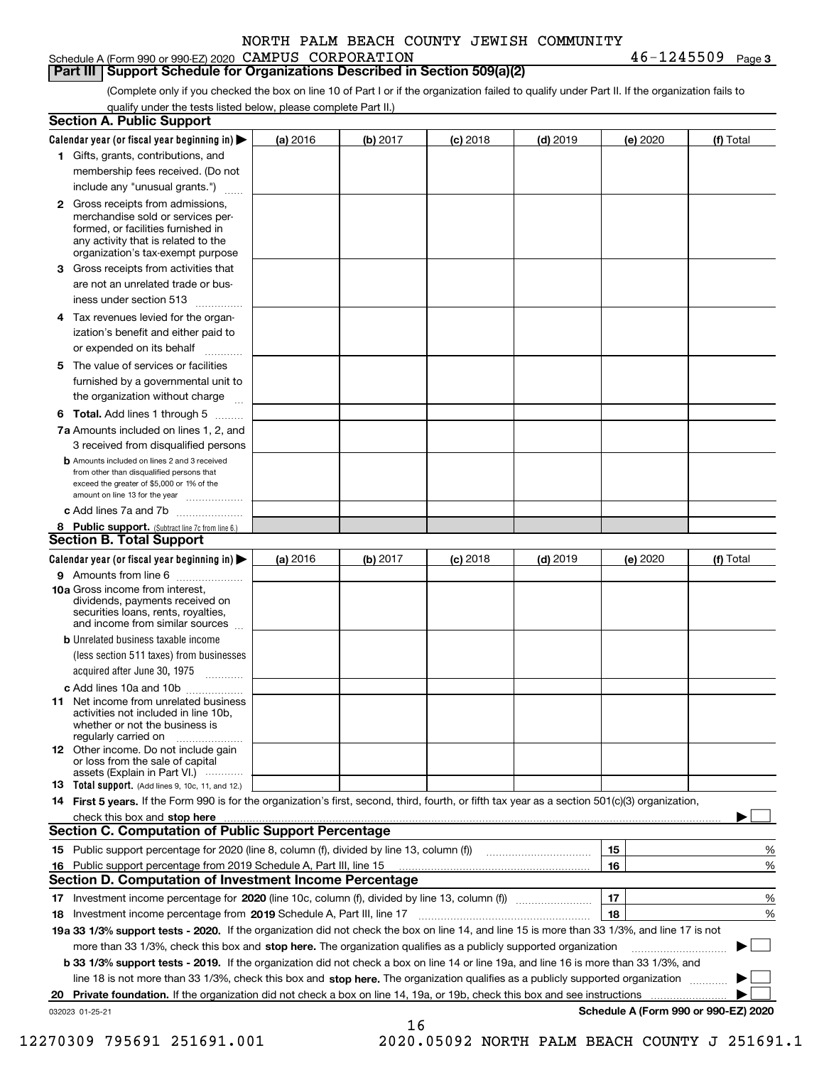Schedule A (Form 990 or 990-EZ) 2020 NORTH PALM BEACH COUNTY JEWISH COMMUNITY CAMPUS CORPORATION 46-1245509 Page 3

## Part III Support Schedule for Organizations Described in Section 509(a)(2)

(Complete only if you checked the box on line 10 of Part I or if the organization failed to qualify under Part II. If the organization fails to qualify under the tests listed below, please complete Part II.)

### Section A. Public Support

| Calendar year (or fiscal year beginning in) ▶ | (a) 2016 | (b) 2017 | (c) 2018 | (d) 2019 | (e) 2020 | (f) Total |
|---|---|---|---|---|---|---|
| 1 Gifts, grants, contributions, and membership fees received. (Do not include any "unusual grants.") | | | | | | |
| 2 Gross receipts from admissions, merchandise sold or services performed, or facilities furnished in any activity that is related to the organization's tax-exempt purpose | | | | | | |
| 3 Gross receipts from activities that are not an unrelated trade or business under section 513 | | | | | | |
| 4 Tax revenues levied for the organization's benefit and either paid to or expended on its behalf | | | | | | |
| 5 The value of services or facilities furnished by a governmental unit to the organization without charge | | | | | | |
| 6 Total. Add lines 1 through 5 | | | | | | |
| 7a Amounts included on lines 1, 2, and 3 received from disqualified persons | | | | | | |
| b Amounts included on lines 2 and 3 received from other than disqualified persons that exceed the greater of $5,000 or 1% of the amount on line 13 for the year | | | | | | |
| c Add lines 7a and 7b | | | | | | |
| 8 Public support. (Subtract line 7c from line 6.) | | | | | | |

### Section B. Total Support

| Calendar year (or fiscal year beginning in) ▶ | (a) 2016 | (b) 2017 | (c) 2018 | (d) 2019 | (e) 2020 | (f) Total |
|---|---|---|---|---|---|---|
| 9 Amounts from line 6 | | | | | | |
| 10a Gross income from interest, dividends, payments received on securities loans, rents, royalties, and income from similar sources | | | | | | |
| b Unrelated business taxable income (less section 511 taxes) from businesses acquired after June 30, 1975 | | | | | | |
| c Add lines 10a and 10b | | | | | | |
| 11 Net income from unrelated business activities not included in line 10b, whether or not the business is regularly carried on | | | | | | |
| 12 Other income. Do not include gain or loss from the sale of capital assets (Explain in Part VI.) | | | | | | |
| 13 Total support. (Add lines 9, 10c, 11, and 12.) | | | | | | |

14 **First 5 years.** If the Form 990 is for the organization's first, second, third, fourth, or fifth tax year as a section 501(c)(3) organization, check this box and **stop here** ▶ ☐

### Section C. Computation of Public Support Percentage

| | | | |
|---|---|---|---|
| 15 Public support percentage for 2020 (line 8, column (f), divided by line 13, column (f)) | 15 | | % |
| 16 Public support percentage from 2019 Schedule A, Part III, line 15 | 16 | | % |

### Section D. Computation of Investment Income Percentage

| | | | |
|---|---|---|---|
| 17 Investment income percentage for **2020** (line 10c, column (f), divided by line 13, column (f)) | 17 | | % |
| 18 Investment income percentage from **2019** Schedule A, Part III, line 17 | 18 | | % |

**19a 33 1/3% support tests - 2020.** If the organization did not check the box on line 14, and line 15 is more than 33 1/3%, and line 17 is not more than 33 1/3%, check this box and **stop here.** The organization qualifies as a publicly supported organization ▶ ☐

**b 33 1/3% support tests - 2019.** If the organization did not check a box on line 14 or line 19a, and line 16 is more than 33 1/3%, and line 18 is not more than 33 1/3%, check this box and **stop here.** The organization qualifies as a publicly supported organization ▶ ☐

**20 Private foundation.** If the organization did not check a box on line 14, 19a, or 19b, check this box and see instructions ▶ ☐

032023 01-25-21

**Schedule A (Form 990 or 990-EZ) 2020**

12270309 795691 251691.001 2020.05092 NORTH PALM BEACH COUNTY J 251691.1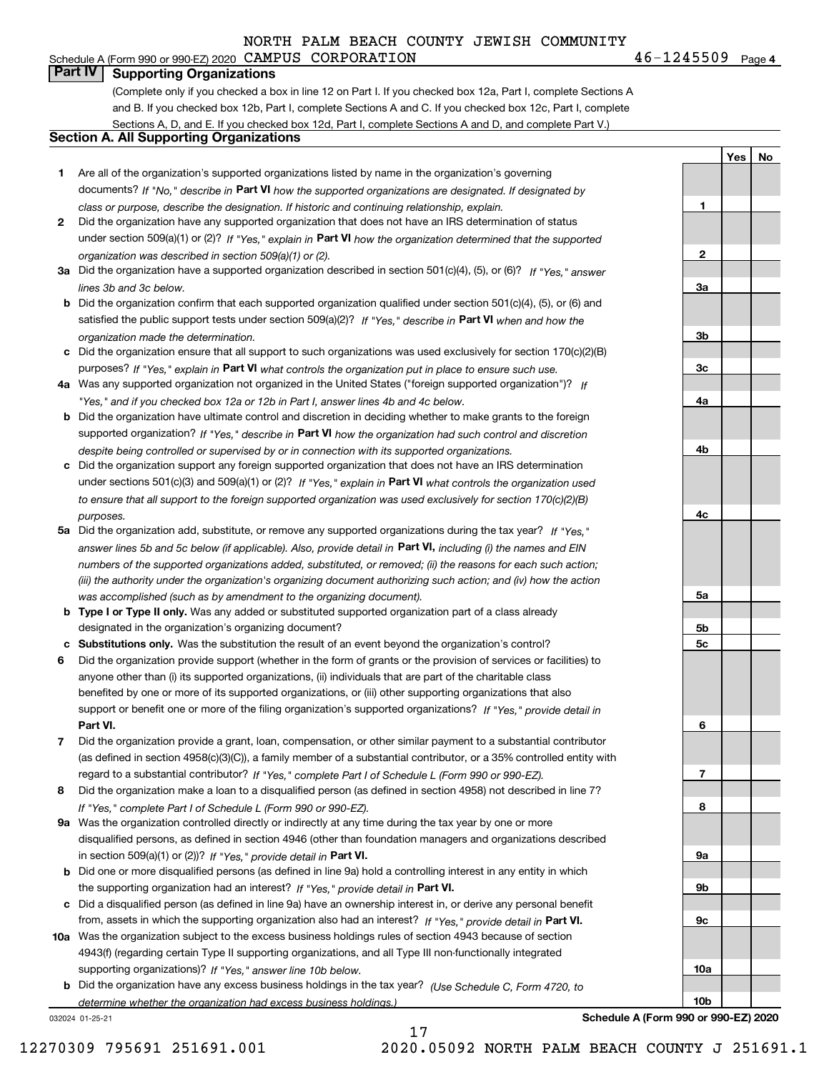NORTH PALM BEACH COUNTY JEWISH COMMUNITY

Schedule A (Form 990 or 990-EZ) 2020 CAMPUS CORPORATION 46-1245509 Page 4

## Part IV Supporting Organizations

(Complete only if you checked a box in line 12 on Part I. If you checked box 12a, Part I, complete Sections A and B. If you checked box 12b, Part I, complete Sections A and C. If you checked box 12c, Part I, complete Sections A, D, and E. If you checked box 12d, Part I, complete Sections A and D, and complete Part V.)

### Section A. All Supporting Organizations

| | | | Yes | No |
|---|---|---|---|---|
| **1** | Are all of the organization's supported organizations listed by name in the organization's governing documents? *If "No," describe in* **Part VI** *how the supported organizations are designated. If designated by class or purpose, describe the designation. If historic and continuing relationship, explain.* | 1 | | |
| **2** | Did the organization have any supported organization that does not have an IRS determination of status under section 509(a)(1) or (2)? *If "Yes," explain in* **Part VI** *how the organization determined that the supported organization was described in section 509(a)(1) or (2).* | 2 | | |
| **3a** | Did the organization have a supported organization described in section 501(c)(4), (5), or (6)? *If "Yes," answer lines 3b and 3c below.* | 3a | | |
| **b** | Did the organization confirm that each supported organization qualified under section 501(c)(4), (5), or (6) and satisfied the public support tests under section 509(a)(2)? *If "Yes," describe in* **Part VI** *when and how the organization made the determination.* | 3b | | |
| **c** | Did the organization ensure that all support to such organizations was used exclusively for section 170(c)(2)(B) purposes? *If "Yes," explain in* **Part VI** *what controls the organization put in place to ensure such use.* | 3c | | |
| **4a** | Was any supported organization not organized in the United States ("foreign supported organization")? *If "Yes," and if you checked box 12a or 12b in Part I, answer lines 4b and 4c below.* | 4a | | |
| **b** | Did the organization have ultimate control and discretion in deciding whether to make grants to the foreign supported organization? *If "Yes," describe in* **Part VI** *how the organization had such control and discretion despite being controlled or supervised by or in connection with its supported organizations.* | 4b | | |
| **c** | Did the organization support any foreign supported organization that does not have an IRS determination under sections 501(c)(3) and 509(a)(1) or (2)? *If "Yes," explain in* **Part VI** *what controls the organization used to ensure that all support to the foreign supported organization was used exclusively for section 170(c)(2)(B) purposes.* | 4c | | |
| **5a** | Did the organization add, substitute, or remove any supported organizations during the tax year? *If "Yes," answer lines 5b and 5c below (if applicable). Also, provide detail in* **Part VI,** *including (i) the names and EIN numbers of the supported organizations added, substituted, or removed; (ii) the reasons for each such action; (iii) the authority under the organization's organizing document authorizing such action; and (iv) how the action was accomplished (such as by amendment to the organizing document).* | 5a | | |
| **b** | **Type I or Type II only.** Was any added or substituted supported organization part of a class already designated in the organization's organizing document? | 5b | | |
| **c** | **Substitutions only.** Was the substitution the result of an event beyond the organization's control? | 5c | | |
| **6** | Did the organization provide support (whether in the form of grants or the provision of services or facilities) to anyone other than (i) its supported organizations, (ii) individuals that are part of the charitable class benefited by one or more of its supported organizations, or (iii) other supporting organizations that also support or benefit one or more of the filing organization's supported organizations? *If "Yes," provide detail in* **Part VI.** | 6 | | |
| **7** | Did the organization provide a grant, loan, compensation, or other similar payment to a substantial contributor (as defined in section 4958(c)(3)(C)), a family member of a substantial contributor, or a 35% controlled entity with regard to a substantial contributor? *If "Yes," complete Part I of Schedule L (Form 990 or 990-EZ).* | 7 | | |
| **8** | Did the organization make a loan to a disqualified person (as defined in section 4958) not described in line 7? *If "Yes," complete Part I of Schedule L (Form 990 or 990-EZ).* | 8 | | |
| **9a** | Was the organization controlled directly or indirectly at any time during the tax year by one or more disqualified persons, as defined in section 4946 (other than foundation managers and organizations described in section 509(a)(1) or (2))? *If "Yes," provide detail in* **Part VI.** | 9a | | |
| **b** | Did one or more disqualified persons (as defined in line 9a) hold a controlling interest in any entity in which the supporting organization had an interest? *If "Yes," provide detail in* **Part VI.** | 9b | | |
| **c** | Did a disqualified person (as defined in line 9a) have an ownership interest in, or derive any personal benefit from, assets in which the supporting organization also had an interest? *If "Yes," provide detail in* **Part VI.** | 9c | | |
| **10a** | Was the organization subject to the excess business holdings rules of section 4943 because of section 4943(f) (regarding certain Type II supporting organizations, and all Type III non-functionally integrated supporting organizations)? *If "Yes," answer line 10b below.* | 10a | | |
| **b** | Did the organization have any excess business holdings in the tax year? *(Use Schedule C, Form 4720, to determine whether the organization had excess business holdings.)* | 10b | | |

032024 01-25-21 **Schedule A (Form 990 or 990-EZ) 2020**

12270309 795691 251691.001 2020.05092 NORTH PALM BEACH COUNTY J 251691.1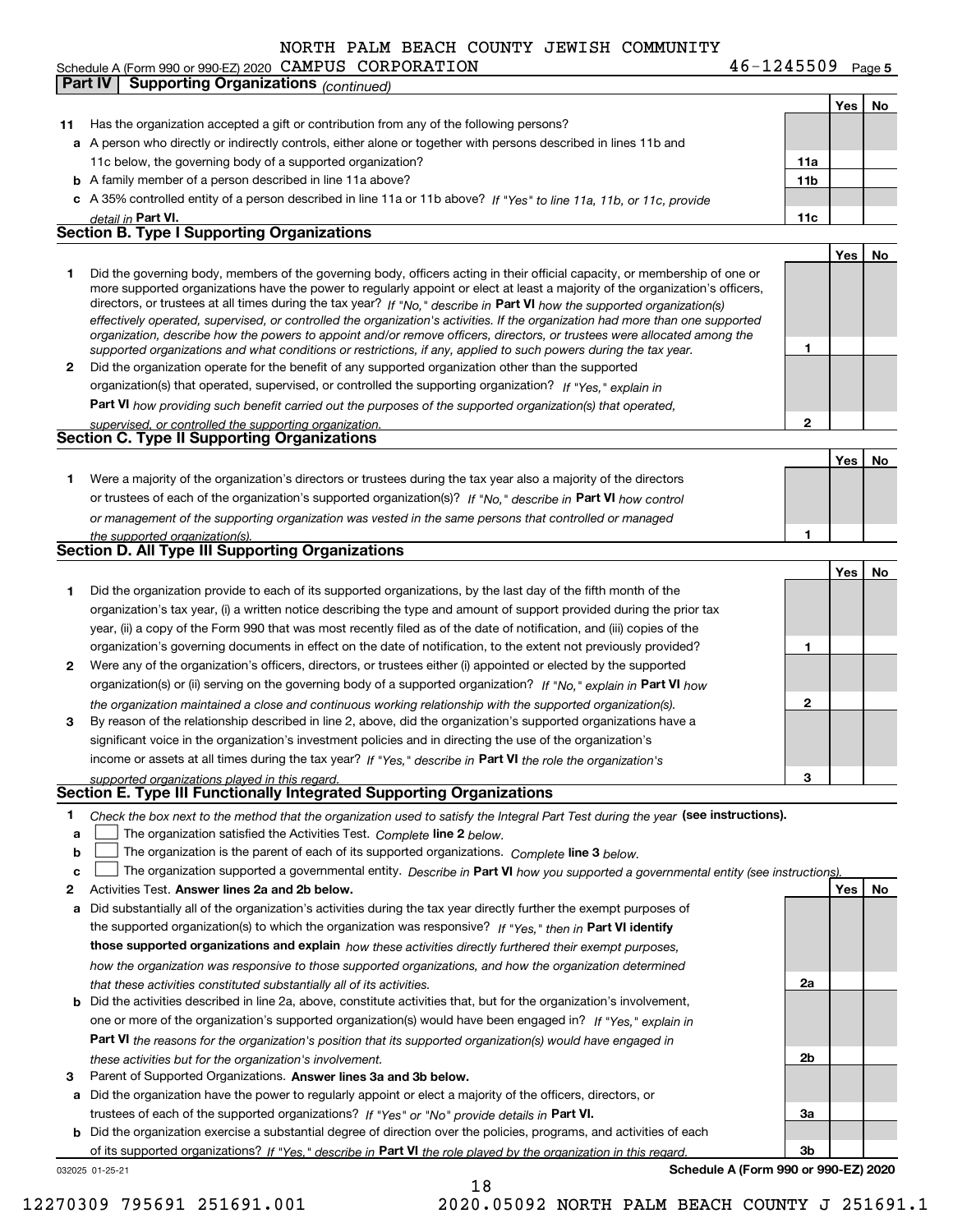NORTH PALM BEACH COUNTY JEWISH COMMUNITY

Schedule A (Form 990 or 990-EZ) 2020 CAMPUS CORPORATION 46-1245509 Page 5

**Part IV | Supporting Organizations** *(continued)*

| | | | Yes | No |
|---|---|---|---|---|
| **11** | Has the organization accepted a gift or contribution from any of the following persons? | | | |
| **a** | A person who directly or indirectly controls, either alone or together with persons described in lines 11b and 11c below, the governing body of a supported organization? | **11a** | | |
| **b** | A family member of a person described in line 11a above? | **11b** | | |
| **c** | A 35% controlled entity of a person described in line 11a or 11b above? *If "Yes" to line 11a, 11b, or 11c, provide detail in* **Part VI.** | **11c** | | |

## Section B. Type I Supporting Organizations

| | | | Yes | No |
|---|---|---|---|---|
| **1** | Did the governing body, members of the governing body, officers acting in their official capacity, or membership of one or more supported organizations have the power to regularly appoint or elect at least a majority of the organization's officers, directors, or trustees at all times during the tax year? *If "No," describe in* **Part VI** *how the supported organization(s) effectively operated, supervised, or controlled the organization's activities. If the organization had more than one supported organization, describe how the powers to appoint and/or remove officers, directors, or trustees were allocated among the supported organizations and what conditions or restrictions, if any, applied to such powers during the tax year.* | **1** | | |
| **2** | Did the organization operate for the benefit of any supported organization other than the supported organization(s) that operated, supervised, or controlled the supporting organization? *If "Yes," explain in* **Part VI** *how providing such benefit carried out the purposes of the supported organization(s) that operated, supervised, or controlled the supporting organization.* | **2** | | |

## Section C. Type II Supporting Organizations

| | | | Yes | No |
|---|---|---|---|---|
| **1** | Were a majority of the organization's directors or trustees during the tax year also a majority of the directors or trustees of each of the organization's supported organization(s)? *If "No," describe in* **Part VI** *how control or management of the supporting organization was vested in the same persons that controlled or managed the supported organization(s).* | **1** | | |

## Section D. All Type III Supporting Organizations

| | | | Yes | No |
|---|---|---|---|---|
| **1** | Did the organization provide to each of its supported organizations, by the last day of the fifth month of the organization's tax year, (i) a written notice describing the type and amount of support provided during the prior tax year, (ii) a copy of the Form 990 that was most recently filed as of the date of notification, and (iii) copies of the organization's governing documents in effect on the date of notification, to the extent not previously provided? | **1** | | |
| **2** | Were any of the organization's officers, directors, or trustees either (i) appointed or elected by the supported organization(s) or (ii) serving on the governing body of a supported organization? *If "No," explain in* **Part VI** *how the organization maintained a close and continuous working relationship with the supported organization(s).* | **2** | | |
| **3** | By reason of the relationship described in line 2, above, did the organization's supported organizations have a significant voice in the organization's investment policies and in directing the use of the organization's income or assets at all times during the tax year? *If "Yes," describe in* **Part VI** *the role the organization's supported organizations played in this regard.* | **3** | | |

## Section E. Type III Functionally Integrated Supporting Organizations

**1** *Check the box next to the method that the organization used to satisfy the Integral Part Test during the year* **(see instructions).**

- **a** ☐ The organization satisfied the Activities Test. *Complete* **line 2** *below.*
- **b** ☐ The organization is the parent of each of its supported organizations. *Complete* **line 3** *below.*
- **c** ☐ The organization supported a governmental entity. *Describe in* **Part VI** *how you supported a governmental entity (see instructions).*

| | | | Yes | No |
|---|---|---|---|---|
| **2** | Activities Test. **Answer lines 2a and 2b below.** | | | |
| **a** | Did substantially all of the organization's activities during the tax year directly further the exempt purposes of the supported organization(s) to which the organization was responsive? *If "Yes," then in* **Part VI identify those supported organizations and explain** *how these activities directly furthered their exempt purposes, how the organization was responsive to those supported organizations, and how the organization determined that these activities constituted substantially all of its activities.* | **2a** | | |
| **b** | Did the activities described in line 2a, above, constitute activities that, but for the organization's involvement, one or more of the organization's supported organization(s) would have been engaged in? *If "Yes," explain in* **Part VI** *the reasons for the organization's position that its supported organization(s) would have engaged in these activities but for the organization's involvement.* | **2b** | | |
| **3** | Parent of Supported Organizations. **Answer lines 3a and 3b below.** | | | |
| **a** | Did the organization have the power to regularly appoint or elect a majority of the officers, directors, or trustees of each of the supported organizations? *If "Yes" or "No" provide details in* **Part VI.** | **3a** | | |
| **b** | Did the organization exercise a substantial degree of direction over the policies, programs, and activities of each of its supported organizations? *If "Yes," describe in* **Part VI** *the role played by the organization in this regard.* | **3b** | | |

032025 01-25-21 **Schedule A (Form 990 or 990-EZ) 2020**

12270309 795691 251691.001 2020.05092 NORTH PALM BEACH COUNTY J 251691.1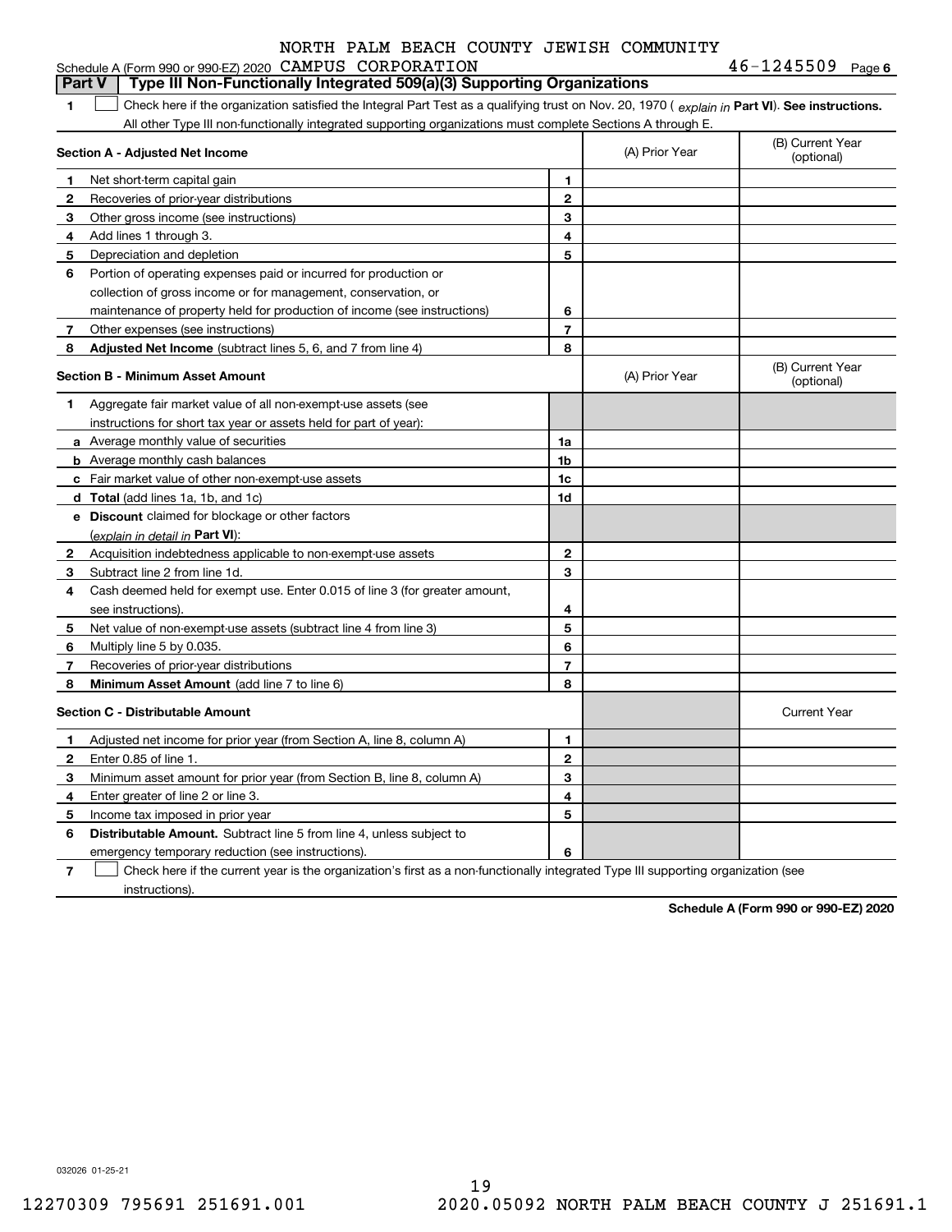NORTH PALM BEACH COUNTY JEWISH COMMUNITY

Schedule A (Form 990 or 990-EZ) 2020 CAMPUS CORPORATION 46-1245509 Page 6

## Part V Type III Non-Functionally Integrated 509(a)(3) Supporting Organizations

1 ☐ Check here if the organization satisfied the Integral Part Test as a qualifying trust on Nov. 20, 1970 ( *explain in* **Part VI**). **See instructions.** All other Type III non-functionally integrated supporting organizations must complete Sections A through E.

| **Section A - Adjusted Net Income** | | | (A) Prior Year | (B) Current Year (optional) |
|---|---|---|---|---|
| 1 | Net short-term capital gain | 1 | | |
| 2 | Recoveries of prior-year distributions | 2 | | |
| 3 | Other gross income (see instructions) | 3 | | |
| 4 | Add lines 1 through 3. | 4 | | |
| 5 | Depreciation and depletion | 5 | | |
| 6 | Portion of operating expenses paid or incurred for production or collection of gross income or for management, conservation, or maintenance of property held for production of income (see instructions) | 6 | | |
| 7 | Other expenses (see instructions) | 7 | | |
| 8 | **Adjusted Net Income** (subtract lines 5, 6, and 7 from line 4) | 8 | | |

| **Section B - Minimum Asset Amount** | | | (A) Prior Year | (B) Current Year (optional) |
|---|---|---|---|---|
| 1 | Aggregate fair market value of all non-exempt-use assets (see instructions for short tax year or assets held for part of year): | | | |
| a | Average monthly value of securities | 1a | | |
| b | Average monthly cash balances | 1b | | |
| c | Fair market value of other non-exempt-use assets | 1c | | |
| d | **Total** (add lines 1a, 1b, and 1c) | 1d | | |
| e | **Discount** claimed for blockage or other factors (*explain in detail in* **Part VI**): | | | |
| 2 | Acquisition indebtedness applicable to non-exempt-use assets | 2 | | |
| 3 | Subtract line 2 from line 1d. | 3 | | |
| 4 | Cash deemed held for exempt use. Enter 0.015 of line 3 (for greater amount, see instructions). | 4 | | |
| 5 | Net value of non-exempt-use assets (subtract line 4 from line 3) | 5 | | |
| 6 | Multiply line 5 by 0.035. | 6 | | |
| 7 | Recoveries of prior-year distributions | 7 | | |
| 8 | **Minimum Asset Amount** (add line 7 to line 6) | 8 | | |

| **Section C - Distributable Amount** | | | | Current Year |
|---|---|---|---|---|
| 1 | Adjusted net income for prior year (from Section A, line 8, column A) | 1 | | |
| 2 | Enter 0.85 of line 1. | 2 | | |
| 3 | Minimum asset amount for prior year (from Section B, line 8, column A) | 3 | | |
| 4 | Enter greater of line 2 or line 3. | 4 | | |
| 5 | Income tax imposed in prior year | 5 | | |
| 6 | **Distributable Amount.** Subtract line 5 from line 4, unless subject to emergency temporary reduction (see instructions). | 6 | | |

7 ☐ Check here if the current year is the organization's first as a non-functionally integrated Type III supporting organization (see instructions).

**Schedule A (Form 990 or 990-EZ) 2020**

032026 01-25-21

12270309 795691 251691.001 2020.05092 NORTH PALM BEACH COUNTY J 251691.1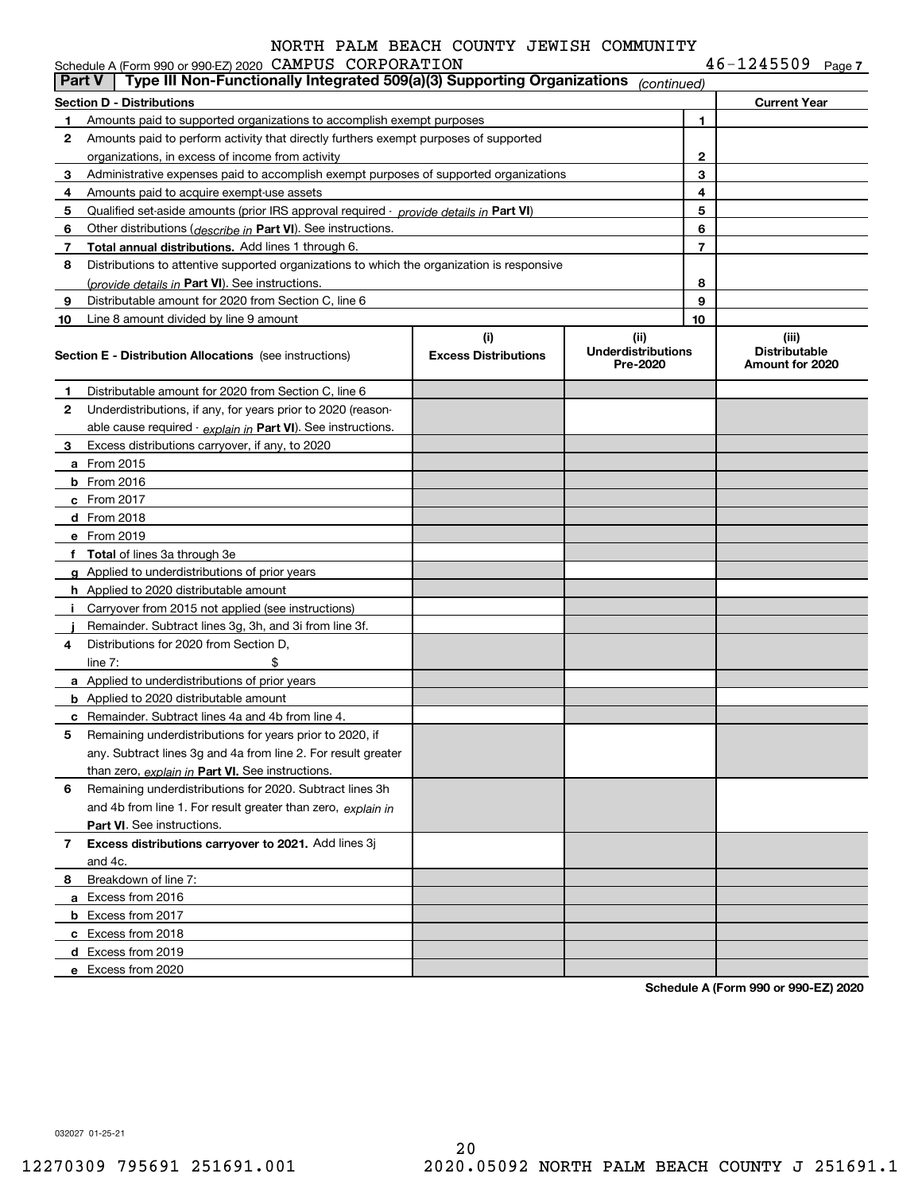Schedule A (Form 990 or 990-EZ) 2020 NORTH PALM BEACH COUNTY JEWISH COMMUNITY CAMPUS CORPORATION 46-1245509 Page 7

## Part V Type III Non-Functionally Integrated 509(a)(3) Supporting Organizations *(continued)*

| Section D - Distributions | | | Current Year |
|---|---|---|---|
| 1 | Amounts paid to supported organizations to accomplish exempt purposes | 1 | |
| 2 | Amounts paid to perform activity that directly furthers exempt purposes of supported organizations, in excess of income from activity | 2 | |
| 3 | Administrative expenses paid to accomplish exempt purposes of supported organizations | 3 | |
| 4 | Amounts paid to acquire exempt-use assets | 4 | |
| 5 | Qualified set-aside amounts (prior IRS approval required - *provide details in* **Part VI**) | 5 | |
| 6 | Other distributions (*describe in* **Part VI**). See instructions. | 6 | |
| 7 | **Total annual distributions.** Add lines 1 through 6. | 7 | |
| 8 | Distributions to attentive supported organizations to which the organization is responsive (*provide details in* **Part VI**). See instructions. | 8 | |
| 9 | Distributable amount for 2020 from Section C, line 6 | 9 | |
| 10 | Line 8 amount divided by line 9 amount | 10 | |

| | **Section E - Distribution Allocations** (see instructions) | (i) Excess Distributions | (ii) Underdistributions Pre-2020 | (iii) Distributable Amount for 2020 |
|---|---|---|---|---|
| 1 | Distributable amount for 2020 from Section C, line 6 | | | |
| 2 | Underdistributions, if any, for years prior to 2020 (reasonable cause required - *explain in* **Part VI**). See instructions. | | | |
| 3 | Excess distributions carryover, if any, to 2020 | | | |
| a | From 2015 | | | |
| b | From 2016 | | | |
| c | From 2017 | | | |
| d | From 2018 | | | |
| e | From 2019 | | | |
| f | **Total** of lines 3a through 3e | | | |
| g | Applied to underdistributions of prior years | | | |
| h | Applied to 2020 distributable amount | | | |
| i | Carryover from 2015 not applied (see instructions) | | | |
| j | Remainder. Subtract lines 3g, 3h, and 3i from line 3f. | | | |
| 4 | Distributions for 2020 from Section D, line 7: $ | | | |
| a | Applied to underdistributions of prior years | | | |
| b | Applied to 2020 distributable amount | | | |
| c | Remainder. Subtract lines 4a and 4b from line 4. | | | |
| 5 | Remaining underdistributions for years prior to 2020, if any. Subtract lines 3g and 4a from line 2. For result greater than zero, *explain in* **Part VI.** See instructions. | | | |
| 6 | Remaining underdistributions for 2020. Subtract lines 3h and 4b from line 1. For result greater than zero, *explain in* **Part VI**. See instructions. | | | |
| 7 | **Excess distributions carryover to 2021.** Add lines 3j and 4c. | | | |
| 8 | Breakdown of line 7: | | | |
| a | Excess from 2016 | | | |
| b | Excess from 2017 | | | |
| c | Excess from 2018 | | | |
| d | Excess from 2019 | | | |
| e | Excess from 2020 | | | |

**Schedule A (Form 990 or 990-EZ) 2020**

032027 01-25-21

12270309 795691 251691.001 2020.05092 NORTH PALM BEACH COUNTY J 251691.1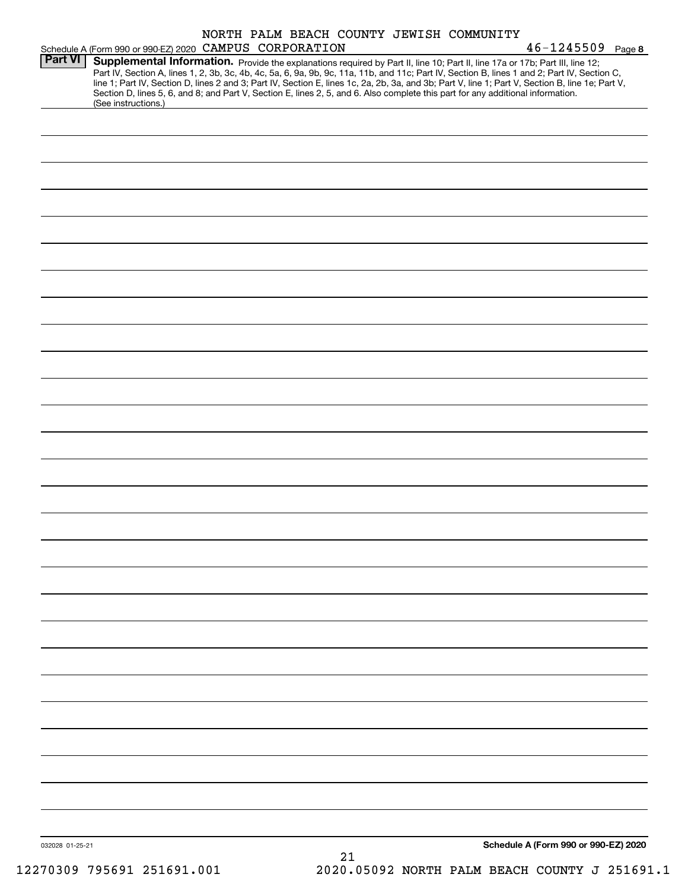NORTH PALM BEACH COUNTY JEWISH COMMUNITY

Schedule A (Form 990 or 990-EZ) 2020 CAMPUS CORPORATION 46-1245509 Page 8

**Part VI** **Supplemental Information.** Provide the explanations required by Part II, line 10; Part II, line 17a or 17b; Part III, line 12; Part IV, Section A, lines 1, 2, 3b, 3c, 4b, 4c, 5a, 6, 9a, 9b, 9c, 11a, 11b, and 11c; Part IV, Section B, lines 1 and 2; Part IV, Section C, line 1; Part IV, Section D, lines 2 and 3; Part IV, Section E, lines 1c, 2a, 2b, 3a, and 3b; Part V, line 1; Part V, Section B, line 1e; Part V, Section D, lines 5, 6, and 8; and Part V, Section E, lines 2, 5, and 6. Also complete this part for any additional information. (See instructions.)

032028 01-25-21

**Schedule A (Form 990 or 990-EZ) 2020**

12270309 795691 251691.001 2020.05092 NORTH PALM BEACH COUNTY J 251691.1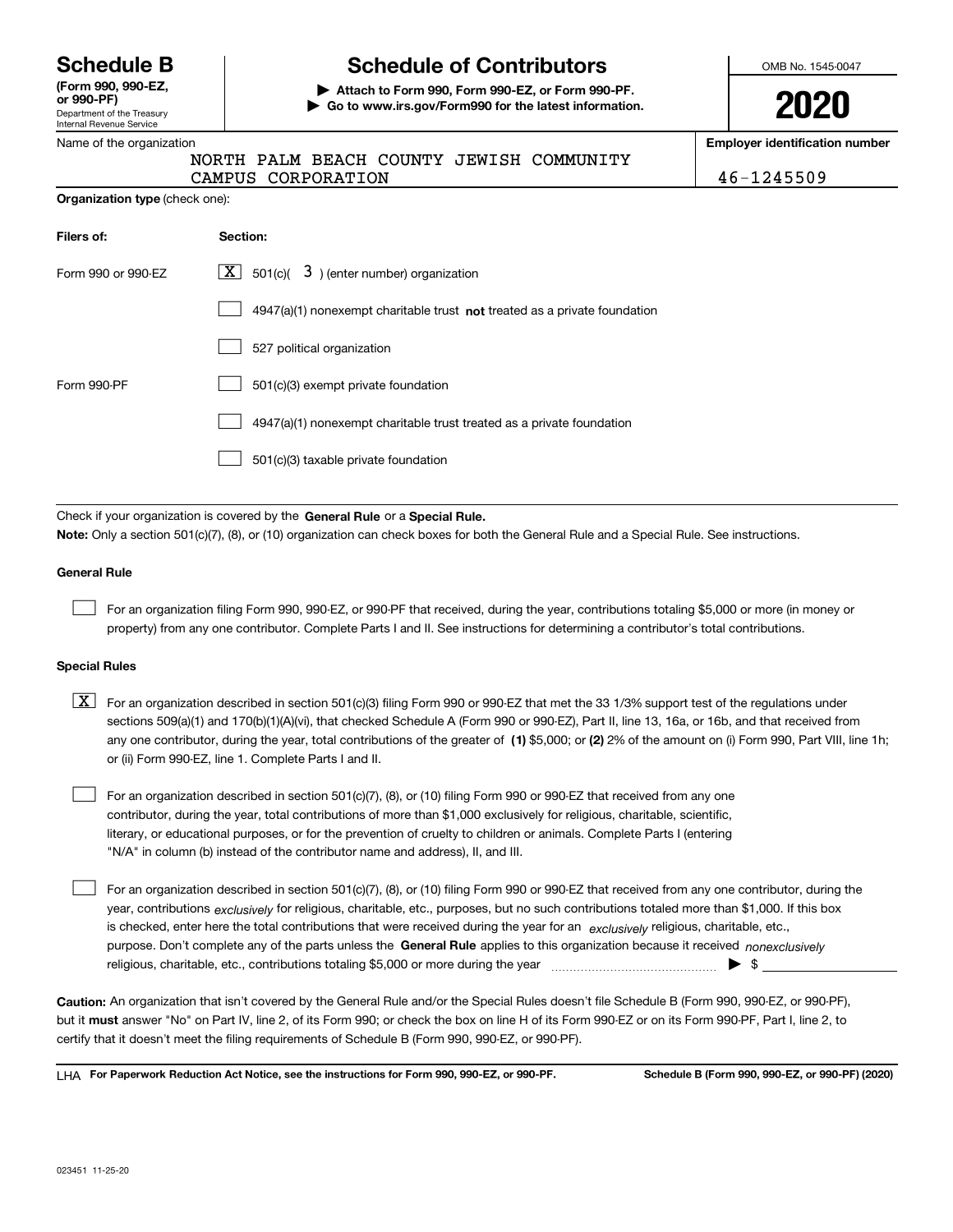# Schedule B

**(Form 990, 990-EZ, or 990-PF)**

Department of the Treasury
Internal Revenue Service

## Schedule of Contributors

▶ **Attach to Form 990, Form 990-EZ, or Form 990-PF.**
▶ **Go to www.irs.gov/Form990 for the latest information.**

OMB No. 1545-0047

**2020**

Name of the organization: NORTH PALM BEACH COUNTY JEWISH COMMUNITY CAMPUS CORPORATION

**Employer identification number:** 46-1245509

**Organization type** (check one):

| **Filers of:** | **Section:** |
| --- | --- |
| Form 990 or 990-EZ | [X] 501(c)( 3 ) (enter number) organization |
| | [ ] 4947(a)(1) nonexempt charitable trust **not** treated as a private foundation |
| | [ ] 527 political organization |
| Form 990-PF | [ ] 501(c)(3) exempt private foundation |
| | [ ] 4947(a)(1) nonexempt charitable trust treated as a private foundation |
| | [ ] 501(c)(3) taxable private foundation |

Check if your organization is covered by the **General Rule** or a **Special Rule.**

**Note:** Only a section 501(c)(7), (8), or (10) organization can check boxes for both the General Rule and a Special Rule. See instructions.

**General Rule**

[ ] For an organization filing Form 990, 990-EZ, or 990-PF that received, during the year, contributions totaling $5,000 or more (in money or property) from any one contributor. Complete Parts I and II. See instructions for determining a contributor's total contributions.

**Special Rules**

[X] For an organization described in section 501(c)(3) filing Form 990 or 990-EZ that met the 33 1/3% support test of the regulations under sections 509(a)(1) and 170(b)(1)(A)(vi), that checked Schedule A (Form 990 or 990-EZ), Part II, line 13, 16a, or 16b, and that received from any one contributor, during the year, total contributions of the greater of **(1)** $5,000; or **(2)** 2% of the amount on (i) Form 990, Part VIII, line 1h; or (ii) Form 990-EZ, line 1. Complete Parts I and II.

[ ] For an organization described in section 501(c)(7), (8), or (10) filing Form 990 or 990-EZ that received from any one contributor, during the year, total contributions of more than $1,000 exclusively for religious, charitable, scientific, literary, or educational purposes, or for the prevention of cruelty to children or animals. Complete Parts I (entering "N/A" in column (b) instead of the contributor name and address), II, and III.

[ ] For an organization described in section 501(c)(7), (8), or (10) filing Form 990 or 990-EZ that received from any one contributor, during the year, contributions *exclusively* for religious, charitable, etc., purposes, but no such contributions totaled more than $1,000. If this box is checked, enter here the total contributions that were received during the year for an *exclusively* religious, charitable, etc., purpose. Don't complete any of the parts unless the **General Rule** applies to this organization because it received *nonexclusively* religious, charitable, etc., contributions totaling $5,000 or more during the year ▶ $

**Caution:** An organization that isn't covered by the General Rule and/or the Special Rules doesn't file Schedule B (Form 990, 990-EZ, or 990-PF), but it **must** answer "No" on Part IV, line 2, of its Form 990; or check the box on line H of its Form 990-EZ or on its Form 990-PF, Part I, line 2, to certify that it doesn't meet the filing requirements of Schedule B (Form 990, 990-EZ, or 990-PF).

LHA **For Paperwork Reduction Act Notice, see the instructions for Form 990, 990-EZ, or 990-PF.** **Schedule B (Form 990, 990-EZ, or 990-PF) (2020)**

023451 11-25-20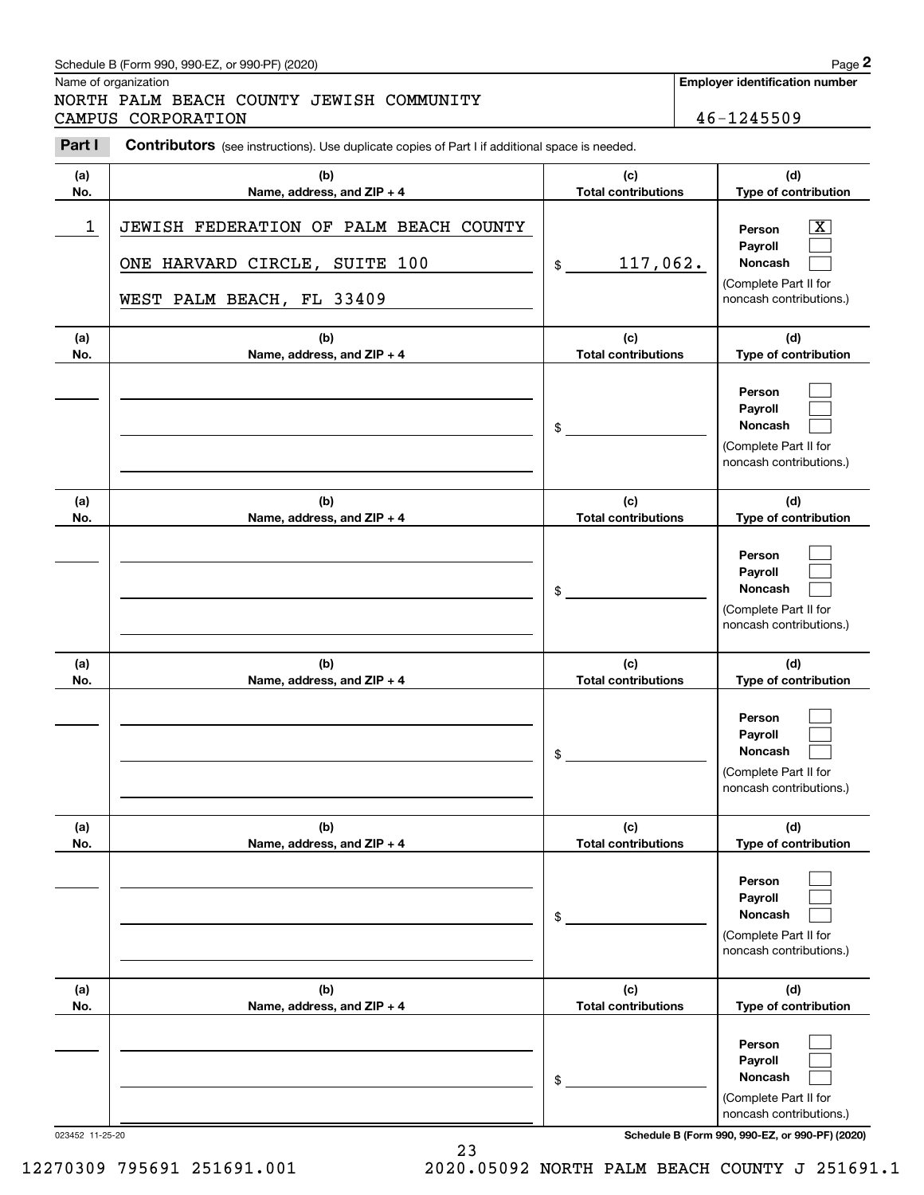Schedule B (Form 990, 990-EZ, or 990-PF) (2020)

Name of organization

NORTH PALM BEACH COUNTY JEWISH COMMUNITY CAMPUS CORPORATION

**Employer identification number**

46-1245509

**Part I** **Contributors** (see instructions). Use duplicate copies of Part I if additional space is needed.

| (a) No. | (b) Name, address, and ZIP + 4 | (c) Total contributions | (d) Type of contribution |
|---|---|---|---|
| 1 | JEWISH FEDERATION OF PALM BEACH COUNTY<br>ONE HARVARD CIRCLE, SUITE 100<br>WEST PALM BEACH, FL 33409 | $ 117,062. | Person [X]<br>Payroll [ ]<br>Noncash [ ]<br>(Complete Part II for noncash contributions.) |
| | | $ | Person [ ]<br>Payroll [ ]<br>Noncash [ ]<br>(Complete Part II for noncash contributions.) |
| | | $ | Person [ ]<br>Payroll [ ]<br>Noncash [ ]<br>(Complete Part II for noncash contributions.) |
| | | $ | Person [ ]<br>Payroll [ ]<br>Noncash [ ]<br>(Complete Part II for noncash contributions.) |
| | | $ | Person [ ]<br>Payroll [ ]<br>Noncash [ ]<br>(Complete Part II for noncash contributions.) |
| | | $ | Person [ ]<br>Payroll [ ]<br>Noncash [ ]<br>(Complete Part II for noncash contributions.) |

023452 11-25-20

**Schedule B (Form 990, 990-EZ, or 990-PF) (2020)**

12270309 795691 251691.001 2020.05092 NORTH PALM BEACH COUNTY J 251691.1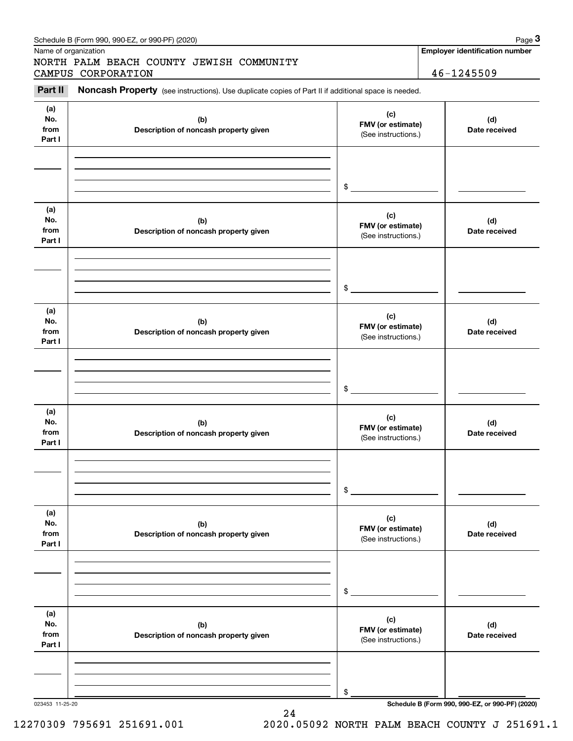Name of organization

NORTH PALM BEACH COUNTY JEWISH COMMUNITY CAMPUS CORPORATION

**Employer identification number**

46-1245509

**Part II** **Noncash Property** (see instructions). Use duplicate copies of Part II if additional space is needed.

| (a) No. from Part I | (b) Description of noncash property given | (c) FMV (or estimate) (See instructions.) | (d) Date received |
|---|---|---|---|
| | | $ | |

| (a) No. from Part I | (b) Description of noncash property given | (c) FMV (or estimate) (See instructions.) | (d) Date received |
|---|---|---|---|
| | | $ | |

| (a) No. from Part I | (b) Description of noncash property given | (c) FMV (or estimate) (See instructions.) | (d) Date received |
|---|---|---|---|
| | | $ | |

| (a) No. from Part I | (b) Description of noncash property given | (c) FMV (or estimate) (See instructions.) | (d) Date received |
|---|---|---|---|
| | | $ | |

| (a) No. from Part I | (b) Description of noncash property given | (c) FMV (or estimate) (See instructions.) | (d) Date received |
|---|---|---|---|
| | | $ | |

| (a) No. from Part I | (b) Description of noncash property given | (c) FMV (or estimate) (See instructions.) | (d) Date received |
|---|---|---|---|
| | | $ | |

023453 11-25-20

12270309 795691 251691.001 2020.05092 NORTH PALM BEACH COUNTY J 251691.1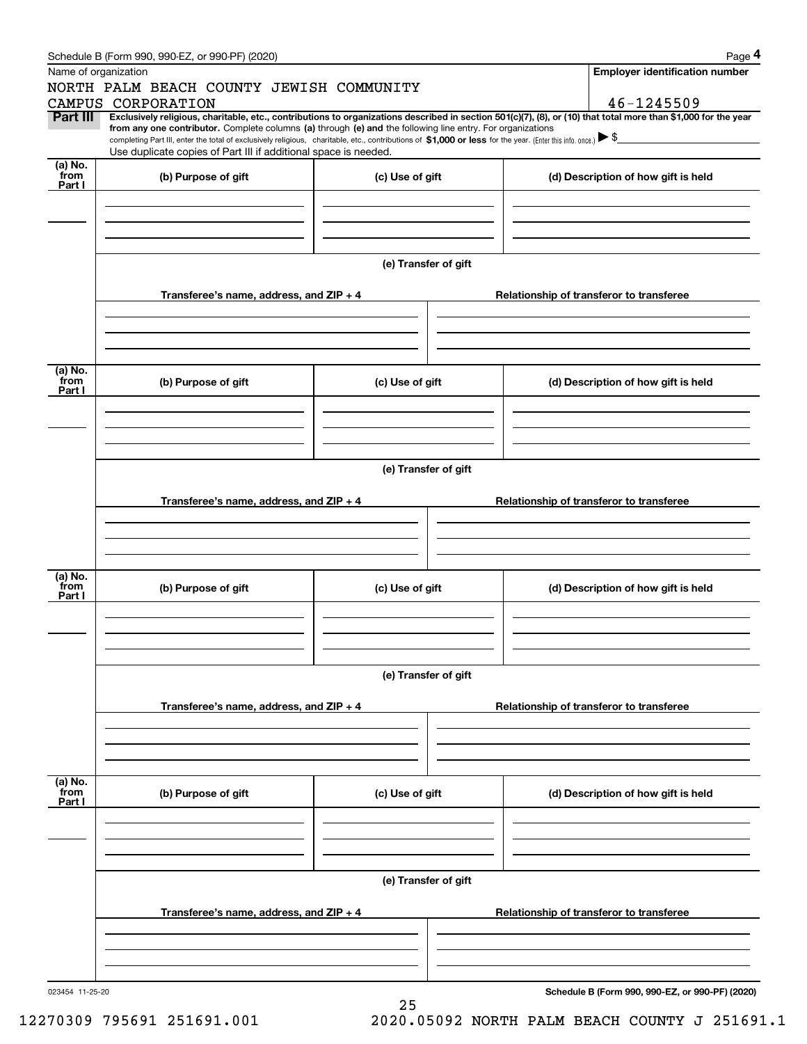Schedule B (Form 990, 990-EZ, or 990-PF) (2020)

Name of organization: NORTH PALM BEACH COUNTY JEWISH COMMUNITY CAMPUS CORPORATION

Employer identification number: 46-1245509

**Part III** **Exclusively religious, charitable, etc., contributions to organizations described in section 501(c)(7), (8), or (10) that total more than $1,000 for the year from any one contributor.** Complete columns **(a)** through **(e) and** the following line entry. For organizations completing Part III, enter the total of exclusively religious, charitable, etc., contributions of **$1,000 or less** for the year. (Enter this info. once.) ▶ $

Use duplicate copies of Part III if additional space is needed.

| (a) No. from Part I | (b) Purpose of gift | (c) Use of gift | (d) Description of how gift is held |
|---|---|---|---|
| | | | |

(e) Transfer of gift

| Transferee's name, address, and ZIP + 4 | Relationship of transferor to transferee |
|---|---|
| | |

| (a) No. from Part I | (b) Purpose of gift | (c) Use of gift | (d) Description of how gift is held |
|---|---|---|---|
| | | | |

(e) Transfer of gift

| Transferee's name, address, and ZIP + 4 | Relationship of transferor to transferee |
|---|---|
| | |

| (a) No. from Part I | (b) Purpose of gift | (c) Use of gift | (d) Description of how gift is held |
|---|---|---|---|
| | | | |

(e) Transfer of gift

| Transferee's name, address, and ZIP + 4 | Relationship of transferor to transferee |
|---|---|
| | |

| (a) No. from Part I | (b) Purpose of gift | (c) Use of gift | (d) Description of how gift is held |
|---|---|---|---|
| | | | |

(e) Transfer of gift

| Transferee's name, address, and ZIP + 4 | Relationship of transferor to transferee |
|---|---|
| | |

023454 11-25-20

**Schedule B (Form 990, 990-EZ, or 990-PF) (2020)**

12270309 795691 251691.001 2020.05092 NORTH PALM BEACH COUNTY J 251691.1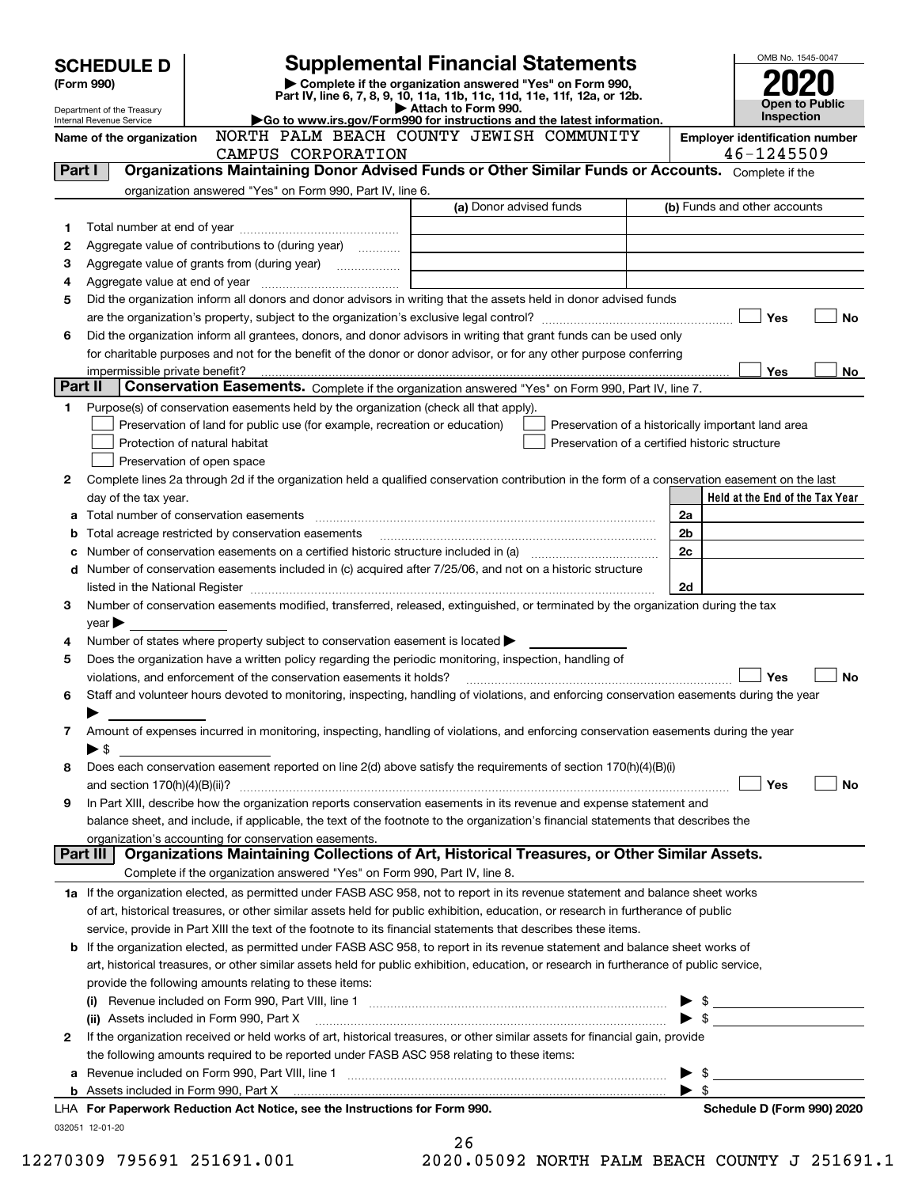# SCHEDULE D (Form 990)

Department of the Treasury
Internal Revenue Service

# Supplemental Financial Statements

▶ Complete if the organization answered "Yes" on Form 990, Part IV, line 6, 7, 8, 9, 10, 11a, 11b, 11c, 11d, 11e, 11f, 12a, or 12b.
▶ Attach to Form 990.
▶Go to www.irs.gov/Form990 for instructions and the latest information.

OMB No. 1545-0047

**2020**

**Open to Public Inspection**

Name of the organization: NORTH PALM BEACH COUNTY JEWISH COMMUNITY CAMPUS CORPORATION

Employer identification number: 46-1245509

## Part I Organizations Maintaining Donor Advised Funds or Other Similar Funds or Accounts. Complete if the organization answered "Yes" on Form 990, Part IV, line 6.

| | | (a) Donor advised funds | (b) Funds and other accounts |
|---|---|---|---|
| 1 | Total number at end of year | | |
| 2 | Aggregate value of contributions to (during year) | | |
| 3 | Aggregate value of grants from (during year) | | |
| 4 | Aggregate value at end of year | | |

5 Did the organization inform all donors and donor advisors in writing that the assets held in donor advised funds are the organization's property, subject to the organization's exclusive legal control? ☐ Yes ☐ No

6 Did the organization inform all grantees, donors, and donor advisors in writing that grant funds can be used only for charitable purposes and not for the benefit of the donor or donor advisor, or for any other purpose conferring impermissible private benefit? ☐ Yes ☐ No

## Part II Conservation Easements. Complete if the organization answered "Yes" on Form 990, Part IV, line 7.

1 Purpose(s) of conservation easements held by the organization (check all that apply).

☐ Preservation of land for public use (for example, recreation or education)
☐ Preservation of a historically important land area
☐ Protection of natural habitat
☐ Preservation of a certified historic structure
☐ Preservation of open space

2 Complete lines 2a through 2d if the organization held a qualified conservation contribution in the form of a conservation easement on the last day of the tax year.

| | | | Held at the End of the Tax Year |
|---|---|---|---|
| a | Total number of conservation easements | 2a | |
| b | Total acreage restricted by conservation easements | 2b | |
| c | Number of conservation easements on a certified historic structure included in (a) | 2c | |
| d | Number of conservation easements included in (c) acquired after 7/25/06, and not on a historic structure listed in the National Register | 2d | |

3 Number of conservation easements modified, transferred, released, extinguished, or terminated by the organization during the tax year ▶

4 Number of states where property subject to conservation easement is located ▶

5 Does the organization have a written policy regarding the periodic monitoring, inspection, handling of violations, and enforcement of the conservation easements it holds? ☐ Yes ☐ No

6 Staff and volunteer hours devoted to monitoring, inspecting, handling of violations, and enforcing conservation easements during the year ▶

7 Amount of expenses incurred in monitoring, inspecting, handling of violations, and enforcing conservation easements during the year ▶ $

8 Does each conservation easement reported on line 2(d) above satisfy the requirements of section 170(h)(4)(B)(i) and section 170(h)(4)(B)(ii)? ☐ Yes ☐ No

9 In Part XIII, describe how the organization reports conservation easements in its revenue and expense statement and balance sheet, and include, if applicable, the text of the footnote to the organization's financial statements that describes the organization's accounting for conservation easements.

## Part III Organizations Maintaining Collections of Art, Historical Treasures, or Other Similar Assets. Complete if the organization answered "Yes" on Form 990, Part IV, line 8.

1a If the organization elected, as permitted under FASB ASC 958, not to report in its revenue statement and balance sheet works of art, historical treasures, or other similar assets held for public exhibition, education, or research in furtherance of public service, provide in Part XIII the text of the footnote to its financial statements that describes these items.

b If the organization elected, as permitted under FASB ASC 958, to report in its revenue statement and balance sheet works of art, historical treasures, or other similar assets held for public exhibition, education, or research in furtherance of public service, provide the following amounts relating to these items:

(i) Revenue included on Form 990, Part VIII, line 1 ▶ $

(ii) Assets included in Form 990, Part X ▶ $

2 If the organization received or held works of art, historical treasures, or other similar assets for financial gain, provide the following amounts required to be reported under FASB ASC 958 relating to these items:

a Revenue included on Form 990, Part VIII, line 1 ▶ $

b Assets included in Form 990, Part X ▶ $

LHA For Paperwork Reduction Act Notice, see the Instructions for Form 990. Schedule D (Form 990) 2020

032051 12-01-20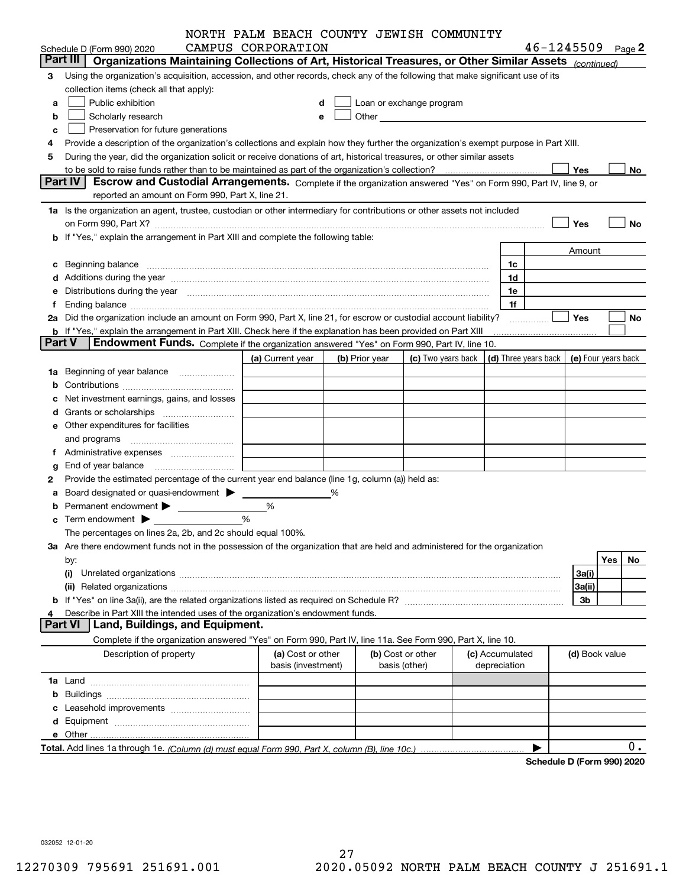NORTH PALM BEACH COUNTY JEWISH COMMUNITY CAMPUS CORPORATION 46-1245509

Schedule D (Form 990) 2020 Page 2

**Part III | Organizations Maintaining Collections of Art, Historical Treasures, or Other Similar Assets** *(continued)*

3 Using the organization's acquisition, accession, and other records, check any of the following that make significant use of its collection items (check all that apply):

a ☐ Public exhibition  d ☐ Loan or exchange program
b ☐ Scholarly research  e ☐ Other
c ☐ Preservation for future generations

4 Provide a description of the organization's collections and explain how they further the organization's exempt purpose in Part XIII.

5 During the year, did the organization solicit or receive donations of art, historical treasures, or other similar assets to be sold to raise funds rather than to be maintained as part of the organization's collection? ☐ Yes ☐ No

**Part IV | Escrow and Custodial Arrangements.** Complete if the organization answered "Yes" on Form 990, Part IV, line 9, or reported an amount on Form 990, Part X, line 21.

1a Is the organization an agent, trustee, custodian or other intermediary for contributions or other assets not included on Form 990, Part X? ☐ Yes ☐ No

b If "Yes," explain the arrangement in Part XIII and complete the following table:

| | | Amount |
|---|---|---|
| c Beginning balance | 1c | |
| d Additions during the year | 1d | |
| e Distributions during the year | 1e | |
| f Ending balance | 1f | |

2a Did the organization include an amount on Form 990, Part X, line 21, for escrow or custodial account liability? ☐ Yes ☐ No

b If "Yes," explain the arrangement in Part XIII. Check here if the explanation has been provided on Part XIII ☐

**Part V | Endowment Funds.** Complete if the organization answered "Yes" on Form 990, Part IV, line 10.

| | (a) Current year | (b) Prior year | (c) Two years back | (d) Three years back | (e) Four years back |
|---|---|---|---|---|---|
| 1a Beginning of year balance | | | | | |
| b Contributions | | | | | |
| c Net investment earnings, gains, and losses | | | | | |
| d Grants or scholarships | | | | | |
| e Other expenditures for facilities and programs | | | | | |
| f Administrative expenses | | | | | |
| g End of year balance | | | | | |

2 Provide the estimated percentage of the current year end balance (line 1g, column (a)) held as:

a Board designated or quasi-endowment ▶ %

b Permanent endowment ▶ %

c Term endowment ▶ %

The percentages on lines 2a, 2b, and 2c should equal 100%.

3a Are there endowment funds not in the possession of the organization that are held and administered for the organization by:

| | | Yes | No |
|---|---|---|---|
| (i) Unrelated organizations | 3a(i) | | |
| (ii) Related organizations | 3a(ii) | | |
| b If "Yes" on line 3a(ii), are the related organizations listed as required on Schedule R? | 3b | | |

4 Describe in Part XIII the intended uses of the organization's endowment funds.

**Part VI | Land, Buildings, and Equipment.**

Complete if the organization answered "Yes" on Form 990, Part IV, line 11a. See Form 990, Part X, line 10.

| Description of property | (a) Cost or other basis (investment) | (b) Cost or other basis (other) | (c) Accumulated depreciation | (d) Book value |
|---|---|---|---|---|
| 1a Land | | | | |
| b Buildings | | | | |
| c Leasehold improvements | | | | |
| d Equipment | | | | |
| e Other | | | | |
| **Total.** Add lines 1a through 1e. *(Column (d) must equal Form 990, Part X, column (B), line 10c.)* | | | ▶ | 0. |

**Schedule D (Form 990) 2020**

032052 12-01-20

12270309 795691 251691.001 2020.05092 NORTH PALM BEACH COUNTY J 251691.1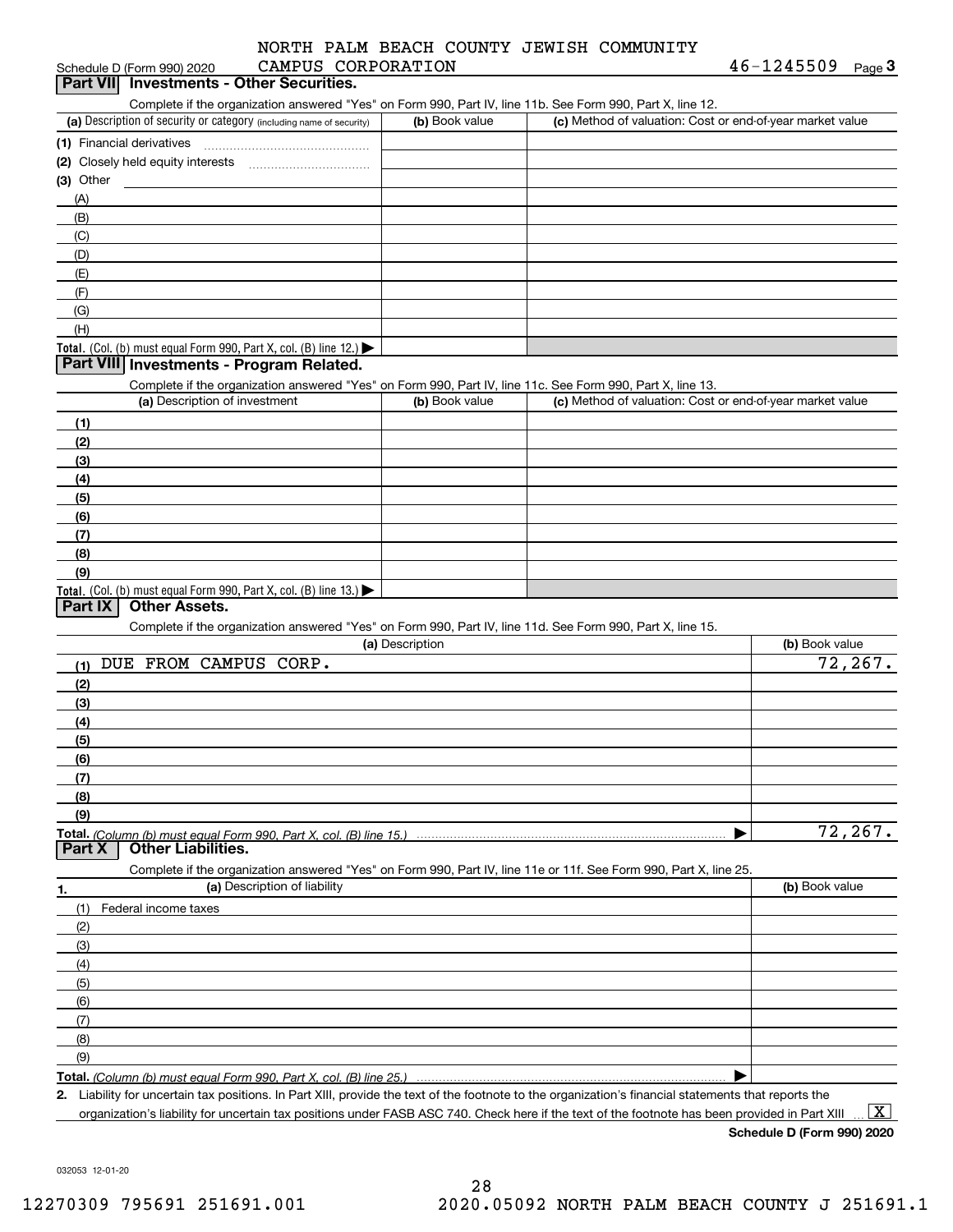NORTH PALM BEACH COUNTY JEWISH COMMUNITY CAMPUS CORPORATION

Schedule D (Form 990) 2020 — 46-1245509 Page 3

## Part VII Investments - Other Securities.

Complete if the organization answered "Yes" on Form 990, Part IV, line 11b. See Form 990, Part X, line 12.

| (a) Description of security or category (including name of security) | (b) Book value | (c) Method of valuation: Cost or end-of-year market value |
|---|---|---|
| (1) Financial derivatives | | |
| (2) Closely held equity interests | | |
| (3) Other | | |
| (A) | | |
| (B) | | |
| (C) | | |
| (D) | | |
| (E) | | |
| (F) | | |
| (G) | | |
| (H) | | |
| **Total.** (Col. (b) must equal Form 990, Part X, col. (B) line 12.) | | |

## Part VIII Investments - Program Related.

Complete if the organization answered "Yes" on Form 990, Part IV, line 11c. See Form 990, Part X, line 13.

| (a) Description of investment | (b) Book value | (c) Method of valuation: Cost or end-of-year market value |
|---|---|---|
| (1) | | |
| (2) | | |
| (3) | | |
| (4) | | |
| (5) | | |
| (6) | | |
| (7) | | |
| (8) | | |
| (9) | | |
| **Total.** (Col. (b) must equal Form 990, Part X, col. (B) line 13.) | | |

## Part IX Other Assets.

Complete if the organization answered "Yes" on Form 990, Part IV, line 11d. See Form 990, Part X, line 15.

| (a) Description | (b) Book value |
|---|---|
| (1) DUE FROM CAMPUS CORP. | 72,267. |
| (2) | |
| (3) | |
| (4) | |
| (5) | |
| (6) | |
| (7) | |
| (8) | |
| (9) | |
| **Total.** *(Column (b) must equal Form 990, Part X, col. (B) line 15.)* | 72,267. |

## Part X Other Liabilities.

Complete if the organization answered "Yes" on Form 990, Part IV, line 11e or 11f. See Form 990, Part X, line 25.

| 1. (a) Description of liability | (b) Book value |
|---|---|
| (1) Federal income taxes | |
| (2) | |
| (3) | |
| (4) | |
| (5) | |
| (6) | |
| (7) | |
| (8) | |
| (9) | |
| **Total.** *(Column (b) must equal Form 990, Part X, col. (B) line 25.)* | |

2. Liability for uncertain tax positions. In Part XIII, provide the text of the footnote to the organization's financial statements that reports the organization's liability for uncertain tax positions under FASB ASC 740. Check here if the text of the footnote has been provided in Part XIII ... [X]

**Schedule D (Form 990) 2020**

032053 12-01-20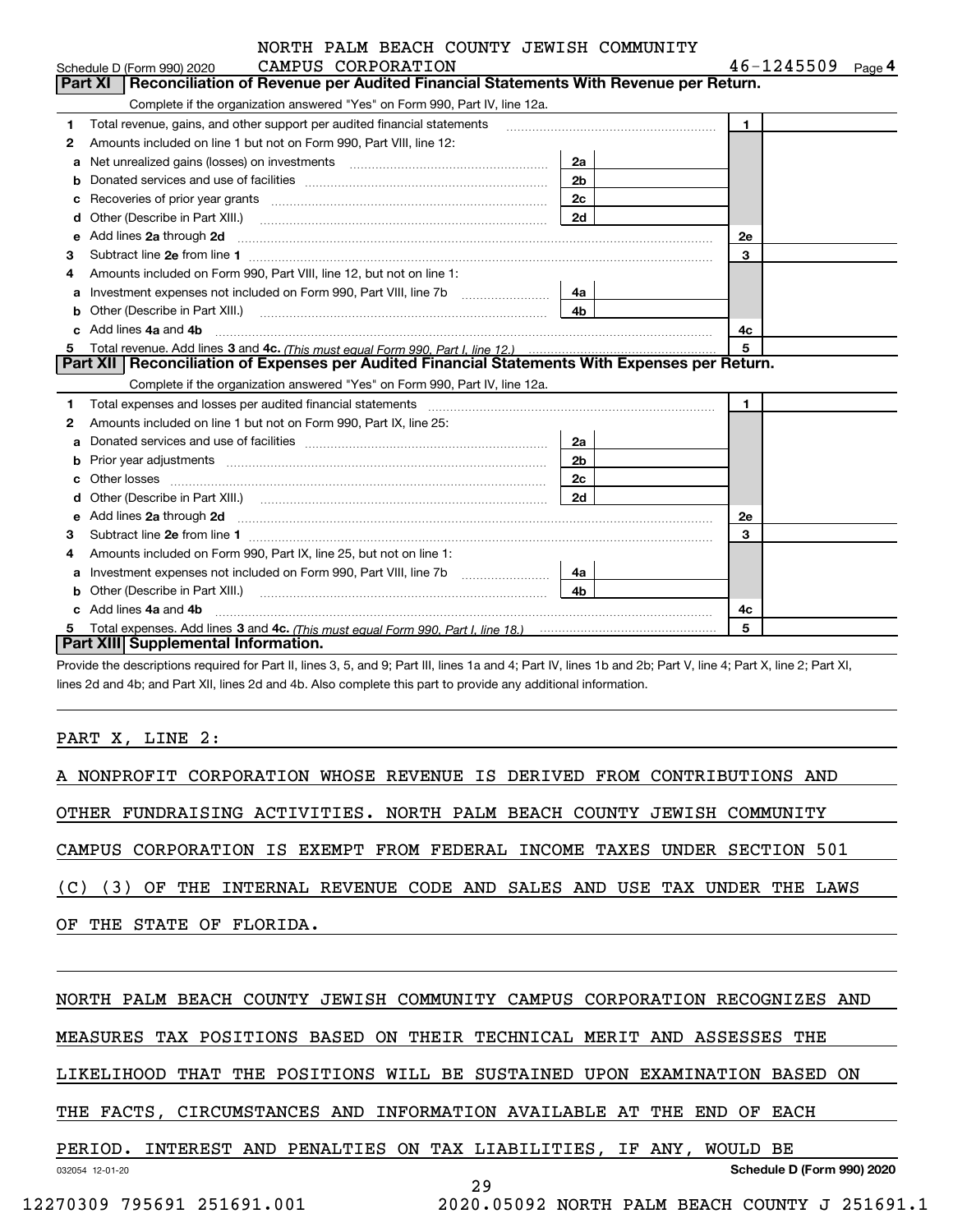Schedule D (Form 990) 2020 NORTH PALM BEACH COUNTY JEWISH COMMUNITY CAMPUS CORPORATION 46-1245509 Page 4

## Part XI Reconciliation of Revenue per Audited Financial Statements With Revenue per Return.

Complete if the organization answered "Yes" on Form 990, Part IV, line 12a.

| | | | | | |
|---|---|---|---|---|---|
| 1 | Total revenue, gains, and other support per audited financial statements | | | 1 | |
| 2 | Amounts included on line 1 but not on Form 990, Part VIII, line 12: | | | | |
| a | Net unrealized gains (losses) on investments | 2a | | | |
| b | Donated services and use of facilities | 2b | | | |
| c | Recoveries of prior year grants | 2c | | | |
| d | Other (Describe in Part XIII.) | 2d | | | |
| e | Add lines 2a through 2d | | | 2e | |
| 3 | Subtract line 2e from line 1 | | | 3 | |
| 4 | Amounts included on Form 990, Part VIII, line 12, but not on line 1: | | | | |
| a | Investment expenses not included on Form 990, Part VIII, line 7b | 4a | | | |
| b | Other (Describe in Part XIII.) | 4b | | | |
| c | Add lines 4a and 4b | | | 4c | |
| 5 | Total revenue. Add lines 3 and 4c. *(This must equal Form 990, Part I, line 12.)* | | | 5 | |

## Part XII Reconciliation of Expenses per Audited Financial Statements With Expenses per Return.

Complete if the organization answered "Yes" on Form 990, Part IV, line 12a.

| | | | | | |
|---|---|---|---|---|---|
| 1 | Total expenses and losses per audited financial statements | | | 1 | |
| 2 | Amounts included on line 1 but not on Form 990, Part IX, line 25: | | | | |
| a | Donated services and use of facilities | 2a | | | |
| b | Prior year adjustments | 2b | | | |
| c | Other losses | 2c | | | |
| d | Other (Describe in Part XIII.) | 2d | | | |
| e | Add lines 2a through 2d | | | 2e | |
| 3 | Subtract line 2e from line 1 | | | 3 | |
| 4 | Amounts included on Form 990, Part IX, line 25, but not on line 1: | | | | |
| a | Investment expenses not included on Form 990, Part VIII, line 7b | 4a | | | |
| b | Other (Describe in Part XIII.) | 4b | | | |
| c | Add lines 4a and 4b | | | 4c | |
| 5 | Total expenses. Add lines 3 and 4c. *(This must equal Form 990, Part I, line 18.)* | | | 5 | |

## Part XIII Supplemental Information.

Provide the descriptions required for Part II, lines 3, 5, and 9; Part III, lines 1a and 4; Part IV, lines 1b and 2b; Part V, line 4; Part X, line 2; Part XI, lines 2d and 4b; and Part XII, lines 2d and 4b. Also complete this part to provide any additional information.

PART X, LINE 2:

A NONPROFIT CORPORATION WHOSE REVENUE IS DERIVED FROM CONTRIBUTIONS AND OTHER FUNDRAISING ACTIVITIES. NORTH PALM BEACH COUNTY JEWISH COMMUNITY CAMPUS CORPORATION IS EXEMPT FROM FEDERAL INCOME TAXES UNDER SECTION 501 (C) (3) OF THE INTERNAL REVENUE CODE AND SALES AND USE TAX UNDER THE LAWS OF THE STATE OF FLORIDA.

NORTH PALM BEACH COUNTY JEWISH COMMUNITY CAMPUS CORPORATION RECOGNIZES AND MEASURES TAX POSITIONS BASED ON THEIR TECHNICAL MERIT AND ASSESSES THE LIKELIHOOD THAT THE POSITIONS WILL BE SUSTAINED UPON EXAMINATION BASED ON THE FACTS, CIRCUMSTANCES AND INFORMATION AVAILABLE AT THE END OF EACH PERIOD. INTEREST AND PENALTIES ON TAX LIABILITIES, IF ANY, WOULD BE

032054 12-01-20 Schedule D (Form 990) 2020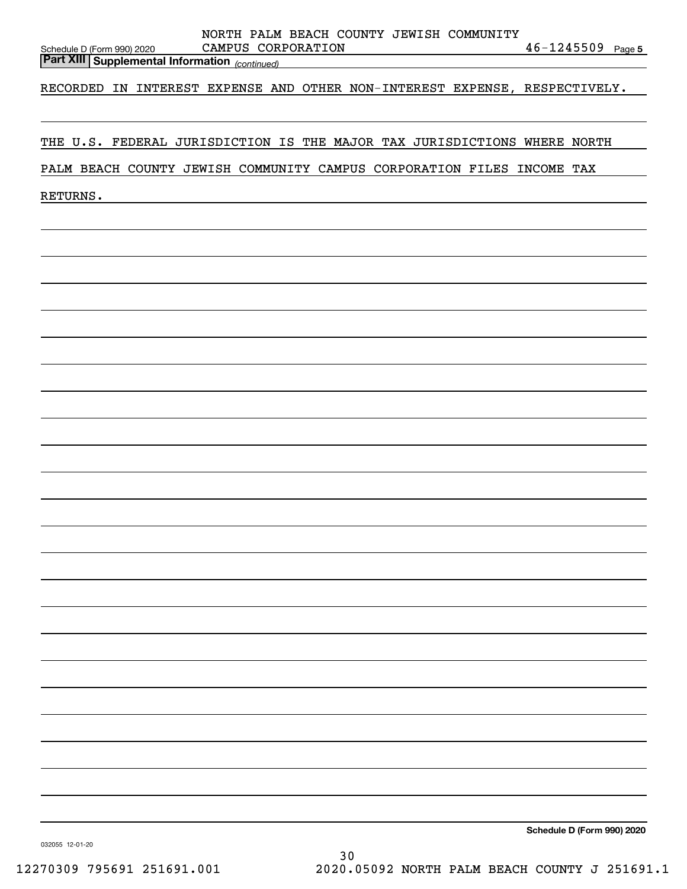## Part XIII Supplemental Information *(continued)*

RECORDED IN INTEREST EXPENSE AND OTHER NON-INTEREST EXPENSE, RESPECTIVELY.

THE U.S. FEDERAL JURISDICTION IS THE MAJOR TAX JURISDICTIONS WHERE NORTH PALM BEACH COUNTY JEWISH COMMUNITY CAMPUS CORPORATION FILES INCOME TAX RETURNS.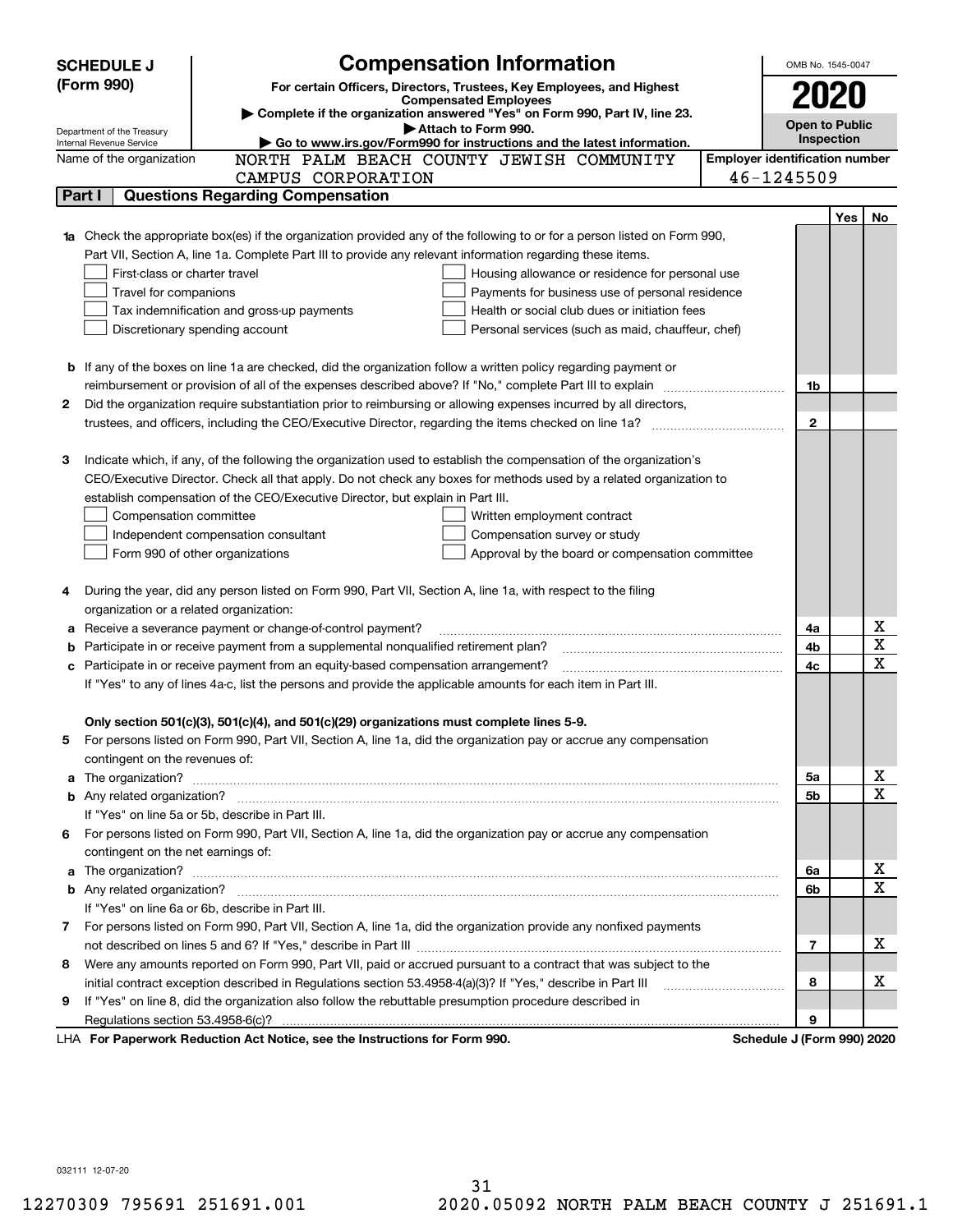**SCHEDULE J (Form 990)**

Department of the Treasury
Internal Revenue Service

# Compensation Information

**For certain Officers, Directors, Trustees, Key Employees, and Highest Compensated Employees**

▶ **Complete if the organization answered "Yes" on Form 990, Part IV, line 23.**

▶ **Attach to Form 990.**

▶ **Go to www.irs.gov/Form990 for instructions and the latest information.**

OMB No. 1545-0047

**2020**

**Open to Public Inspection**

Name of the organization: NORTH PALM BEACH COUNTY JEWISH COMMUNITY CAMPUS CORPORATION

**Employer identification number:** 46-1245509

**Part I — Questions Regarding Compensation**

| | | | Yes | No |
|---|---|---|---|---|
| **1a** | Check the appropriate box(es) if the organization provided any of the following to or for a person listed on Form 990, Part VII, Section A, line 1a. Complete Part III to provide any relevant information regarding these items.<br>☐ First-class or charter travel ☐ Housing allowance or residence for personal use<br>☐ Travel for companions ☐ Payments for business use of personal residence<br>☐ Tax indemnification and gross-up payments ☐ Health or social club dues or initiation fees<br>☐ Discretionary spending account ☐ Personal services (such as maid, chauffeur, chef) | | | |
| **b** | If any of the boxes on line 1a are checked, did the organization follow a written policy regarding payment or reimbursement or provision of all of the expenses described above? If "No," complete Part III to explain | 1b | | |
| **2** | Did the organization require substantiation prior to reimbursing or allowing expenses incurred by all directors, trustees, and officers, including the CEO/Executive Director, regarding the items checked on line 1a? | 2 | | |
| **3** | Indicate which, if any, of the following the organization used to establish the compensation of the organization's CEO/Executive Director. Check all that apply. Do not check any boxes for methods used by a related organization to establish compensation of the CEO/Executive Director, but explain in Part III.<br>☐ Compensation committee ☐ Written employment contract<br>☐ Independent compensation consultant ☐ Compensation survey or study<br>☐ Form 990 of other organizations ☐ Approval by the board or compensation committee | | | |
| **4** | During the year, did any person listed on Form 990, Part VII, Section A, line 1a, with respect to the filing organization or a related organization: | | | |
| **a** | Receive a severance payment or change-of-control payment? | 4a | | X |
| **b** | Participate in or receive payment from a supplemental nonqualified retirement plan? | 4b | | X |
| **c** | Participate in or receive payment from an equity-based compensation arrangement? | 4c | | X |
| | If "Yes" to any of lines 4a-c, list the persons and provide the applicable amounts for each item in Part III. | | | |
| | **Only section 501(c)(3), 501(c)(4), and 501(c)(29) organizations must complete lines 5-9.** | | | |
| **5** | For persons listed on Form 990, Part VII, Section A, line 1a, did the organization pay or accrue any compensation contingent on the revenues of: | | | |
| **a** | The organization? | 5a | | X |
| **b** | Any related organization? | 5b | | X |
| | If "Yes" on line 5a or 5b, describe in Part III. | | | |
| **6** | For persons listed on Form 990, Part VII, Section A, line 1a, did the organization pay or accrue any compensation contingent on the net earnings of: | | | |
| **a** | The organization? | 6a | | X |
| **b** | Any related organization? | 6b | | X |
| | If "Yes" on line 6a or 6b, describe in Part III. | | | |
| **7** | For persons listed on Form 990, Part VII, Section A, line 1a, did the organization provide any nonfixed payments not described on lines 5 and 6? If "Yes," describe in Part III | 7 | | X |
| **8** | Were any amounts reported on Form 990, Part VII, paid or accrued pursuant to a contract that was subject to the initial contract exception described in Regulations section 53.4958-4(a)(3)? If "Yes," describe in Part III | 8 | | X |
| **9** | If "Yes" on line 8, did the organization also follow the rebuttable presumption procedure described in Regulations section 53.4958-6(c)? | 9 | | |

LHA **For Paperwork Reduction Act Notice, see the Instructions for Form 990.** **Schedule J (Form 990) 2020**

032111 12-07-20

12270309 795691 251691.001 2020.05092 NORTH PALM BEACH COUNTY J 251691.1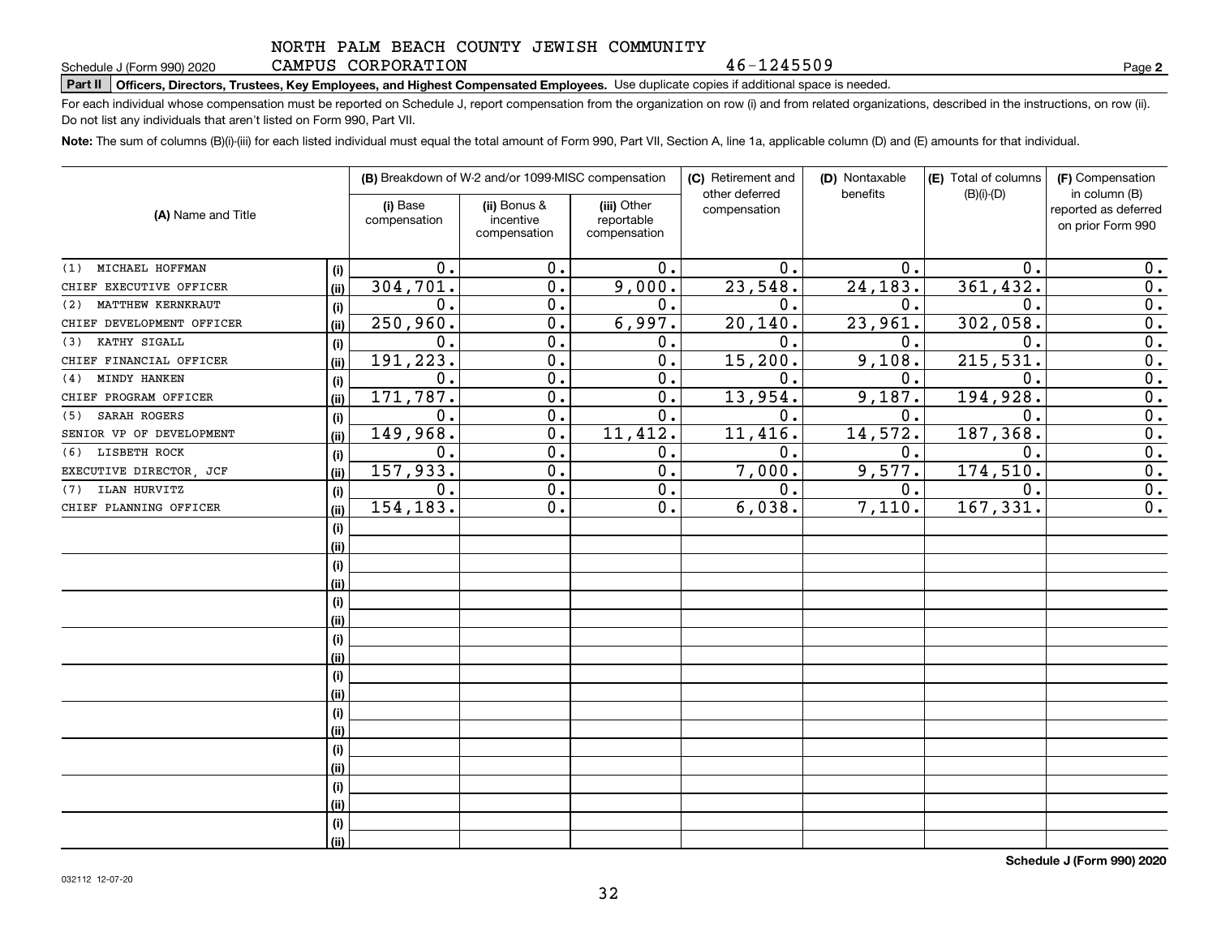NORTH PALM BEACH COUNTY JEWISH COMMUNITY CAMPUS CORPORATION

46-1245509

Schedule J (Form 990) 2020 Page **2**

**Part II** **Officers, Directors, Trustees, Key Employees, and Highest Compensated Employees.** Use duplicate copies if additional space is needed.

For each individual whose compensation must be reported on Schedule J, report compensation from the organization on row (i) and from related organizations, described in the instructions, on row (ii). Do not list any individuals that aren't listed on Form 990, Part VII.

**Note:** The sum of columns (B)(i)-(iii) for each listed individual must equal the total amount of Form 990, Part VII, Section A, line 1a, applicable column (D) and (E) amounts for that individual.

| (A) Name and Title | | (B) Breakdown of W-2 and/or 1099-MISC compensation | | | (C) Retirement and other deferred compensation | (D) Nontaxable benefits | (E) Total of columns (B)(i)-(D) | (F) Compensation in column (B) reported as deferred on prior Form 990 |
|---|---|---|---|---|---|---|---|---|
| | | (i) Base compensation | (ii) Bonus & incentive compensation | (iii) Other reportable compensation | | | | |
| (1) MICHAEL HOFFMAN | (i) | 0. | 0. | 0. | 0. | 0. | 0. | 0. |
| CHIEF EXECUTIVE OFFICER | (ii) | 304,701. | 0. | 9,000. | 23,548. | 24,183. | 361,432. | 0. |
| (2) MATTHEW KERNKRAUT | (i) | 0. | 0. | 0. | 0. | 0. | 0. | 0. |
| CHIEF DEVELOPMENT OFFICER | (ii) | 250,960. | 0. | 6,997. | 20,140. | 23,961. | 302,058. | 0. |
| (3) KATHY SIGALL | (i) | 0. | 0. | 0. | 0. | 0. | 0. | 0. |
| CHIEF FINANCIAL OFFICER | (ii) | 191,223. | 0. | 0. | 15,200. | 9,108. | 215,531. | 0. |
| (4) MINDY HANKEN | (i) | 0. | 0. | 0. | 0. | 0. | 0. | 0. |
| CHIEF PROGRAM OFFICER | (ii) | 171,787. | 0. | 0. | 13,954. | 9,187. | 194,928. | 0. |
| (5) SARAH ROGERS | (i) | 0. | 0. | 0. | 0. | 0. | 0. | 0. |
| SENIOR VP OF DEVELOPMENT | (ii) | 149,968. | 0. | 11,412. | 11,416. | 14,572. | 187,368. | 0. |
| (6) LISBETH ROCK | (i) | 0. | 0. | 0. | 0. | 0. | 0. | 0. |
| EXECUTIVE DIRECTOR, JCF | (ii) | 157,933. | 0. | 0. | 7,000. | 9,577. | 174,510. | 0. |
| (7) ILAN HURVITZ | (i) | 0. | 0. | 0. | 0. | 0. | 0. | 0. |
| CHIEF PLANNING OFFICER | (ii) | 154,183. | 0. | 0. | 6,038. | 7,110. | 167,331. | 0. |
| | (i) | | | | | | | |
| | (ii) | | | | | | | |
| | (i) | | | | | | | |
| | (ii) | | | | | | | |
| | (i) | | | | | | | |
| | (ii) | | | | | | | |
| | (i) | | | | | | | |
| | (ii) | | | | | | | |
| | (i) | | | | | | | |
| | (ii) | | | | | | | |
| | (i) | | | | | | | |
| | (ii) | | | | | | | |
| | (i) | | | | | | | |
| | (ii) | | | | | | | |
| | (i) | | | | | | | |
| | (ii) | | | | | | | |
| | (i) | | | | | | | |
| | (ii) | | | | | | | |

**Schedule J (Form 990) 2020**

032112 12-07-20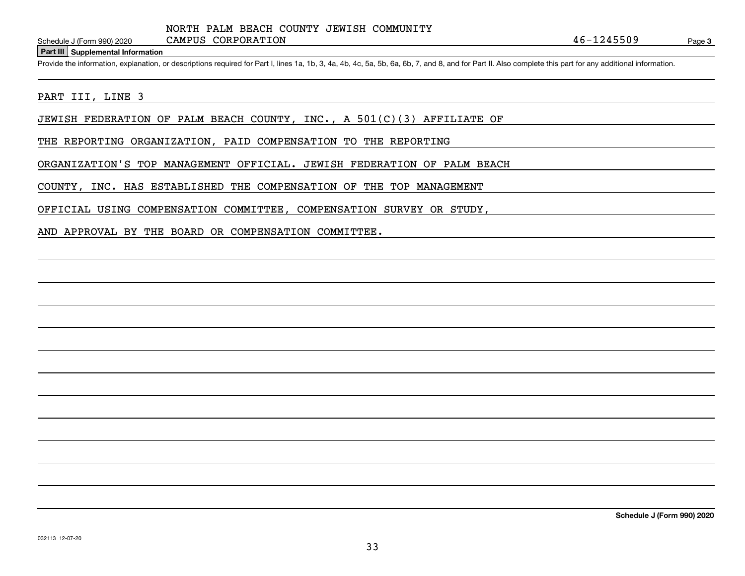NORTH PALM BEACH COUNTY JEWISH COMMUNITY CAMPUS CORPORATION 46-1245509

Schedule J (Form 990) 2020

**Part III Supplemental Information**

Provide the information, explanation, or descriptions required for Part I, lines 1a, 1b, 3, 4a, 4b, 4c, 5a, 5b, 6a, 6b, 7, and 8, and for Part II. Also complete this part for any additional information.

PART III, LINE 3

JEWISH FEDERATION OF PALM BEACH COUNTY, INC., A 501(C)(3) AFFILIATE OF THE REPORTING ORGANIZATION, PAID COMPENSATION TO THE REPORTING ORGANIZATION'S TOP MANAGEMENT OFFICIAL. JEWISH FEDERATION OF PALM BEACH COUNTY, INC. HAS ESTABLISHED THE COMPENSATION OF THE TOP MANAGEMENT OFFICIAL USING COMPENSATION COMMITTEE, COMPENSATION SURVEY OR STUDY, AND APPROVAL BY THE BOARD OR COMPENSATION COMMITTEE.

**Schedule J (Form 990) 2020**

032113 12-07-20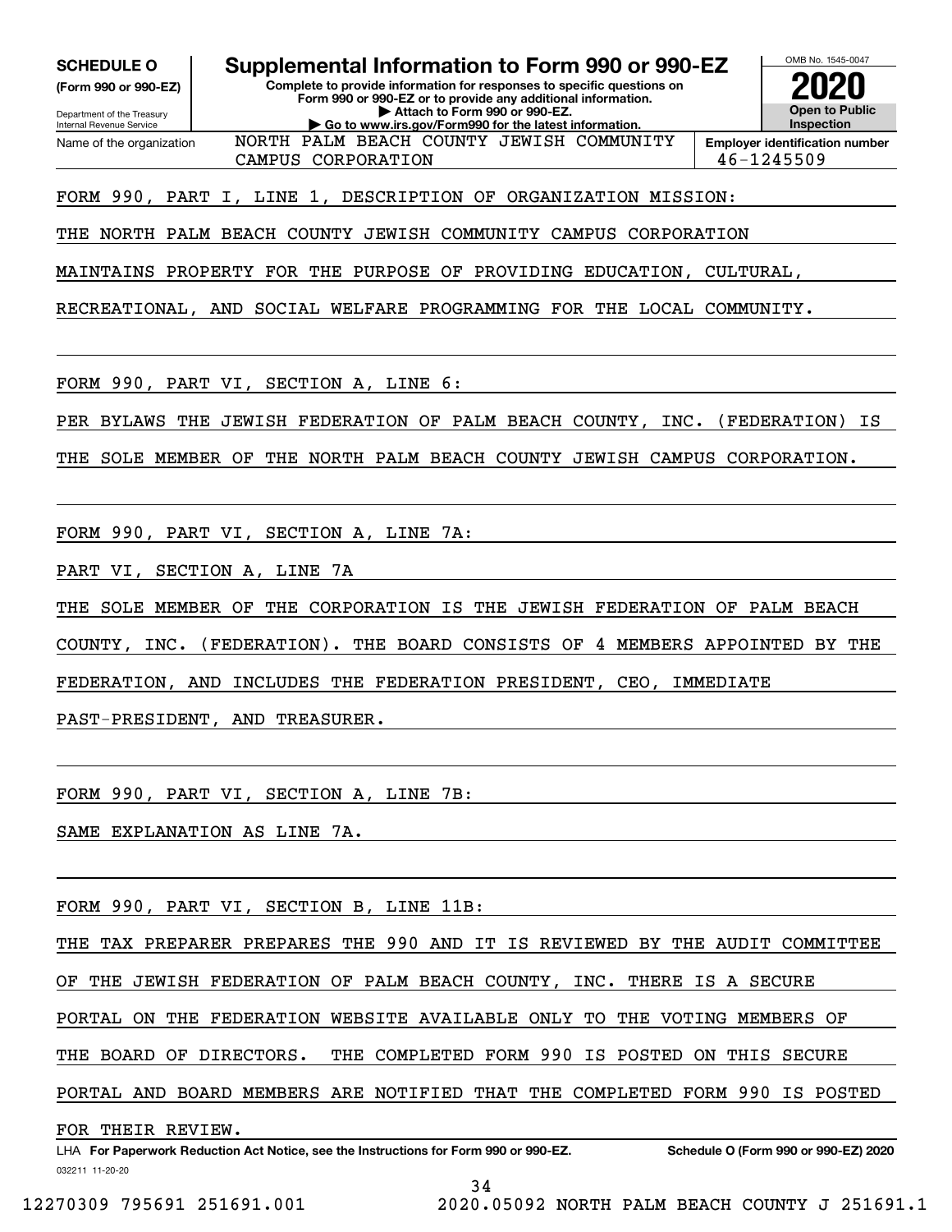**SCHEDULE O**
**(Form 990 or 990-EZ)**

Department of the Treasury
Internal Revenue Service

# Supplemental Information to Form 990 or 990-EZ

**Complete to provide information for responses to specific questions on Form 990 or 990-EZ or to provide any additional information.**
**▶ Attach to Form 990 or 990-EZ.**
**▶ Go to www.irs.gov/Form990 for the latest information.**

OMB No. 1545-0047
**2020**
**Open to Public Inspection**

| Name of the organization | Employer identification number |
|---|---|
| NORTH PALM BEACH COUNTY JEWISH COMMUNITY CAMPUS CORPORATION | 46-1245509 |

FORM 990, PART I, LINE 1, DESCRIPTION OF ORGANIZATION MISSION:

THE NORTH PALM BEACH COUNTY JEWISH COMMUNITY CAMPUS CORPORATION MAINTAINS PROPERTY FOR THE PURPOSE OF PROVIDING EDUCATION, CULTURAL, RECREATIONAL, AND SOCIAL WELFARE PROGRAMMING FOR THE LOCAL COMMUNITY.

FORM 990, PART VI, SECTION A, LINE 6:

PER BYLAWS THE JEWISH FEDERATION OF PALM BEACH COUNTY, INC. (FEDERATION) IS THE SOLE MEMBER OF THE NORTH PALM BEACH COUNTY JEWISH CAMPUS CORPORATION.

FORM 990, PART VI, SECTION A, LINE 7A:

PART VI, SECTION A, LINE 7A

THE SOLE MEMBER OF THE CORPORATION IS THE JEWISH FEDERATION OF PALM BEACH COUNTY, INC. (FEDERATION). THE BOARD CONSISTS OF 4 MEMBERS APPOINTED BY THE FEDERATION, AND INCLUDES THE FEDERATION PRESIDENT, CEO, IMMEDIATE PAST-PRESIDENT, AND TREASURER.

FORM 990, PART VI, SECTION A, LINE 7B:

SAME EXPLANATION AS LINE 7A.

FORM 990, PART VI, SECTION B, LINE 11B:

THE TAX PREPARER PREPARES THE 990 AND IT IS REVIEWED BY THE AUDIT COMMITTEE OF THE JEWISH FEDERATION OF PALM BEACH COUNTY, INC. THERE IS A SECURE PORTAL ON THE FEDERATION WEBSITE AVAILABLE ONLY TO THE VOTING MEMBERS OF THE BOARD OF DIRECTORS. THE COMPLETED FORM 990 IS POSTED ON THIS SECURE PORTAL AND BOARD MEMBERS ARE NOTIFIED THAT THE COMPLETED FORM 990 IS POSTED FOR THEIR REVIEW.

LHA **For Paperwork Reduction Act Notice, see the Instructions for Form 990 or 990-EZ.** **Schedule O (Form 990 or 990-EZ) 2020**

032211 11-20-20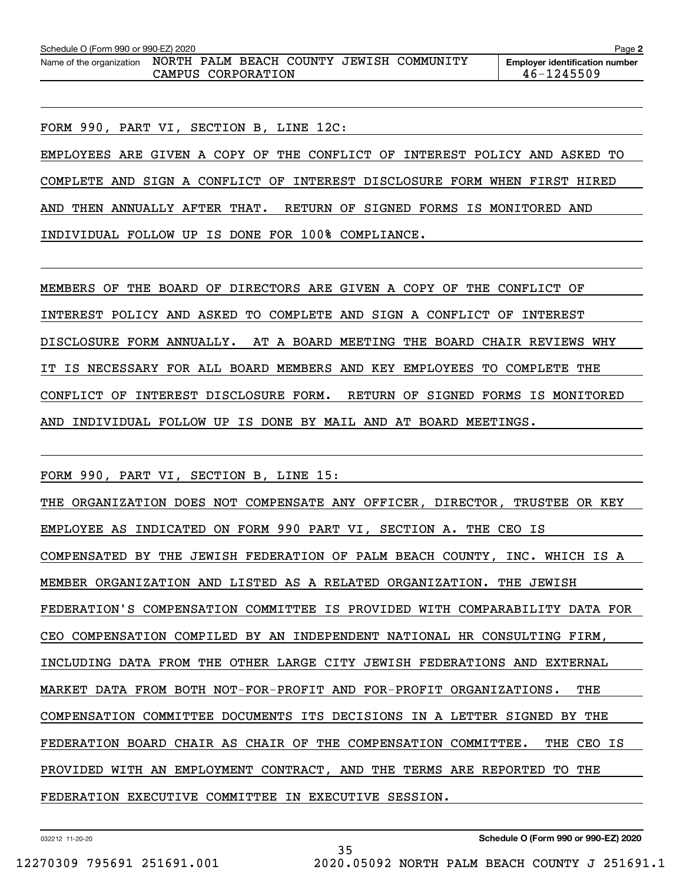Schedule O (Form 990 or 990-EZ) 2020

Name of the organization: NORTH PALM BEACH COUNTY JEWISH COMMUNITY CAMPUS CORPORATION

Employer identification number: 46-1245509

FORM 990, PART VI, SECTION B, LINE 12C:

EMPLOYEES ARE GIVEN A COPY OF THE CONFLICT OF INTEREST POLICY AND ASKED TO COMPLETE AND SIGN A CONFLICT OF INTEREST DISCLOSURE FORM WHEN FIRST HIRED AND THEN ANNUALLY AFTER THAT. RETURN OF SIGNED FORMS IS MONITORED AND INDIVIDUAL FOLLOW UP IS DONE FOR 100% COMPLIANCE.

MEMBERS OF THE BOARD OF DIRECTORS ARE GIVEN A COPY OF THE CONFLICT OF INTEREST POLICY AND ASKED TO COMPLETE AND SIGN A CONFLICT OF INTEREST DISCLOSURE FORM ANNUALLY. AT A BOARD MEETING THE BOARD CHAIR REVIEWS WHY IT IS NECESSARY FOR ALL BOARD MEMBERS AND KEY EMPLOYEES TO COMPLETE THE CONFLICT OF INTEREST DISCLOSURE FORM. RETURN OF SIGNED FORMS IS MONITORED AND INDIVIDUAL FOLLOW UP IS DONE BY MAIL AND AT BOARD MEETINGS.

FORM 990, PART VI, SECTION B, LINE 15:

THE ORGANIZATION DOES NOT COMPENSATE ANY OFFICER, DIRECTOR, TRUSTEE OR KEY EMPLOYEE AS INDICATED ON FORM 990 PART VI, SECTION A. THE CEO IS COMPENSATED BY THE JEWISH FEDERATION OF PALM BEACH COUNTY, INC. WHICH IS A MEMBER ORGANIZATION AND LISTED AS A RELATED ORGANIZATION. THE JEWISH FEDERATION'S COMPENSATION COMMITTEE IS PROVIDED WITH COMPARABILITY DATA FOR CEO COMPENSATION COMPILED BY AN INDEPENDENT NATIONAL HR CONSULTING FIRM, INCLUDING DATA FROM THE OTHER LARGE CITY JEWISH FEDERATIONS AND EXTERNAL MARKET DATA FROM BOTH NOT-FOR-PROFIT AND FOR-PROFIT ORGANIZATIONS. THE COMPENSATION COMMITTEE DOCUMENTS ITS DECISIONS IN A LETTER SIGNED BY THE FEDERATION BOARD CHAIR AS CHAIR OF THE COMPENSATION COMMITTEE. THE CEO IS PROVIDED WITH AN EMPLOYMENT CONTRACT, AND THE TERMS ARE REPORTED TO THE FEDERATION EXECUTIVE COMMITTEE IN EXECUTIVE SESSION.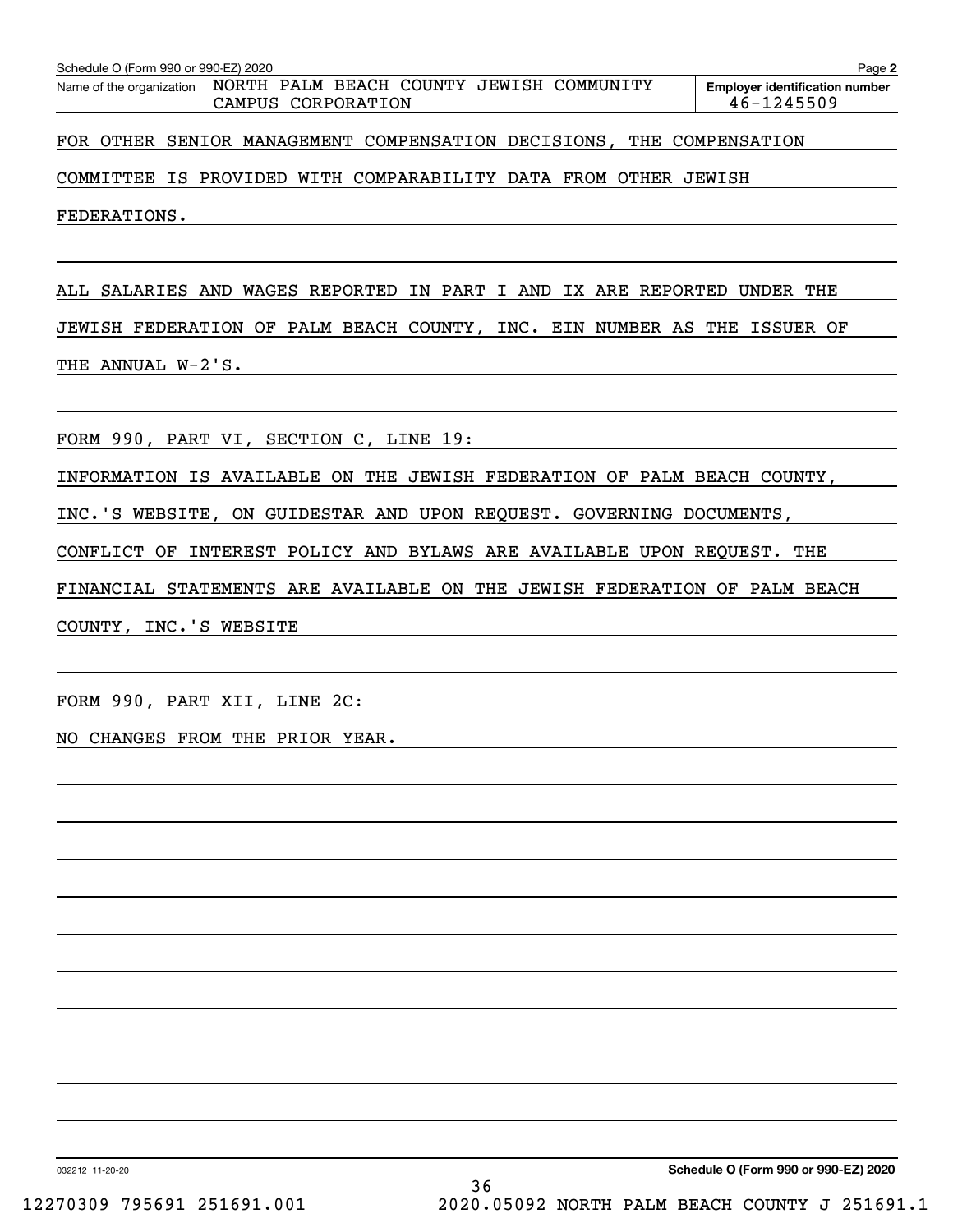Schedule O (Form 990 or 990-EZ) 2020

Name of the organization: NORTH PALM BEACH COUNTY JEWISH COMMUNITY CAMPUS CORPORATION

Employer identification number: 46-1245509

FOR OTHER SENIOR MANAGEMENT COMPENSATION DECISIONS, THE COMPENSATION COMMITTEE IS PROVIDED WITH COMPARABILITY DATA FROM OTHER JEWISH FEDERATIONS.

ALL SALARIES AND WAGES REPORTED IN PART I AND IX ARE REPORTED UNDER THE JEWISH FEDERATION OF PALM BEACH COUNTY, INC. EIN NUMBER AS THE ISSUER OF THE ANNUAL W-2'S.

FORM 990, PART VI, SECTION C, LINE 19:

INFORMATION IS AVAILABLE ON THE JEWISH FEDERATION OF PALM BEACH COUNTY, INC.'S WEBSITE, ON GUIDESTAR AND UPON REQUEST. GOVERNING DOCUMENTS, CONFLICT OF INTEREST POLICY AND BYLAWS ARE AVAILABLE UPON REQUEST. THE FINANCIAL STATEMENTS ARE AVAILABLE ON THE JEWISH FEDERATION OF PALM BEACH COUNTY, INC.'S WEBSITE

FORM 990, PART XII, LINE 2C:

NO CHANGES FROM THE PRIOR YEAR.

032212 11-20-20

Schedule O (Form 990 or 990-EZ) 2020

12270309 795691 251691.001 2020.05092 NORTH PALM BEACH COUNTY J 251691.1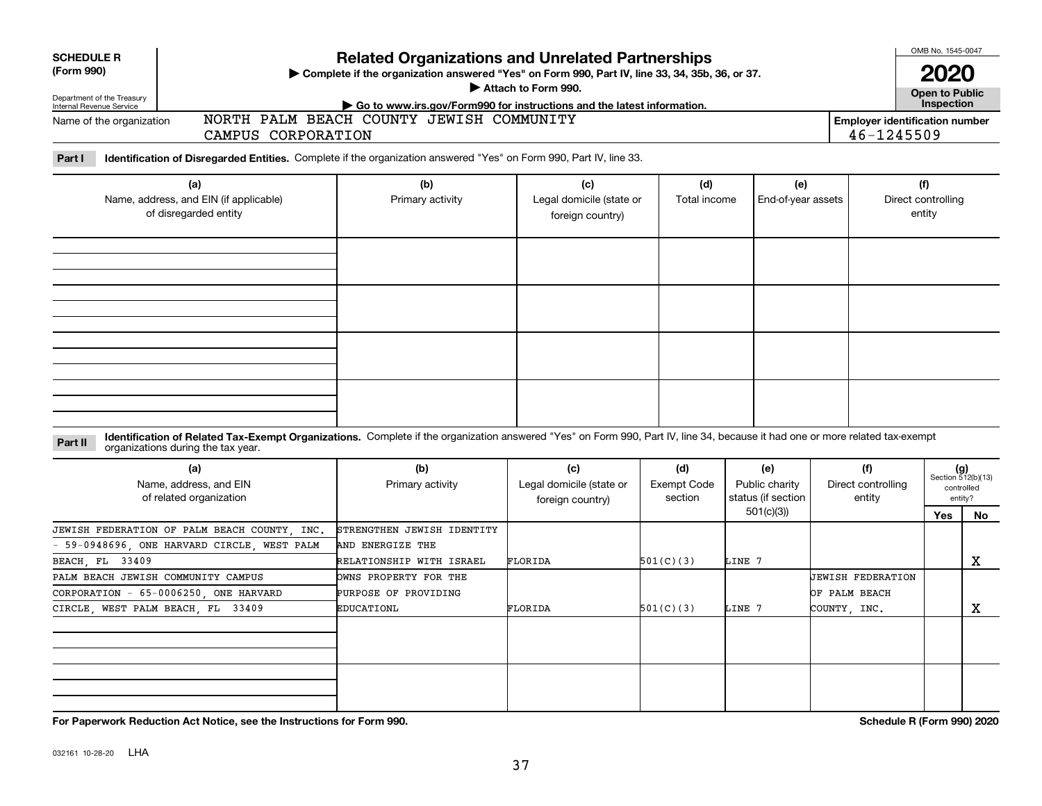**SCHEDULE R (Form 990)**

Department of the Treasury
Internal Revenue Service

# Related Organizations and Unrelated Partnerships

▶ Complete if the organization answered "Yes" on Form 990, Part IV, line 33, 34, 35b, 36, or 37.
▶ Attach to Form 990.
▶ Go to www.irs.gov/Form990 for instructions and the latest information.

OMB No. 1545-0047

**2020**

**Open to Public Inspection**

Name of the organization: NORTH PALM BEACH COUNTY JEWISH COMMUNITY CAMPUS CORPORATION

**Employer identification number** 46-1245509

**Part I** **Identification of Disregarded Entities.** Complete if the organization answered "Yes" on Form 990, Part IV, line 33.

| (a) Name, address, and EIN (if applicable) of disregarded entity | (b) Primary activity | (c) Legal domicile (state or foreign country) | (d) Total income | (e) End-of-year assets | (f) Direct controlling entity |
|---|---|---|---|---|---|
| | | | | | |
| | | | | | |
| | | | | | |
| | | | | | |

**Part II** **Identification of Related Tax-Exempt Organizations.** Complete if the organization answered "Yes" on Form 990, Part IV, line 34, because it had one or more related tax-exempt organizations during the tax year.

| (a) Name, address, and EIN of related organization | (b) Primary activity | (c) Legal domicile (state or foreign country) | (d) Exempt Code section | (e) Public charity status (if section 501(c)(3)) | (f) Direct controlling entity | (g) Section 512(b)(13) controlled entity? Yes | No |
|---|---|---|---|---|---|---|---|
| JEWISH FEDERATION OF PALM BEACH COUNTY, INC. - 59-0948696, ONE HARVARD CIRCLE, WEST PALM BEACH, FL 33409 | STRENGTHEN JEWISH IDENTITY AND ENERGIZE THE RELATIONSHIP WITH ISRAEL | FLORIDA | 501(C)(3) | LINE 7 | | | X |
| PALM BEACH JEWISH COMMUNITY CAMPUS CORPORATION - 65-0006250, ONE HARVARD CIRCLE, WEST PALM BEACH, FL 33409 | OWNS PROPERTY FOR THE PURPOSE OF PROVIDING EDUCATIONL | FLORIDA | 501(C)(3) | LINE 7 | JEWISH FEDERATION OF PALM BEACH COUNTY, INC. | | X |
| | | | | | | | |
| | | | | | | | |

**For Paperwork Reduction Act Notice, see the Instructions for Form 990.** **Schedule R (Form 990) 2020**

032161 10-28-20 LHA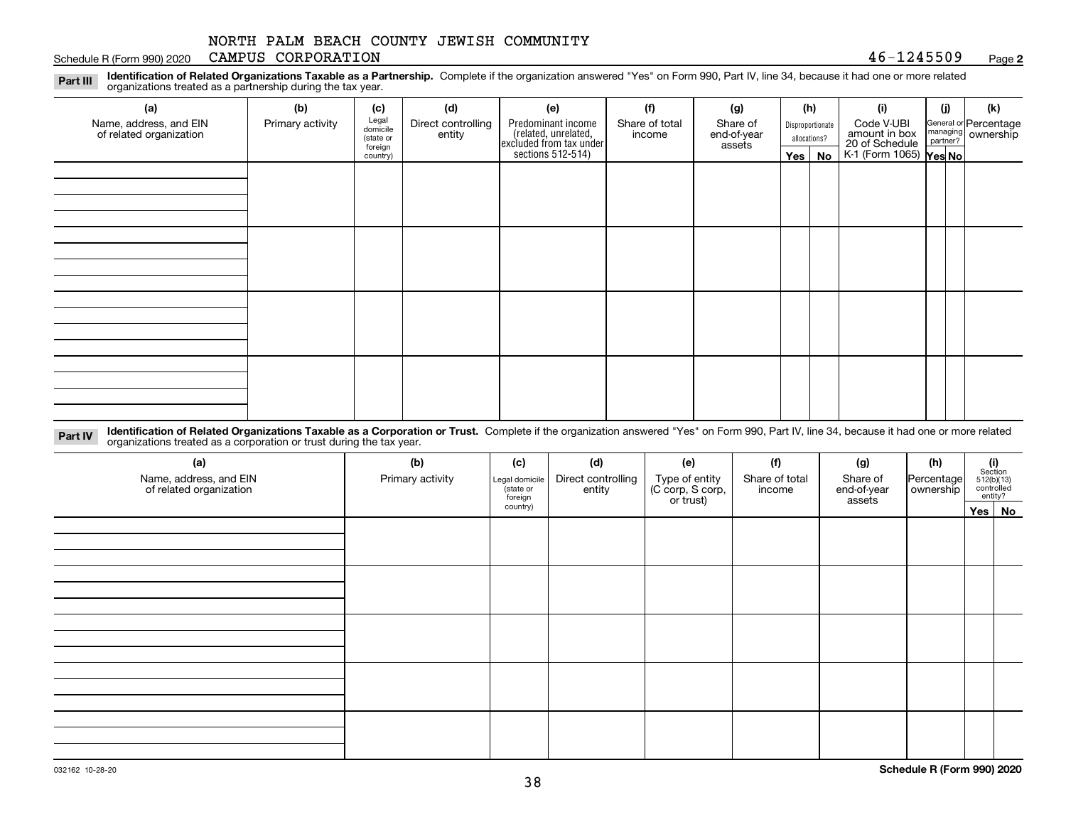NORTH PALM BEACH COUNTY JEWISH COMMUNITY CAMPUS CORPORATION

Schedule R (Form 990) 2020 46-1245509 Page **2**

**Part III** **Identification of Related Organizations Taxable as a Partnership.** Complete if the organization answered "Yes" on Form 990, Part IV, line 34, because it had one or more related organizations treated as a partnership during the tax year.

| (a) Name, address, and EIN of related organization | (b) Primary activity | (c) Legal domicile (state or foreign country) | (d) Direct controlling entity | (e) Predominant income (related, unrelated, excluded from tax under sections 512-514) | (f) Share of total income | (g) Share of end-of-year assets | (h) Disproportionate allocations? Yes | (h) No | (i) Code V-UBI amount in box 20 of Schedule K-1 (Form 1065) | (j) General or managing partner? Yes | (j) No | (k) Percentage ownership |
|---|---|---|---|---|---|---|---|---|---|---|---|---|
| | | | | | | | | | | | | |
| | | | | | | | | | | | | |
| | | | | | | | | | | | | |
| | | | | | | | | | | | | |

**Part IV** **Identification of Related Organizations Taxable as a Corporation or Trust.** Complete if the organization answered "Yes" on Form 990, Part IV, line 34, because it had one or more related organizations treated as a corporation or trust during the tax year.

| (a) Name, address, and EIN of related organization | (b) Primary activity | (c) Legal domicile (state or foreign country) | (d) Direct controlling entity | (e) Type of entity (C corp, S corp, or trust) | (f) Share of total income | (g) Share of end-of-year assets | (h) Percentage ownership | (i) Section 512(b)(13) controlled entity? Yes | (i) No |
|---|---|---|---|---|---|---|---|---|---|
| | | | | | | | | | |
| | | | | | | | | | |
| | | | | | | | | | |
| | | | | | | | | | |
| | | | | | | | | | |

032162 10-28-20 **Schedule R (Form 990) 2020**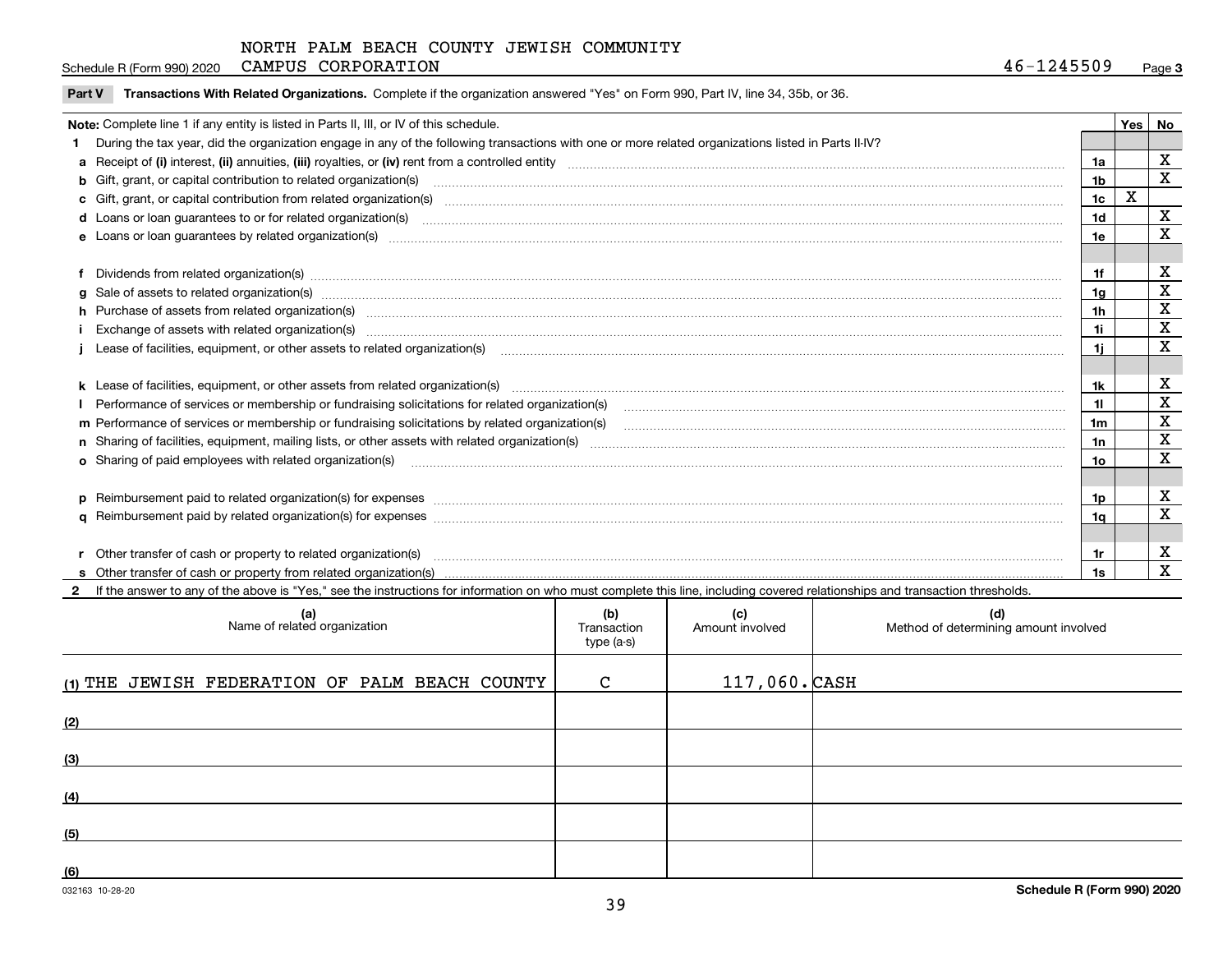NORTH PALM BEACH COUNTY JEWISH COMMUNITY CAMPUS CORPORATION

Schedule R (Form 990) 2020 — 46-1245509 — Page 3

**Part V Transactions With Related Organizations.** Complete if the organization answered "Yes" on Form 990, Part IV, line 34, 35b, or 36.

| Note: Complete line 1 if any entity is listed in Parts II, III, or IV of this schedule. | | Yes | No |
|---|---|---|---|
| **1** During the tax year, did the organization engage in any of the following transactions with one or more related organizations listed in Parts II-IV? | | | |
| **a** Receipt of **(i)** interest, **(ii)** annuities, **(iii)** royalties, or **(iv)** rent from a controlled entity | 1a | | X |
| **b** Gift, grant, or capital contribution to related organization(s) | 1b | | X |
| **c** Gift, grant, or capital contribution from related organization(s) | 1c | X | |
| **d** Loans or loan guarantees to or for related organization(s) | 1d | | X |
| **e** Loans or loan guarantees by related organization(s) | 1e | | X |
| **f** Dividends from related organization(s) | 1f | | X |
| **g** Sale of assets to related organization(s) | 1g | | X |
| **h** Purchase of assets from related organization(s) | 1h | | X |
| **i** Exchange of assets with related organization(s) | 1i | | X |
| **j** Lease of facilities, equipment, or other assets to related organization(s) | 1j | | X |
| **k** Lease of facilities, equipment, or other assets from related organization(s) | 1k | | X |
| **l** Performance of services or membership or fundraising solicitations for related organization(s) | 1l | | X |
| **m** Performance of services or membership or fundraising solicitations by related organization(s) | 1m | | X |
| **n** Sharing of facilities, equipment, mailing lists, or other assets with related organization(s) | 1n | | X |
| **o** Sharing of paid employees with related organization(s) | 1o | | X |
| **p** Reimbursement paid to related organization(s) for expenses | 1p | | X |
| **q** Reimbursement paid by related organization(s) for expenses | 1q | | X |
| **r** Other transfer of cash or property to related organization(s) | 1r | | X |
| **s** Other transfer of cash or property from related organization(s) | 1s | | X |

**2** If the answer to any of the above is "Yes," see the instructions for information on who must complete this line, including covered relationships and transaction thresholds.

| (a) Name of related organization | (b) Transaction type (a-s) | (c) Amount involved | (d) Method of determining amount involved |
|---|---|---|---|
| (1) THE JEWISH FEDERATION OF PALM BEACH COUNTY | C | 117,060. | CASH |
| (2) | | | |
| (3) | | | |
| (4) | | | |
| (5) | | | |
| (6) | | | |

032163 10-28-20

**Schedule R (Form 990) 2020**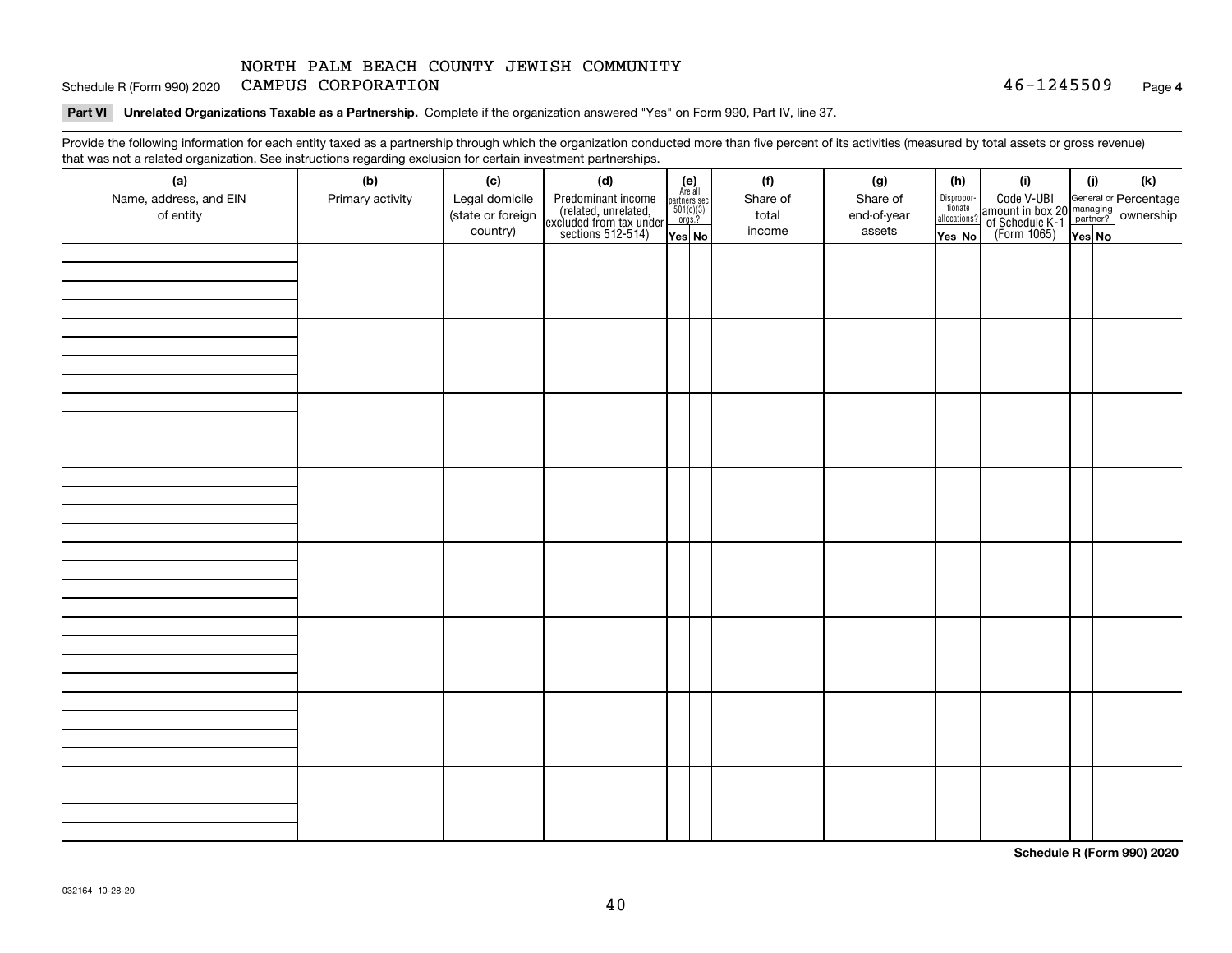NORTH PALM BEACH COUNTY JEWISH COMMUNITY
Schedule R (Form 990) 2020 CAMPUS CORPORATION 46-1245509 Page **4**

**Part VI** **Unrelated Organizations Taxable as a Partnership.** Complete if the organization answered "Yes" on Form 990, Part IV, line 37.

Provide the following information for each entity taxed as a partnership through which the organization conducted more than five percent of its activities (measured by total assets or gross revenue) that was not a related organization. See instructions regarding exclusion for certain investment partnerships.

| (a) Name, address, and EIN of entity | (b) Primary activity | (c) Legal domicile (state or foreign country) | (d) Predominant income (related, unrelated, excluded from tax under sections 512-514) | (e) Are all partners sec. 501(c)(3) orgs.? | | (f) Share of total income | (g) Share of end-of-year assets | (h) Disproportionate allocations? | | (i) Code V-UBI amount in box 20 of Schedule K-1 (Form 1065) | (j) General or managing partner? | | (k) Percentage ownership |
|---|---|---|---|---|---|---|---|---|---|---|---|---|---|
| | | | | Yes | No | | | Yes | No | | Yes | No | |
| | | | | | | | | | | | | | |
| | | | | | | | | | | | | | |
| | | | | | | | | | | | | | |
| | | | | | | | | | | | | | |
| | | | | | | | | | | | | | |
| | | | | | | | | | | | | | |
| | | | | | | | | | | | | | |
| | | | | | | | | | | | | | |

**Schedule R (Form 990) 2020**

032164 10-28-20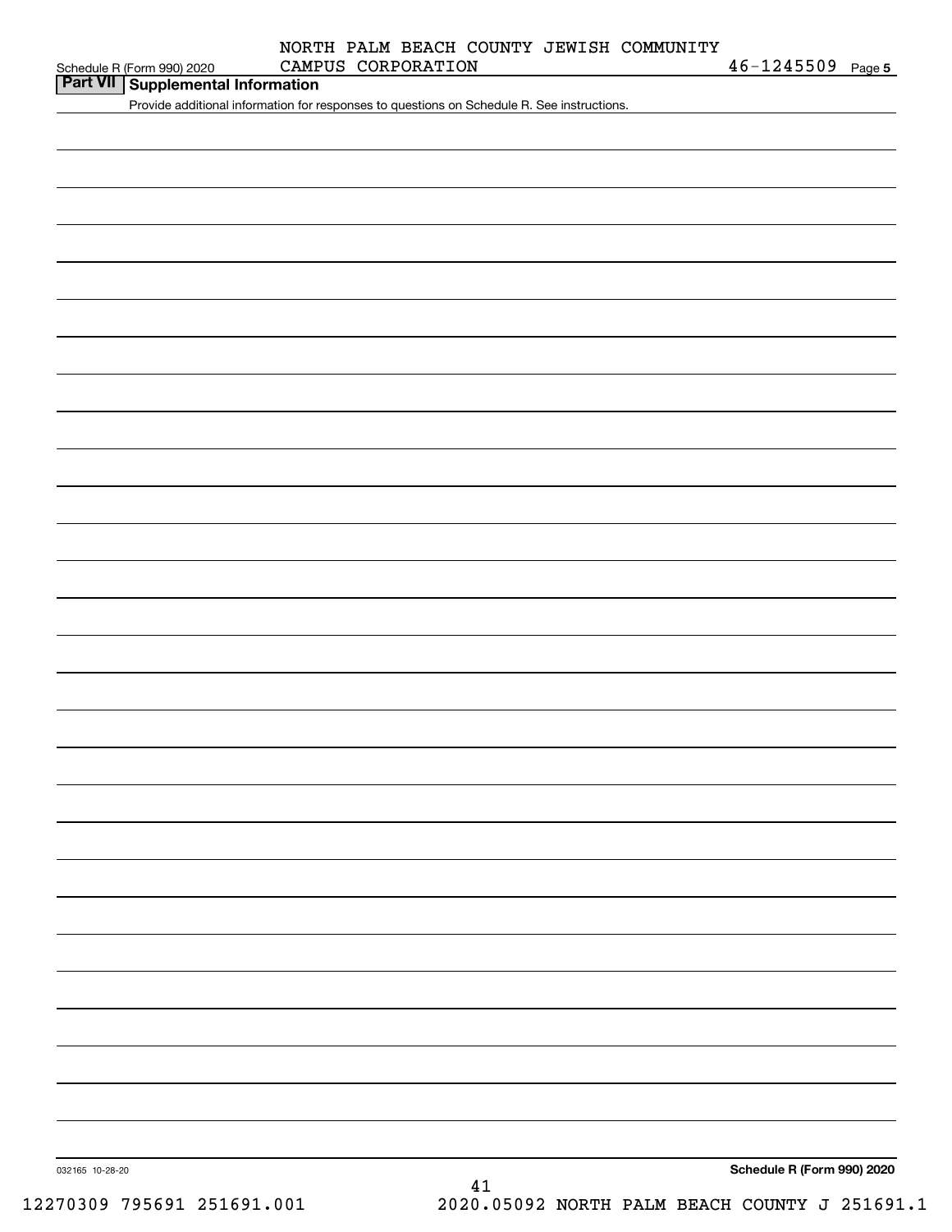NORTH PALM BEACH COUNTY JEWISH COMMUNITY CAMPUS CORPORATION 46-1245509

## Part VII Supplemental Information

Provide additional information for responses to questions on Schedule R. See instructions.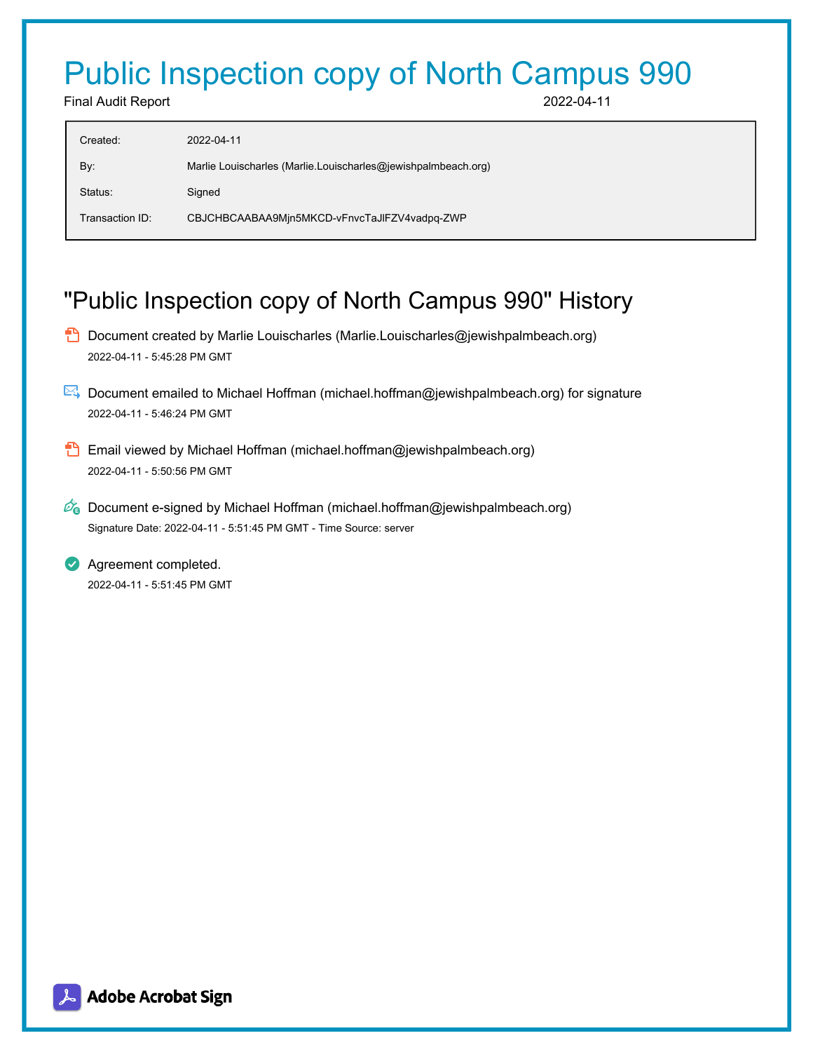# Public Inspection copy of North Campus 990

Final Audit Report 2022-04-11

| | |
|---|---|
| Created: | 2022-04-11 |
| By: | Marlie Louischarles (Marlie.Louischarles@jewishpalmbeach.org) |
| Status: | Signed |
| Transaction ID: | CBJCHBCAABAA9Mjn5MKCD-vFnvcTaJlFZV4vadpq-ZWP |

## "Public Inspection copy of North Campus 990" History

- Document created by Marlie Louischarles (Marlie.Louischarles@jewishpalmbeach.org)
  2022-04-11 - 5:45:28 PM GMT

- Document emailed to Michael Hoffman (michael.hoffman@jewishpalmbeach.org) for signature
  2022-04-11 - 5:46:24 PM GMT

- Email viewed by Michael Hoffman (michael.hoffman@jewishpalmbeach.org)
  2022-04-11 - 5:50:56 PM GMT

- Document e-signed by Michael Hoffman (michael.hoffman@jewishpalmbeach.org)
  Signature Date: 2022-04-11 - 5:51:45 PM GMT - Time Source: server

- Agreement completed.
  2022-04-11 - 5:51:45 PM GMT

Adobe Acrobat Sign